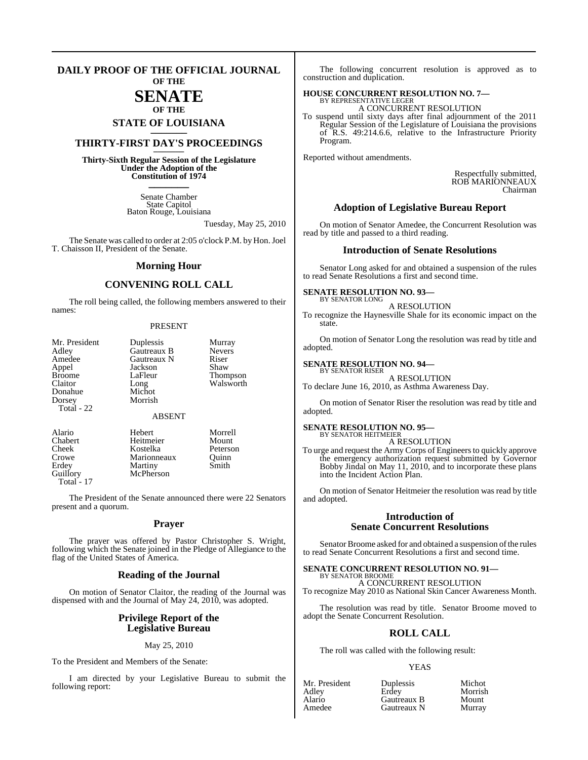# DAILY PROOF OF THE OFFICIAL JOURNAL OF THE SENATE OF THE STATE OF LOUISIANA

## THIRTY-FIRST DAY'S PROCEEDINGS

**Thirty-Sixth Regular Session of the Legislature Under the Adoption of the Constitution of 1974**

Senate Chamber
State Capitol
Baton Rouge, Louisiana

Tuesday, May 25, 2010

The Senate was called to order at 2:05 o'clock P.M. by Hon. Joel T. Chaisson II, President of the Senate.

### Morning Hour

### CONVENING ROLL CALL

The roll being called, the following members answered to their names:

PRESENT

| | | |
|---|---|---|
| Mr. President | Duplessis | Murray |
| Adley | Gautreaux B | Nevers |
| Amedee | Gautreaux N | Riser |
| Appel | Jackson | Shaw |
| Broome | LaFleur | Thompson |
| Claitor | Long | Walsworth |
| Donahue | Michot | |
| Dorsey | Morrish | |
| Total - 22 | | |

ABSENT

| | | |
|---|---|---|
| Alario | Hebert | Morrell |
| Chabert | Heitmeier | Mount |
| Cheek | Kostelka | Peterson |
| Crowe | Marionneaux | Quinn |
| Erdey | Martiny | Smith |
| Guillory | McPherson | |
| Total - 17 | | |

The President of the Senate announced there were 22 Senators present and a quorum.

### Prayer

The prayer was offered by Pastor Christopher S. Wright, following which the Senate joined in the Pledge of Allegiance to the flag of the United States of America.

### Reading of the Journal

On motion of Senator Claitor, the reading of the Journal was dispensed with and the Journal of May 24, 2010, was adopted.

### Privilege Report of the Legislative Bureau

May 25, 2010

To the President and Members of the Senate:

I am directed by your Legislative Bureau to submit the following report:

The following concurrent resolution is approved as to construction and duplication.

**HOUSE CONCURRENT RESOLUTION NO. 7—**
BY REPRESENTATIVE LEGER
A CONCURRENT RESOLUTION
To suspend until sixty days after final adjournment of the 2011 Regular Session of the Legislature of Louisiana the provisions of R.S. 49:214.6.6, relative to the Infrastructure Priority Program.

Reported without amendments.

Respectfully submitted,
ROB MARIONNEAUX
Chairman

### Adoption of Legislative Bureau Report

On motion of Senator Amedee, the Concurrent Resolution was read by title and passed to a third reading.

### Introduction of Senate Resolutions

Senator Long asked for and obtained a suspension of the rules to read Senate Resolutions a first and second time.

**SENATE RESOLUTION NO. 93—**
BY SENATOR LONG
A RESOLUTION
To recognize the Haynesville Shale for its economic impact on the state.

On motion of Senator Long the resolution was read by title and adopted.

**SENATE RESOLUTION NO. 94—**
BY SENATOR RISER
A RESOLUTION
To declare June 16, 2010, as Asthma Awareness Day.

On motion of Senator Riser the resolution was read by title and adopted.

**SENATE RESOLUTION NO. 95—**
BY SENATOR HEITMEIER
A RESOLUTION
To urge and request the Army Corps of Engineers to quickly approve the emergency authorization request submitted by Governor Bobby Jindal on May 11, 2010, and to incorporate these plans into the Incident Action Plan.

On motion of Senator Heitmeier the resolution was read by title and adopted.

### Introduction of Senate Concurrent Resolutions

Senator Broome asked for and obtained a suspension of the rules to read Senate Concurrent Resolutions a first and second time.

**SENATE CONCURRENT RESOLUTION NO. 91—**
BY SENATOR BROOME
A CONCURRENT RESOLUTION
To recognize May 2010 as National Skin Cancer Awareness Month.

The resolution was read by title. Senator Broome moved to adopt the Senate Concurrent Resolution.

### ROLL CALL

The roll was called with the following result:

YEAS

| | | |
|---|---|---|
| Mr. President | Duplessis | Michot |
| Adley | Erdey | Morrish |
| Alario | Gautreaux B | Mount |
| Amedee | Gautreaux N | Murray |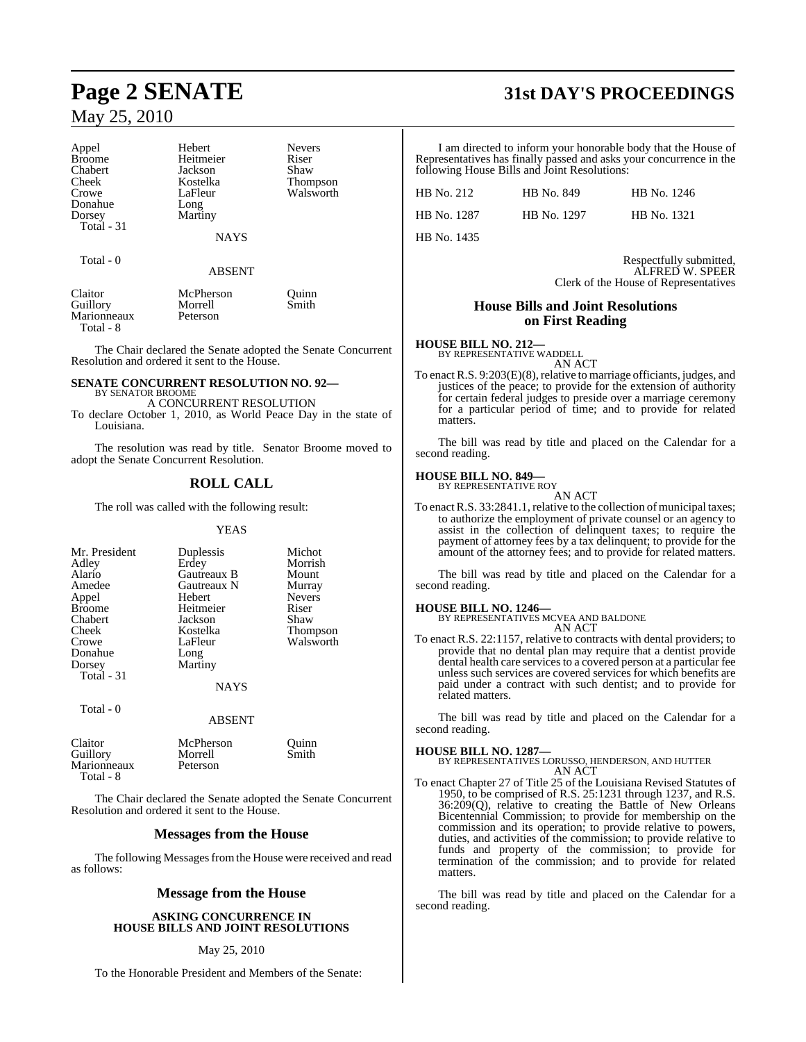| Appel | Hebert | Nevers |
|---|---|---|
| Broome | Heitmeier | Riser |
| Chabert | Jackson | Shaw |
| Cheek | Kostelka | Thompson |
| Crowe | LaFleur | Walsworth |
| Donahue | Long | |
| Dorsey | Martiny | |
| Total - 31 | | |

NAYS

Total - 0

ABSENT

| Claitor | McPherson | Quinn |
|---|---|---|
| Guillory | Morrell | Smith |
| Marionneaux | Peterson | |
| Total - 8 | | |

The Chair declared the Senate adopted the Senate Concurrent Resolution and ordered it sent to the House.

**SENATE CONCURRENT RESOLUTION NO. 92—**
BY SENATOR BROOME

A CONCURRENT RESOLUTION

To declare October 1, 2010, as World Peace Day in the state of Louisiana.

The resolution was read by title. Senator Broome moved to adopt the Senate Concurrent Resolution.

## ROLL CALL

The roll was called with the following result:

YEAS

| Mr. President | Duplessis | Michot |
|---|---|---|
| Adley | Erdey | Morrish |
| Alario | Gautreaux B | Mount |
| Amedee | Gautreaux N | Murray |
| Appel | Hebert | Nevers |
| Broome | Heitmeier | Riser |
| Chabert | Jackson | Shaw |
| Cheek | Kostelka | Thompson |
| Crowe | LaFleur | Walsworth |
| Donahue | Long | |
| Dorsey | Martiny | |
| Total - 31 | | |

NAYS

Total - 0

ABSENT

| Claitor | McPherson | Quinn |
|---|---|---|
| Guillory | Morrell | Smith |
| Marionneaux | Peterson | |
| Total - 8 | | |

The Chair declared the Senate adopted the Senate Concurrent Resolution and ordered it sent to the House.

## Messages from the House

The following Messages from the House were received and read as follows:

## Message from the House

**ASKING CONCURRENCE IN HOUSE BILLS AND JOINT RESOLUTIONS**

May 25, 2010

To the Honorable President and Members of the Senate:

I am directed to inform your honorable body that the House of Representatives has finally passed and asks your concurrence in the following House Bills and Joint Resolutions:

| HB No. 212 | HB No. 849 | HB No. 1246 |
|---|---|---|
| HB No. 1287 | HB No. 1297 | HB No. 1321 |
| HB No. 1435 | | |

Respectfully submitted,
ALFRED W. SPEER
Clerk of the House of Representatives

## House Bills and Joint Resolutions on First Reading

**HOUSE BILL NO. 212—**
BY REPRESENTATIVE WADDELL

AN ACT

To enact R.S. 9:203(E)(8), relative to marriage officiants, judges, and justices of the peace; to provide for the extension of authority for certain federal judges to preside over a marriage ceremony for a particular period of time; and to provide for related matters.

The bill was read by title and placed on the Calendar for a second reading.

**HOUSE BILL NO. 849—**
BY REPRESENTATIVE ROY

AN ACT

To enact R.S. 33:2841.1, relative to the collection of municipal taxes; to authorize the employment of private counsel or an agency to assist in the collection of delinquent taxes; to require the payment of attorney fees by a tax delinquent; to provide for the amount of the attorney fees; and to provide for related matters.

The bill was read by title and placed on the Calendar for a second reading.

**HOUSE BILL NO. 1246—**
BY REPRESENTATIVES MCVEA AND BALDONE

AN ACT

To enact R.S. 22:1157, relative to contracts with dental providers; to provide that no dental plan may require that a dentist provide dental health care services to a covered person at a particular fee unless such services are covered services for which benefits are paid under a contract with such dentist; and to provide for related matters.

The bill was read by title and placed on the Calendar for a second reading.

**HOUSE BILL NO. 1287—**
BY REPRESENTATIVES LORUSSO, HENDERSON, AND HUTTER

AN ACT

To enact Chapter 27 of Title 25 of the Louisiana Revised Statutes of 1950, to be comprised of R.S. 25:1231 through 1237, and R.S. 36:209(Q), relative to creating the Battle of New Orleans Bicentennial Commission; to provide for membership on the commission and its operation; to provide relative to powers, duties, and activities of the commission; to provide relative to funds and property of the commission; to provide for termination of the commission; and to provide for related matters.

The bill was read by title and placed on the Calendar for a second reading.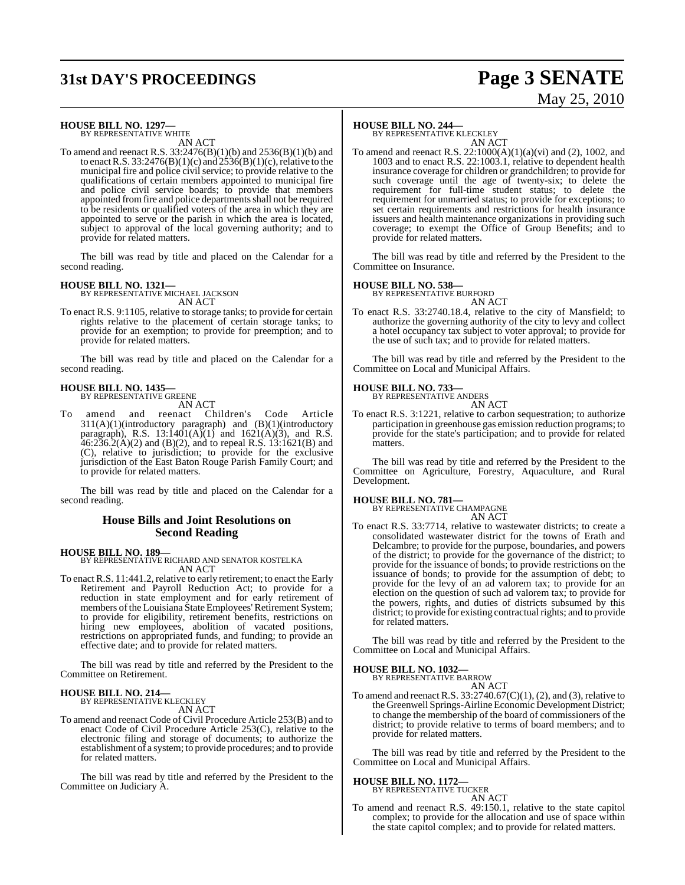**HOUSE BILL NO. 1297—**
BY REPRESENTATIVE WHITE

AN ACT

To amend and reenact R.S. 33:2476(B)(1)(b) and 2536(B)(1)(b) and to enact R.S. 33:2476(B)(1)(c) and 2536(B)(1)(c), relative to the municipal fire and police civil service; to provide relative to the qualifications of certain members appointed to municipal fire and police civil service boards; to provide that members appointed from fire and police departments shall not be required to be residents or qualified voters of the area in which they are appointed to serve or the parish in which the area is located, subject to approval of the local governing authority; and to provide for related matters.

The bill was read by title and placed on the Calendar for a second reading.

**HOUSE BILL NO. 1321—**
BY REPRESENTATIVE MICHAEL JACKSON

AN ACT

To enact R.S. 9:1105, relative to storage tanks; to provide for certain rights relative to the placement of certain storage tanks; to provide for an exemption; to provide for preemption; and to provide for related matters.

The bill was read by title and placed on the Calendar for a second reading.

**HOUSE BILL NO. 1435—**
BY REPRESENTATIVE GREENE

AN ACT

To amend and reenact Children's Code Article 311(A)(1)(introductory paragraph) and (B)(1)(introductory paragraph), R.S. 13:1401(A)(1) and 1621(A)(3), and R.S. 46:236.2(A)(2) and (B)(2), and to repeal R.S. 13:1621(B) and (C), relative to jurisdiction; to provide for the exclusive jurisdiction of the East Baton Rouge Parish Family Court; and to provide for related matters.

The bill was read by title and placed on the Calendar for a second reading.

## House Bills and Joint Resolutions on Second Reading

**HOUSE BILL NO. 189—**
BY REPRESENTATIVE RICHARD AND SENATOR KOSTELKA

AN ACT

To enact R.S. 11:441.2, relative to early retirement; to enact the Early Retirement and Payroll Reduction Act; to provide for a reduction in state employment and for early retirement of members of the Louisiana State Employees' Retirement System; to provide for eligibility, retirement benefits, restrictions on hiring new employees, abolition of vacated positions, restrictions on appropriated funds, and funding; to provide an effective date; and to provide for related matters.

The bill was read by title and referred by the President to the Committee on Retirement.

**HOUSE BILL NO. 214—**
BY REPRESENTATIVE KLECKLEY

AN ACT

To amend and reenact Code of Civil Procedure Article 253(B) and to enact Code of Civil Procedure Article 253(C), relative to the electronic filing and storage of documents; to authorize the establishment of a system; to provide procedures; and to provide for related matters.

The bill was read by title and referred by the President to the Committee on Judiciary A.

**HOUSE BILL NO. 244—**
BY REPRESENTATIVE KLECKLEY

AN ACT

To amend and reenact R.S. 22:1000(A)(1)(a)(vi) and (2), 1002, and 1003 and to enact R.S. 22:1003.1, relative to dependent health insurance coverage for children or grandchildren; to provide for such coverage until the age of twenty-six; to delete the requirement for full-time student status; to delete the requirement for unmarried status; to provide for exceptions; to set certain requirements and restrictions for health insurance issuers and health maintenance organizations in providing such coverage; to exempt the Office of Group Benefits; and to provide for related matters.

The bill was read by title and referred by the President to the Committee on Insurance.

**HOUSE BILL NO. 538—**
BY REPRESENTATIVE BURFORD

AN ACT

To enact R.S. 33:2740.18.4, relative to the city of Mansfield; to authorize the governing authority of the city to levy and collect a hotel occupancy tax subject to voter approval; to provide for the use of such tax; and to provide for related matters.

The bill was read by title and referred by the President to the Committee on Local and Municipal Affairs.

**HOUSE BILL NO. 733—**
BY REPRESENTATIVE ANDERS

AN ACT

To enact R.S. 3:1221, relative to carbon sequestration; to authorize participation in greenhouse gas emission reduction programs; to provide for the state's participation; and to provide for related matters.

The bill was read by title and referred by the President to the Committee on Agriculture, Forestry, Aquaculture, and Rural Development.

**HOUSE BILL NO. 781—**
BY REPRESENTATIVE CHAMPAGNE

AN ACT

To enact R.S. 33:7714, relative to wastewater districts; to create a consolidated wastewater district for the towns of Erath and Delcambre; to provide for the purpose, boundaries, and powers of the district; to provide for the governance of the district; to provide for the issuance of bonds; to provide restrictions on the issuance of bonds; to provide for the assumption of debt; to provide for the levy of an ad valorem tax; to provide for an election on the question of such ad valorem tax; to provide for the powers, rights, and duties of districts subsumed by this district; to provide for existing contractual rights; and to provide for related matters.

The bill was read by title and referred by the President to the Committee on Local and Municipal Affairs.

**HOUSE BILL NO. 1032—**
BY REPRESENTATIVE BARROW

AN ACT

To amend and reenact R.S. 33:2740.67(C)(1), (2), and (3), relative to the Greenwell Springs-Airline Economic Development District; to change the membership of the board of commissioners of the district; to provide relative to terms of board members; and to provide for related matters.

The bill was read by title and referred by the President to the Committee on Local and Municipal Affairs.

**HOUSE BILL NO. 1172—**
BY REPRESENTATIVE TUCKER

AN ACT

To amend and reenact R.S. 49:150.1, relative to the state capitol complex; to provide for the allocation and use of space within the state capitol complex; and to provide for related matters.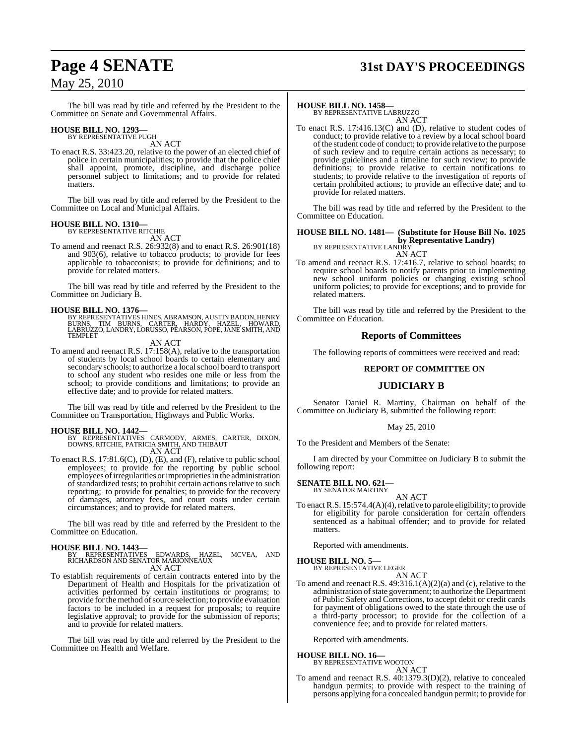The bill was read by title and referred by the President to the Committee on Senate and Governmental Affairs.

**HOUSE BILL NO. 1293—**
BY REPRESENTATIVE PUGH

AN ACT

To enact R.S. 33:423.20, relative to the power of an elected chief of police in certain municipalities; to provide that the police chief shall appoint, promote, discipline, and discharge police personnel subject to limitations; and to provide for related matters.

The bill was read by title and referred by the President to the Committee on Local and Municipal Affairs.

**HOUSE BILL NO. 1310—**
BY REPRESENTATIVE RITCHIE

AN ACT

To amend and reenact R.S. 26:932(8) and to enact R.S. 26:901(18) and 903(6), relative to tobacco products; to provide for fees applicable to tobacconists; to provide for definitions; and to provide for related matters.

The bill was read by title and referred by the President to the Committee on Judiciary B.

**HOUSE BILL NO. 1376—**
BY REPRESENTATIVES HINES, ABRAMSON, AUSTIN BADON, HENRY BURNS, TIM BURNS, CARTER, HARDY, HAZEL, HOWARD, LABRUZZO, LANDRY, LORUSSO, PEARSON, POPE, JANE SMITH, AND TEMPLET

AN ACT

To amend and reenact R.S. 17:158(A), relative to the transportation of students by local school boards to certain elementary and secondary schools; to authorize a local school board to transport to school any student who resides one mile or less from the school; to provide conditions and limitations; to provide an effective date; and to provide for related matters.

The bill was read by title and referred by the President to the Committee on Transportation, Highways and Public Works.

**HOUSE BILL NO. 1442—**
BY REPRESENTATIVES CARMODY, ARMES, CARTER, DIXON, DOWNS, RITCHIE, PATRICIA SMITH, AND THIBAUT

AN ACT

To enact R.S. 17:81.6(C), (D), (E), and (F), relative to public school employees; to provide for the reporting by public school employees of irregularities or improprieties in the administration of standardized tests; to prohibit certain actions relative to such reporting; to provide for penalties; to provide for the recovery of damages, attorney fees, and court costs under certain circumstances; and to provide for related matters.

The bill was read by title and referred by the President to the Committee on Education.

**HOUSE BILL NO. 1443—**
BY REPRESENTATIVES EDWARDS, HAZEL, MCVEA, AND RICHARDSON AND SENATOR MARIONNEAUX

AN ACT

To establish requirements of certain contracts entered into by the Department of Health and Hospitals for the privatization of activities performed by certain institutions or programs; to provide for the method of source selection; to provide evaluation factors to be included in a request for proposals; to require legislative approval; to provide for the submission of reports; and to provide for related matters.

The bill was read by title and referred by the President to the Committee on Health and Welfare.

**HOUSE BILL NO. 1458—**
BY REPRESENTATIVE LABRUZZO

AN ACT

To enact R.S. 17:416.13(C) and (D), relative to student codes of conduct; to provide relative to a review by a local school board of the student code of conduct; to provide relative to the purpose of such review and to require certain actions as necessary; to provide guidelines and a timeline for such review; to provide definitions; to provide relative to certain notifications to students; to provide relative to the investigation of reports of certain prohibited actions; to provide an effective date; and to provide for related matters.

The bill was read by title and referred by the President to the Committee on Education.

**HOUSE BILL NO. 1481— (Substitute for House Bill No. 1025 by Representative Landry)**
BY REPRESENTATIVE LANDRY

AN ACT

To amend and reenact R.S. 17:416.7, relative to school boards; to require school boards to notify parents prior to implementing new school uniform policies or changing existing school uniform policies; to provide for exceptions; and to provide for related matters.

The bill was read by title and referred by the President to the Committee on Education.

## Reports of Committees

The following reports of committees were received and read:

### REPORT OF COMMITTEE ON

## JUDICIARY B

Senator Daniel R. Martiny, Chairman on behalf of the Committee on Judiciary B, submitted the following report:

May 25, 2010

To the President and Members of the Senate:

I am directed by your Committee on Judiciary B to submit the following report:

**SENATE BILL NO. 621—**
BY SENATOR MARTINY

AN ACT

To enact R.S. 15:574.4(A)(4), relative to parole eligibility; to provide for eligibility for parole consideration for certain offenders sentenced as a habitual offender; and to provide for related matters.

Reported with amendments.

**HOUSE BILL NO. 5—**
BY REPRESENTATIVE LEGER

AN ACT

To amend and reenact R.S. 49:316.1(A)(2)(a) and (c), relative to the administration of state government; to authorize the Department of Public Safety and Corrections, to accept debit or credit cards for payment of obligations owed to the state through the use of a third-party processor; to provide for the collection of a convenience fee; and to provide for related matters.

Reported with amendments.

**HOUSE BILL NO. 16—**
BY REPRESENTATIVE WOOTON

AN ACT

To amend and reenact R.S. 40:1379.3(D)(2), relative to concealed handgun permits; to provide with respect to the training of persons applying for a concealed handgun permit; to provide for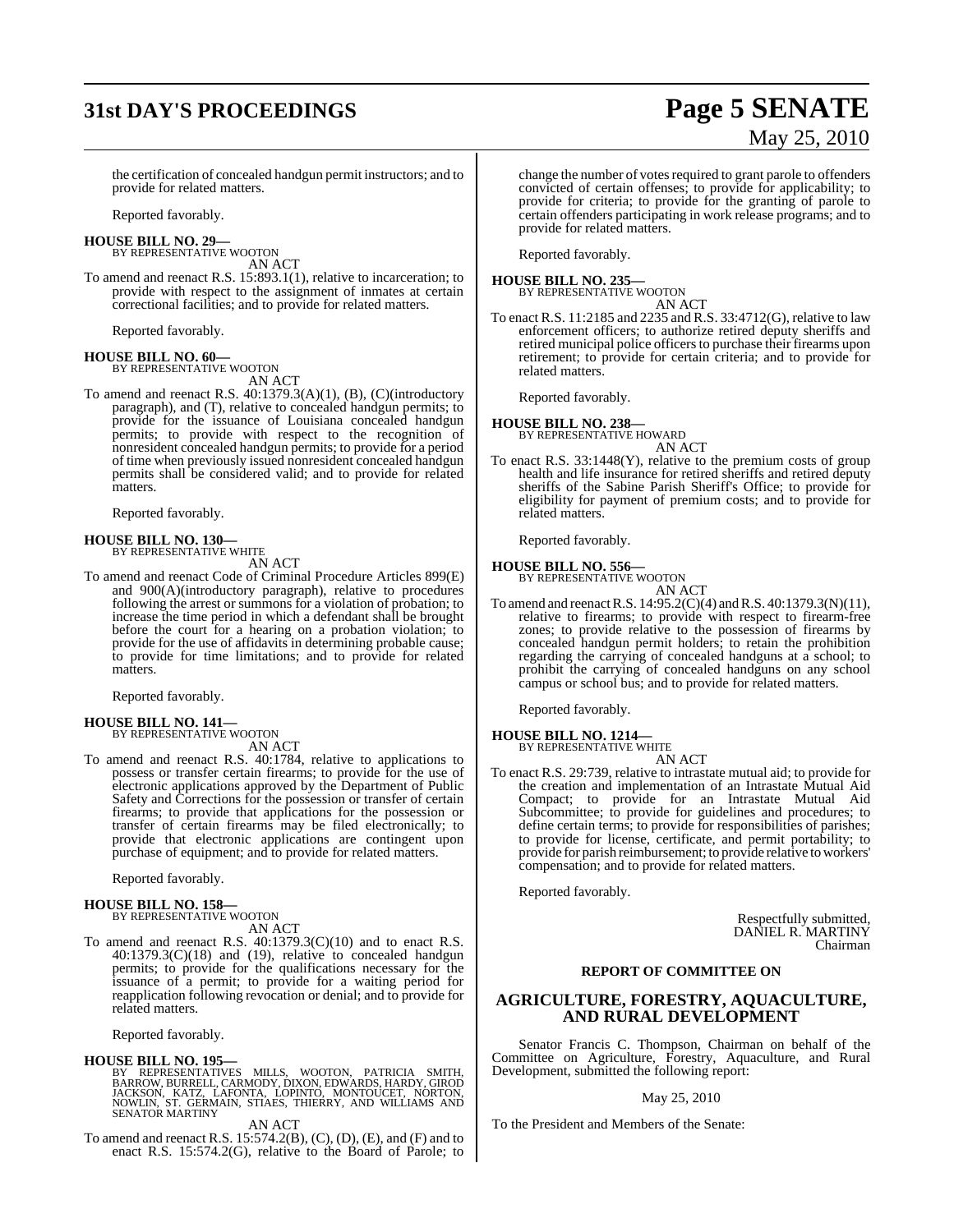the certification of concealed handgun permit instructors; and to provide for related matters.

Reported favorably.

**HOUSE BILL NO. 29—**
BY REPRESENTATIVE WOOTON
AN ACT

To amend and reenact R.S. 15:893.1(1), relative to incarceration; to provide with respect to the assignment of inmates at certain correctional facilities; and to provide for related matters.

Reported favorably.

**HOUSE BILL NO. 60—**
BY REPRESENTATIVE WOOTON
AN ACT

To amend and reenact R.S. 40:1379.3(A)(1), (B), (C)(introductory paragraph), and (T), relative to concealed handgun permits; to provide for the issuance of Louisiana concealed handgun permits; to provide with respect to the recognition of nonresident concealed handgun permits; to provide for a period of time when previously issued nonresident concealed handgun permits shall be considered valid; and to provide for related matters.

Reported favorably.

**HOUSE BILL NO. 130—**
BY REPRESENTATIVE WHITE
AN ACT

To amend and reenact Code of Criminal Procedure Articles 899(E) and 900(A)(introductory paragraph), relative to procedures following the arrest or summons for a violation of probation; to increase the time period in which a defendant shall be brought before the court for a hearing on a probation violation; to provide for the use of affidavits in determining probable cause; to provide for time limitations; and to provide for related matters.

Reported favorably.

**HOUSE BILL NO. 141—**
BY REPRESENTATIVE WOOTON
AN ACT

To amend and reenact R.S. 40:1784, relative to applications to possess or transfer certain firearms; to provide for the use of electronic applications approved by the Department of Public Safety and Corrections for the possession or transfer of certain firearms; to provide that applications for the possession or transfer of certain firearms may be filed electronically; to provide that electronic applications are contingent upon purchase of equipment; and to provide for related matters.

Reported favorably.

**HOUSE BILL NO. 158—**
BY REPRESENTATIVE WOOTON
AN ACT

To amend and reenact R.S. 40:1379.3(C)(10) and to enact R.S. 40:1379.3(C)(18) and (19), relative to concealed handgun permits; to provide for the qualifications necessary for the issuance of a permit; to provide for a waiting period for reapplication following revocation or denial; and to provide for related matters.

Reported favorably.

**HOUSE BILL NO. 195—**
BY REPRESENTATIVES MILLS, WOOTON, PATRICIA SMITH, BARROW, BURRELL, CARMODY, DIXON, EDWARDS, HARDY, GIROD JACKSON, KATZ, LAFONTA, LOPINTO, MONTOUCET, NORTON, NOWLIN, ST. GERMAIN, STIAES, THIERRY, AND WILLIAMS AND SENATOR MARTINY
AN ACT

To amend and reenact R.S. 15:574.2(B), (C), (D), (E), and (F) and to enact R.S. 15:574.2(G), relative to the Board of Parole; to change the number of votes required to grant parole to offenders convicted of certain offenses; to provide for applicability; to provide for criteria; to provide for the granting of parole to certain offenders participating in work release programs; and to provide for related matters.

Reported favorably.

**HOUSE BILL NO. 235—**
BY REPRESENTATIVE WOOTON
AN ACT

To enact R.S. 11:2185 and 2235 and R.S. 33:4712(G), relative to law enforcement officers; to authorize retired deputy sheriffs and retired municipal police officers to purchase their firearms upon retirement; to provide for certain criteria; and to provide for related matters.

Reported favorably.

**HOUSE BILL NO. 238—**
BY REPRESENTATIVE HOWARD
AN ACT

To enact R.S. 33:1448(Y), relative to the premium costs of group health and life insurance for retired sheriffs and retired deputy sheriffs of the Sabine Parish Sheriff's Office; to provide for eligibility for payment of premium costs; and to provide for related matters.

Reported favorably.

**HOUSE BILL NO. 556—**
BY REPRESENTATIVE WOOTON
AN ACT

To amend and reenact R.S. 14:95.2(C)(4) and R.S. 40:1379.3(N)(11), relative to firearms; to provide with respect to firearm-free zones; to provide relative to the possession of firearms by concealed handgun permit holders; to retain the prohibition regarding the carrying of concealed handguns at a school; to prohibit the carrying of concealed handguns on any school campus or school bus; and to provide for related matters.

Reported favorably.

**HOUSE BILL NO. 1214—**
BY REPRESENTATIVE WHITE
AN ACT

To enact R.S. 29:739, relative to intrastate mutual aid; to provide for the creation and implementation of an Intrastate Mutual Aid Compact; to provide for an Intrastate Mutual Aid Subcommittee; to provide for guidelines and procedures; to define certain terms; to provide for responsibilities of parishes; to provide for license, certificate, and permit portability; to provide for parish reimbursement; to provide relative to workers' compensation; and to provide for related matters.

Reported favorably.

Respectfully submitted,
DANIEL R. MARTINY
Chairman

### REPORT OF COMMITTEE ON

## AGRICULTURE, FORESTRY, AQUACULTURE, AND RURAL DEVELOPMENT

Senator Francis C. Thompson, Chairman on behalf of the Committee on Agriculture, Forestry, Aquaculture, and Rural Development, submitted the following report:

May 25, 2010

To the President and Members of the Senate: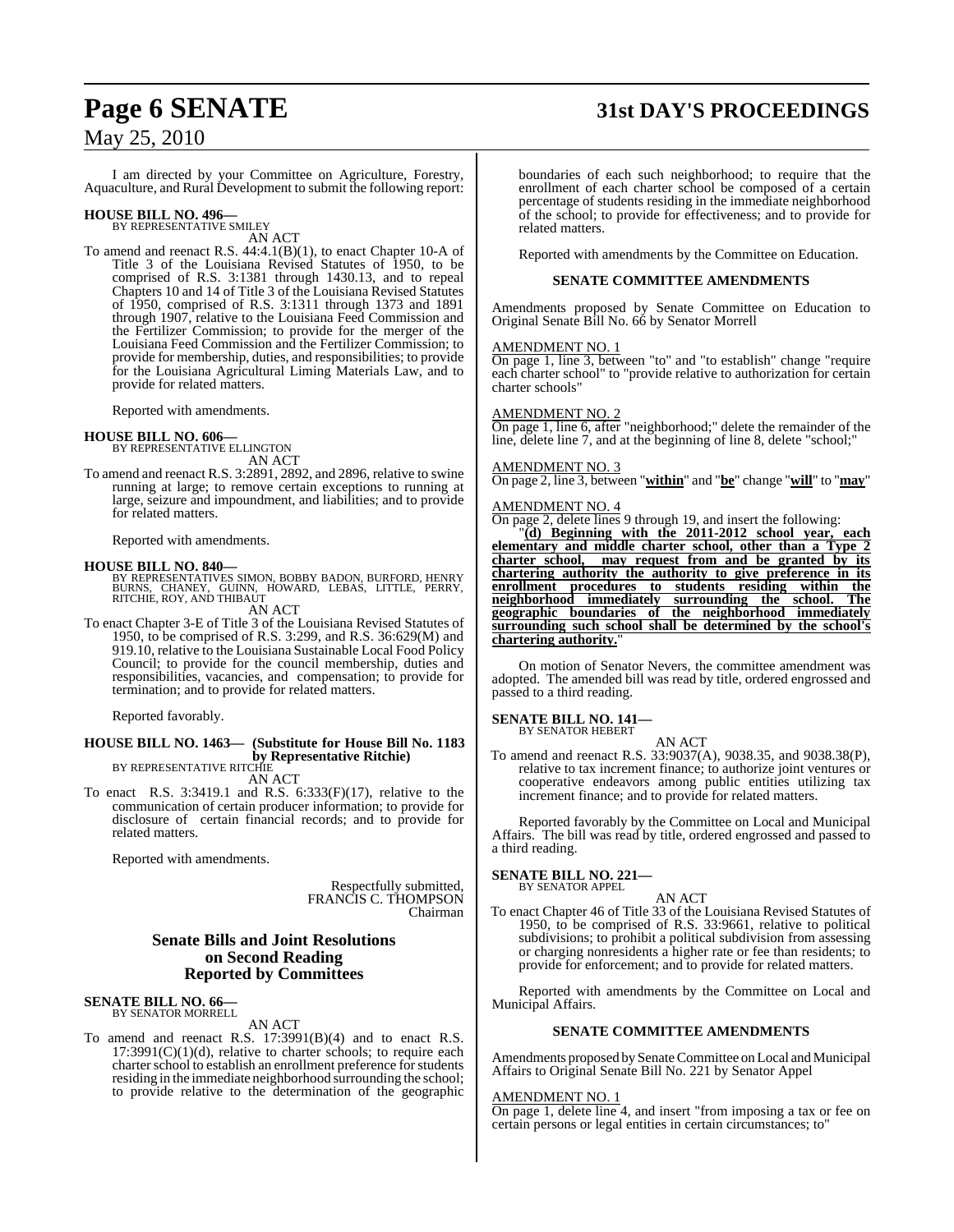I am directed by your Committee on Agriculture, Forestry, Aquaculture, and Rural Development to submit the following report:

**HOUSE BILL NO. 496—**
BY REPRESENTATIVE SMILEY

AN ACT

To amend and reenact R.S. 44:4.1(B)(1), to enact Chapter 10-A of Title 3 of the Louisiana Revised Statutes of 1950, to be comprised of R.S. 3:1381 through 1430.13, and to repeal Chapters 10 and 14 of Title 3 of the Louisiana Revised Statutes of 1950, comprised of R.S. 3:1311 through 1373 and 1891 through 1907, relative to the Louisiana Feed Commission and the Fertilizer Commission; to provide for the merger of the Louisiana Feed Commission and the Fertilizer Commission; to provide for membership, duties, and responsibilities; to provide for the Louisiana Agricultural Liming Materials Law, and to provide for related matters.

Reported with amendments.

**HOUSE BILL NO. 606—**
BY REPRESENTATIVE ELLINGTON

AN ACT

To amend and reenact R.S. 3:2891, 2892, and 2896, relative to swine running at large; to remove certain exceptions to running at large, seizure and impoundment, and liabilities; and to provide for related matters.

Reported with amendments.

**HOUSE BILL NO. 840—**
BY REPRESENTATIVES SIMON, BOBBY BADON, BURFORD, HENRY BURNS, CHANEY, GUINN, HOWARD, LEBAS, LITTLE, PERRY, RITCHIE, ROY, AND THIBAUT

AN ACT

To enact Chapter 3-E of Title 3 of the Louisiana Revised Statutes of 1950, to be comprised of R.S. 3:299, and R.S. 36:629(M) and 919.10, relative to the Louisiana Sustainable Local Food Policy Council; to provide for the council membership, duties and responsibilities, vacancies, and compensation; to provide for termination; and to provide for related matters.

Reported favorably.

**HOUSE BILL NO. 1463— (Substitute for House Bill No. 1183 by Representative Ritchie)**
BY REPRESENTATIVE RITCHIE

AN ACT

To enact R.S. 3:3419.1 and R.S. 6:333(F)(17), relative to the communication of certain producer information; to provide for disclosure of certain financial records; and to provide for related matters.

Reported with amendments.

Respectfully submitted,
FRANCIS C. THOMPSON
Chairman

## Senate Bills and Joint Resolutions on Second Reading Reported by Committees

**SENATE BILL NO. 66—**
BY SENATOR MORRELL

AN ACT

To amend and reenact R.S. 17:3991(B)(4) and to enact R.S. 17:3991(C)(1)(d), relative to charter schools; to require each charter school to establish an enrollment preference for students residing in the immediate neighborhood surrounding the school; to provide relative to the determination of the geographic boundaries of each such neighborhood; to require that the enrollment of each charter school be composed of a certain percentage of students residing in the immediate neighborhood of the school; to provide for effectiveness; and to provide for related matters.

Reported with amendments by the Committee on Education.

### SENATE COMMITTEE AMENDMENTS

Amendments proposed by Senate Committee on Education to Original Senate Bill No. 66 by Senator Morrell

AMENDMENT NO. 1
On page 1, line 3, between "to" and "to establish" change "require each charter school" to "provide relative to authorization for certain charter schools"

AMENDMENT NO. 2
On page 1, line 6, after "neighborhood;" delete the remainder of the line, delete line 7, and at the beginning of line 8, delete "school;"

AMENDMENT NO. 3
On page 2, line 3, between "**within**" and "**be**" change "**will**" to "**may**"

AMENDMENT NO. 4
On page 2, delete lines 9 through 19, and insert the following:

"**(d) Beginning with the 2011-2012 school year, each elementary and middle charter school, other than a Type 2 charter school, may request from and be granted by its chartering authority the authority to give preference in its enrollment procedures to students residing within the neighborhood immediately surrounding the school. The geographic boundaries of the neighborhood immediately surrounding such school shall be determined by the school's chartering authority.**"

On motion of Senator Nevers, the committee amendment was adopted. The amended bill was read by title, ordered engrossed and passed to a third reading.

**SENATE BILL NO. 141—**
BY SENATOR HEBERT

AN ACT

To amend and reenact R.S. 33:9037(A), 9038.35, and 9038.38(P), relative to tax increment finance; to authorize joint ventures or cooperative endeavors among public entities utilizing tax increment finance; and to provide for related matters.

Reported favorably by the Committee on Local and Municipal Affairs. The bill was read by title, ordered engrossed and passed to a third reading.

**SENATE BILL NO. 221—**
BY SENATOR APPEL

AN ACT

To enact Chapter 46 of Title 33 of the Louisiana Revised Statutes of 1950, to be comprised of R.S. 33:9661, relative to political subdivisions; to prohibit a political subdivision from assessing or charging nonresidents a higher rate or fee than residents; to provide for enforcement; and to provide for related matters.

Reported with amendments by the Committee on Local and Municipal Affairs.

### SENATE COMMITTEE AMENDMENTS

Amendments proposed by Senate Committee on Local and Municipal Affairs to Original Senate Bill No. 221 by Senator Appel

AMENDMENT NO. 1
On page 1, delete line 4, and insert "from imposing a tax or fee on certain persons or legal entities in certain circumstances; to"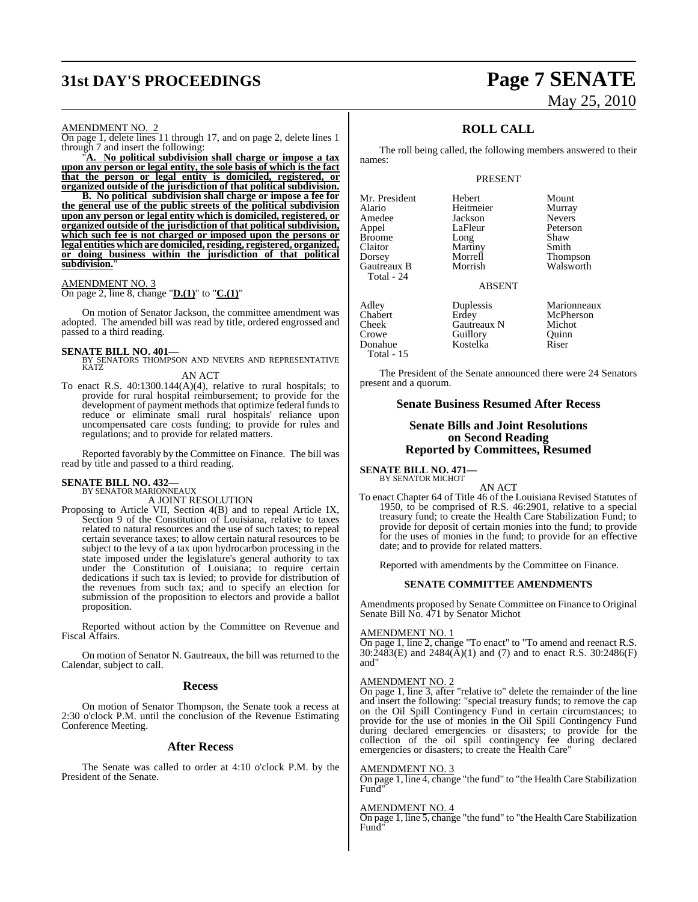AMENDMENT NO. 2

On page 1, delete lines 11 through 17, and on page 2, delete lines 1 through 7 and insert the following:

"**A. No political subdivision shall charge or impose a tax upon any person or legal entity, the sole basis of which is the fact that the person or legal entity is domiciled, registered, or organized outside of the jurisdiction of that political subdivision.**

**B. No political subdivision shall charge or impose a fee for the general use of the public streets of the political subdivision upon any person or legal entity which is domiciled, registered, or organized outside of the jurisdiction of that political subdivision, which such fee is not charged or imposed upon the persons or legal entities which are domiciled, residing, registered, organized, or doing business within the jurisdiction of that political subdivision.**"

AMENDMENT NO. 3

On page 2, line 8, change "**D.(1)**" to "**C.(1)**"

On motion of Senator Jackson, the committee amendment was adopted. The amended bill was read by title, ordered engrossed and passed to a third reading.

**SENATE BILL NO. 401—**
BY SENATORS THOMPSON AND NEVERS AND REPRESENTATIVE KATZ

AN ACT

To enact R.S. 40:1300.144(A)(4), relative to rural hospitals; to provide for rural hospital reimbursement; to provide for the development of payment methods that optimize federal funds to reduce or eliminate small rural hospitals' reliance upon uncompensated care costs funding; to provide for rules and regulations; and to provide for related matters.

Reported favorably by the Committee on Finance. The bill was read by title and passed to a third reading.

**SENATE BILL NO. 432—**
BY SENATOR MARIONNEAUX

A JOINT RESOLUTION

Proposing to Article VII, Section 4(B) and to repeal Article IX, Section 9 of the Constitution of Louisiana, relative to taxes related to natural resources and the use of such taxes; to repeal certain severance taxes; to allow certain natural resources to be subject to the levy of a tax upon hydrocarbon processing in the state imposed under the legislature's general authority to tax under the Constitution of Louisiana; to require certain dedications if such tax is levied; to provide for distribution of the revenues from such tax; and to specify an election for submission of the proposition to electors and provide a ballot proposition.

Reported without action by the Committee on Revenue and Fiscal Affairs.

On motion of Senator N. Gautreaux, the bill was returned to the Calendar, subject to call.

## Recess

On motion of Senator Thompson, the Senate took a recess at 2:30 o'clock P.M. until the conclusion of the Revenue Estimating Conference Meeting.

## After Recess

The Senate was called to order at 4:10 o'clock P.M. by the President of the Senate.

## ROLL CALL

The roll being called, the following members answered to their names:

PRESENT

| | | |
|---|---|---|
| Mr. President | Hebert | Mount |
| Alario | Heitmeier | Murray |
| Amedee | Jackson | Nevers |
| Appel | LaFleur | Peterson |
| Broome | Long | Shaw |
| Claitor | Martiny | Smith |
| Dorsey | Morrell | Thompson |
| Gautreaux B | Morrish | Walsworth |
| Total - 24 | | |

ABSENT

| | | |
|---|---|---|
| Adley | Duplessis | Marionneaux |
| Chabert | Erdey | McPherson |
| Cheek | Gautreaux N | Michot |
| Crowe | Guillory | Quinn |
| Donahue | Kostelka | Riser |
| Total - 15 | | |

The President of the Senate announced there were 24 Senators present and a quorum.

## Senate Business Resumed After Recess

## Senate Bills and Joint Resolutions on Second Reading Reported by Committees, Resumed

**SENATE BILL NO. 471—**
BY SENATOR MICHOT

AN ACT

To enact Chapter 64 of Title 46 of the Louisiana Revised Statutes of 1950, to be comprised of R.S. 46:2901, relative to a special treasury fund; to create the Health Care Stabilization Fund; to provide for deposit of certain monies into the fund; to provide for the uses of monies in the fund; to provide for an effective date; and to provide for related matters.

Reported with amendments by the Committee on Finance.

### SENATE COMMITTEE AMENDMENTS

Amendments proposed by Senate Committee on Finance to Original Senate Bill No. 471 by Senator Michot

AMENDMENT NO. 1

On page 1, line 2, change "To enact" to "To amend and reenact R.S. 30:2483(E) and 2484(A)(1) and (7) and to enact R.S. 30:2486(F) and"

AMENDMENT NO. 2

On page 1, line 3, after "relative to" delete the remainder of the line and insert the following: "special treasury funds; to remove the cap on the Oil Spill Contingency Fund in certain circumstances; to provide for the use of monies in the Oil Spill Contingency Fund during declared emergencies or disasters; to provide for the collection of the oil spill contingency fee during declared emergencies or disasters; to create the Health Care"

AMENDMENT NO. 3

On page 1, line 4, change "the fund" to "the Health Care Stabilization Fund"

AMENDMENT NO. 4

On page 1, line 5, change "the fund" to "the Health Care Stabilization Fund"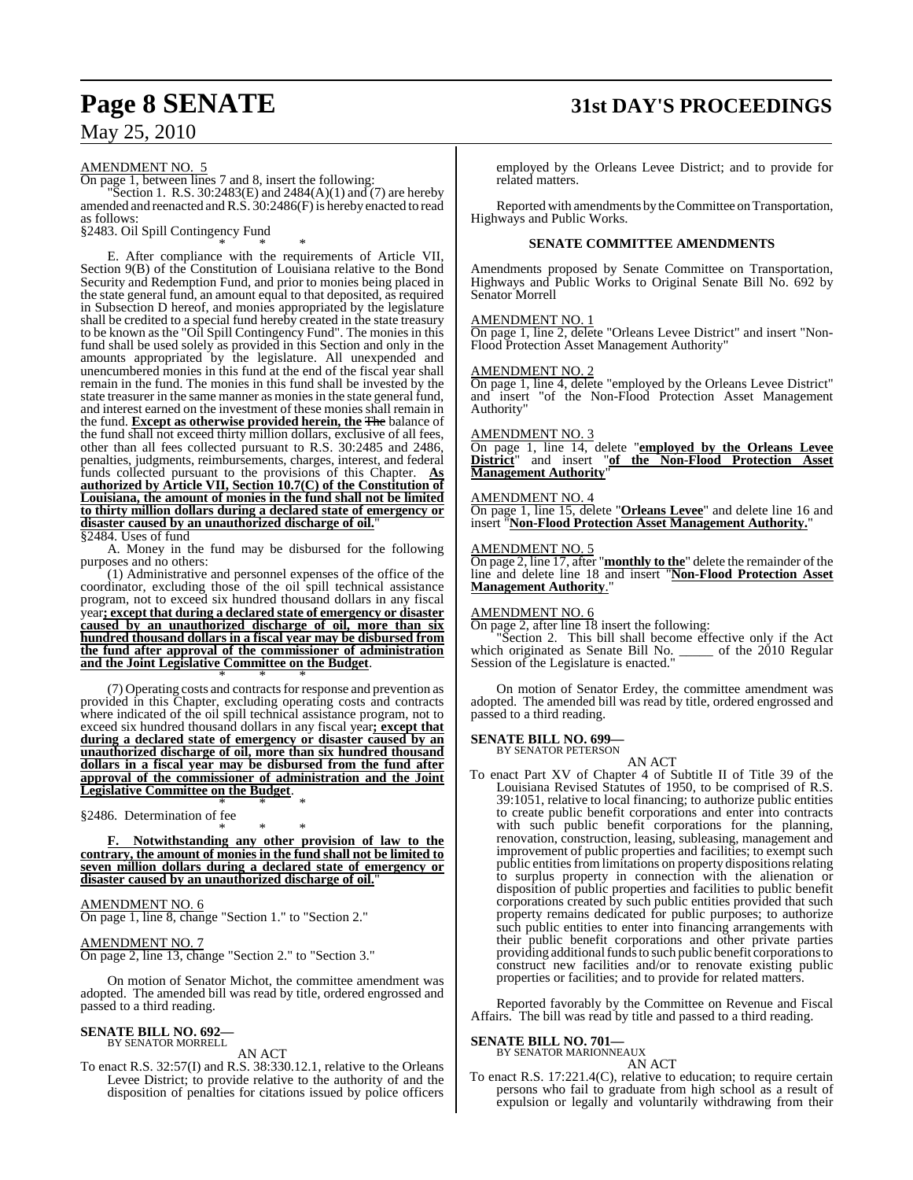AMENDMENT NO. 5

On page 1, between lines 7 and 8, insert the following:

"Section 1. R.S. 30:2483(E) and 2484(A)(1) and (7) are hereby amended and reenacted and R.S. 30:2486(F) is hereby enacted to read as follows:

§2483. Oil Spill Contingency Fund

\* \* \*

E. After compliance with the requirements of Article VII, Section 9(B) of the Constitution of Louisiana relative to the Bond Security and Redemption Fund, and prior to monies being placed in the state general fund, an amount equal to that deposited, as required in Subsection D hereof, and monies appropriated by the legislature shall be credited to a special fund hereby created in the state treasury to be known as the "Oil Spill Contingency Fund". The monies in this fund shall be used solely as provided in this Section and only in the amounts appropriated by the legislature. All unexpended and unencumbered monies in this fund at the end of the fiscal year shall remain in the fund. The monies in this fund shall be invested by the state treasurer in the same manner as monies in the state general fund, and interest earned on the investment of these monies shall remain in the fund. **Except as otherwise provided herein, the** ~~The~~ balance of the fund shall not exceed thirty million dollars, exclusive of all fees, other than all fees collected pursuant to R.S. 30:2485 and 2486, penalties, judgments, reimbursements, charges, interest, and federal funds collected pursuant to the provisions of this Chapter. **As authorized by Article VII, Section 10.7(C) of the Constitution of Louisiana, the amount of monies in the fund shall not be limited to thirty million dollars during a declared state of emergency or disaster caused by an unauthorized discharge of oil.**"

§2484. Uses of fund

A. Money in the fund may be disbursed for the following purposes and no others:

(1) Administrative and personnel expenses of the office of the coordinator, excluding those of the oil spill technical assistance program, not to exceed six hundred thousand dollars in any fiscal year**; except that during a declared state of emergency or disaster caused by an unauthorized discharge of oil, more than six hundred thousand dollars in a fiscal year may be disbursed from the fund after approval of the commissioner of administration and the Joint Legislative Committee on the Budget**.

\* \* \*

(7) Operating costs and contracts for response and prevention as provided in this Chapter, excluding operating costs and contracts where indicated of the oil spill technical assistance program, not to exceed six hundred thousand dollars in any fiscal year**; except that during a declared state of emergency or disaster caused by an unauthorized discharge of oil, more than six hundred thousand dollars in a fiscal year may be disbursed from the fund after approval of the commissioner of administration and the Joint Legislative Committee on the Budget**.

\* \* \*

§2486. Determination of fee

\* \* \*

**F. Notwithstanding any other provision of law to the contrary, the amount of monies in the fund shall not be limited to seven million dollars during a declared state of emergency or disaster caused by an unauthorized discharge of oil.**"

AMENDMENT NO. 6

On page 1, line 8, change "Section 1." to "Section 2."

AMENDMENT NO. 7

On page 2, line 13, change "Section 2." to "Section 3."

On motion of Senator Michot, the committee amendment was adopted. The amended bill was read by title, ordered engrossed and passed to a third reading.

**SENATE BILL NO. 692—**
BY SENATOR MORRELL

AN ACT

To enact R.S. 32:57(I) and R.S. 38:330.12.1, relative to the Orleans Levee District; to provide relative to the authority of and the disposition of penalties for citations issued by police officers employed by the Orleans Levee District; and to provide for related matters.

Reported with amendments by the Committee on Transportation, Highways and Public Works.

**SENATE COMMITTEE AMENDMENTS**

Amendments proposed by Senate Committee on Transportation, Highways and Public Works to Original Senate Bill No. 692 by Senator Morrell

AMENDMENT NO. 1

On page 1, line 2, delete "Orleans Levee District" and insert "Non-Flood Protection Asset Management Authority"

AMENDMENT NO. 2

On page 1, line 4, delete "employed by the Orleans Levee District" and insert "of the Non-Flood Protection Asset Management Authority"

AMENDMENT NO. 3

On page 1, line 14, delete "**employed by the Orleans Levee District**" and insert "**of the Non-Flood Protection Asset Management Authority**"

AMENDMENT NO. 4

On page 1, line 15, delete "**Orleans Levee**" and delete line 16 and insert "**Non-Flood Protection Asset Management Authority.**"

AMENDMENT NO. 5

On page 2, line 17, after "**monthly to the**" delete the remainder of the line and delete line 18 and insert "**Non-Flood Protection Asset Management Authority**."

AMENDMENT NO. 6

On page 2, after line 18 insert the following:

"Section 2. This bill shall become effective only if the Act which originated as Senate Bill No. \_\_\_\_\_ of the 2010 Regular Session of the Legislature is enacted."

On motion of Senator Erdey, the committee amendment was adopted. The amended bill was read by title, ordered engrossed and passed to a third reading.

**SENATE BILL NO. 699—**
BY SENATOR PETERSON

AN ACT

To enact Part XV of Chapter 4 of Subtitle II of Title 39 of the Louisiana Revised Statutes of 1950, to be comprised of R.S. 39:1051, relative to local financing; to authorize public entities to create public benefit corporations and enter into contracts with such public benefit corporations for the planning, renovation, construction, leasing, subleasing, management and improvement of public properties and facilities; to exempt such public entities from limitations on property dispositions relating to surplus property in connection with the alienation or disposition of public properties and facilities to public benefit corporations created by such public entities provided that such property remains dedicated for public purposes; to authorize such public entities to enter into financing arrangements with their public benefit corporations and other private parties providing additional funds to such public benefit corporations to construct new facilities and/or to renovate existing public properties or facilities; and to provide for related matters.

Reported favorably by the Committee on Revenue and Fiscal Affairs. The bill was read by title and passed to a third reading.

**SENATE BILL NO. 701—**
BY SENATOR MARIONNEAUX

AN ACT

To enact R.S. 17:221.4(C), relative to education; to require certain persons who fail to graduate from high school as a result of expulsion or legally and voluntarily withdrawing from their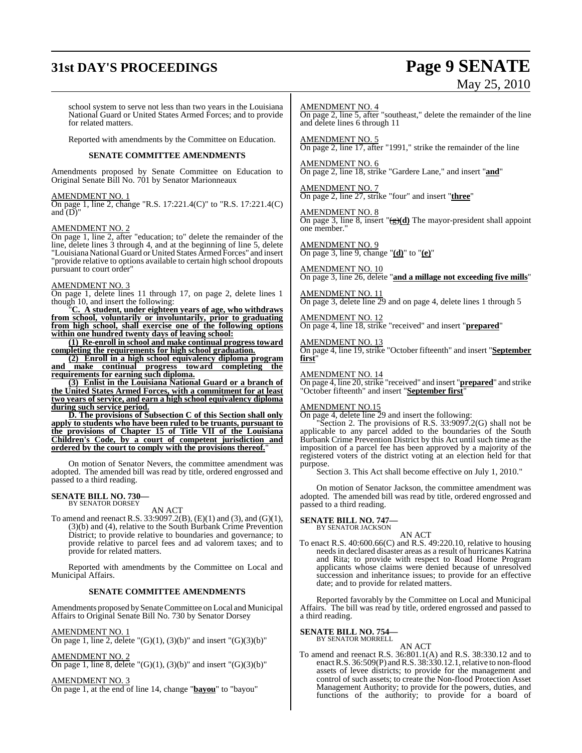school system to serve not less than two years in the Louisiana National Guard or United States Armed Forces; and to provide for related matters.

Reported with amendments by the Committee on Education.

**SENATE COMMITTEE AMENDMENTS**

Amendments proposed by Senate Committee on Education to Original Senate Bill No. 701 by Senator Marionneaux

AMENDMENT NO. 1
On page 1, line 2, change "R.S. 17:221.4(C)" to "R.S. 17:221.4(C) and (D)"

AMENDMENT NO. 2
On page 1, line 2, after "education; to" delete the remainder of the line, delete lines 3 through 4, and at the beginning of line 5, delete "Louisiana National Guard or United States Armed Forces" and insert "provide relative to options available to certain high school dropouts pursuant to court order"

AMENDMENT NO. 3
On page 1, delete lines 11 through 17, on page 2, delete lines 1 though 10, and insert the following:

"**C. A student, under eighteen years of age, who withdraws from school, voluntarily or involuntarily, prior to graduating from high school, shall exercise one of the following options within one hundred twenty days of leaving school:**

**(1) Re-enroll in school and make continual progress toward completing the requirements for high school graduation.**

**(2) Enroll in a high school equivalency diploma program and make continual progress toward completing the requirements for earning such diploma.**

**(3) Enlist in the Louisiana National Guard or a branch of the United States Armed Forces, with a commitment for at least two years of service, and earn a high school equivalency diploma during such service period.**

**D. The provisions of Subsection C of this Section shall only apply to students who have been ruled to be truants, pursuant to the provisions of Chapter 15 of Title VII of the Louisiana Children's Code, by a court of competent jurisdiction and ordered by the court to comply with the provisions thereof.**"

On motion of Senator Nevers, the committee amendment was adopted. The amended bill was read by title, ordered engrossed and passed to a third reading.

**SENATE BILL NO. 730—**
BY SENATOR DORSEY

AN ACT

To amend and reenact R.S. 33:9097.2(B), (E)(1) and (3), and (G)(1), (3)(b) and (4), relative to the South Burbank Crime Prevention District; to provide relative to boundaries and governance; to provide relative to parcel fees and ad valorem taxes; and to provide for related matters.

Reported with amendments by the Committee on Local and Municipal Affairs.

**SENATE COMMITTEE AMENDMENTS**

Amendments proposed by Senate Committee on Local and Municipal Affairs to Original Senate Bill No. 730 by Senator Dorsey

AMENDMENT NO. 1
On page 1, line 2, delete "(G)(1), (3)(b)" and insert "(G)(3)(b)"

AMENDMENT NO. 2
On page 1, line 8, delete "(G)(1), (3)(b)" and insert "(G)(3)(b)"

AMENDMENT NO. 3
On page 1, at the end of line 14, change "**bayou**" to "bayou"

AMENDMENT NO. 4
On page 2, line 5, after "southeast," delete the remainder of the line and delete lines 6 through 11

AMENDMENT NO. 5
On page 2, line 17, after "1991," strike the remainder of the line

AMENDMENT NO. 6
On page 2, line 18, strike "Gardere Lane," and insert "**and**"

AMENDMENT NO. 7
On page 2, line 27, strike "four" and insert "**three**"

AMENDMENT NO. 8
On page 3, line 8, insert "~~(g)~~**(d)** The mayor-president shall appoint one member."

AMENDMENT NO. 9
On page 3, line 9, change "**(d)**" to "**(e)**"

AMENDMENT NO. 10
On page 3, line 26, delete "**and a millage not exceeding five mills**"

AMENDMENT NO. 11
On page 3, delete line 29 and on page 4, delete lines 1 through 5

AMENDMENT NO. 12
On page 4, line 18, strike "received" and insert "**prepared**"

AMENDMENT NO. 13
On page 4, line 19, strike "October fifteenth" and insert "**September first**"

AMENDMENT NO. 14
On page 4, line 20, strike "received" and insert "**prepared**" and strike "October fifteenth" and insert "**September first**"

AMENDMENT NO.15
On page 4, delete line 29 and insert the following:

"Section 2. The provisions of R.S. 33:9097.2(G) shall not be applicable to any parcel added to the boundaries of the South Burbank Crime Prevention District by this Act until such time as the imposition of a parcel fee has been approved by a majority of the registered voters of the district voting at an election held for that purpose.

Section 3. This Act shall become effective on July 1, 2010."

On motion of Senator Jackson, the committee amendment was adopted. The amended bill was read by title, ordered engrossed and passed to a third reading.

**SENATE BILL NO. 747—**
BY SENATOR JACKSON

AN ACT

To enact R.S. 40:600.66(C) and R.S. 49:220.10, relative to housing needs in declared disaster areas as a result of hurricanes Katrina and Rita; to provide with respect to Road Home Program applicants whose claims were denied because of unresolved succession and inheritance issues; to provide for an effective date; and to provide for related matters.

Reported favorably by the Committee on Local and Municipal Affairs. The bill was read by title, ordered engrossed and passed to a third reading.

**SENATE BILL NO. 754—**
BY SENATOR MORRELL

AN ACT

To amend and reenact R.S. 36:801.1(A) and R.S. 38:330.12 and to enact R.S. 36:509(P) and R.S. 38:330.12.1, relative to non-flood assets of levee districts; to provide for the management and control of such assets; to create the Non-flood Protection Asset Management Authority; to provide for the powers, duties, and functions of the authority; to provide for a board of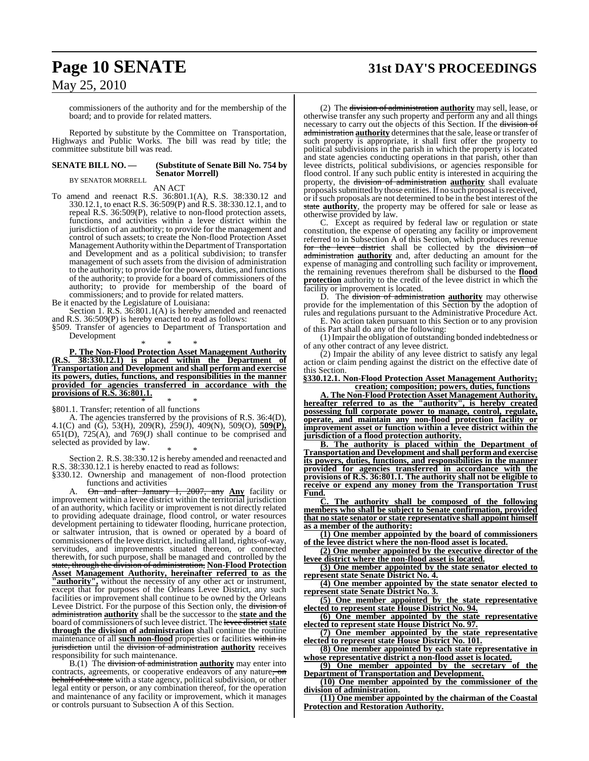commissioners of the authority and for the membership of the board; and to provide for related matters.

Reported by substitute by the Committee on Transportation, Highways and Public Works. The bill was read by title; the committee substitute bill was read.

**SENATE BILL NO. — (Substitute of Senate Bill No. 754 by Senator Morrell)**

BY SENATOR MORRELL

AN ACT

To amend and reenact R.S. 36:801.1(A), R.S. 38:330.12 and 330.12.1, to enact R.S. 36:509(P) and R.S. 38:330.12.1, and to repeal R.S. 36:509(P), relative to non-flood protection assets, functions, and activities within a levee district within the jurisdiction of an authority; to provide for the management and control of such assets; to create the Non-flood Protection Asset Management Authority within the Department of Transportation and Development and as a political subdivision; to transfer management of such assets from the division of administration to the authority; to provide for the powers, duties, and functions of the authority; to provide for a board of commissioners of the authority; to provide for membership of the board of commissioners; and to provide for related matters.

Be it enacted by the Legislature of Louisiana:

Section 1. R.S. 36:801.1(A) is hereby amended and reenacted and R.S. 36:509(P) is hereby enacted to read as follows:

§509. Transfer of agencies to Department of Transportation and Development

\* \* \*

**P. The Non-Flood Protection Asset Management Authority (R.S. 38:330.12.1) is placed within the Department of Transportation and Development and shall perform and exercise its powers, duties, functions, and responsibilities in the manner provided for agencies transferred in accordance with the provisions of R.S. 36:801.1.**

\* \* \*

§801.1. Transfer; retention of all functions

A. The agencies transferred by the provisions of R.S. 36:4(D), 4.1(C) and (G), 53(H), 209(R), 259(J), 409(N), 509(O), **509(P),** 651(D), 725(A), and 769(J) shall continue to be comprised and selected as provided by law.

\* \* \*

Section 2. R.S. 38:330.12 is hereby amended and reenacted and R.S. 38:330.12.1 is hereby enacted to read as follows:

§330.12. Ownership and management of non-flood protection functions and activities

A. ~~On and after January 1, 2007, any~~ **Any** facility or improvement within a levee district within the territorial jurisdiction of an authority, which facility or improvement is not directly related to providing adequate drainage, flood control, or water resources development pertaining to tidewater flooding, hurricane protection, or saltwater intrusion, that is owned or operated by a board of commissioners of the levee district, including all land, rights-of-way, servitudes, and improvements situated thereon, or connected therewith, for such purpose, shall be managed and controlled by the ~~state, through the division of administration,~~ **Non-Flood Protection Asset Management Authority, hereinafter referred to as the "authority",** without the necessity of any other act or instrument, except that for purposes of the Orleans Levee District, any such facilities or improvement shall continue to be owned by the Orleans Levee District. For the purpose of this Section only, the ~~division of administration~~ **authority** shall be the successor to the **state and the** board of commissioners of such levee district. The ~~levee district~~ **state through the division of administration** shall continue the routine maintenance of all **such non-flood** properties or facilities ~~within its jurisdiction~~ until the ~~division of administration~~ **authority** receives responsibility for such maintenance.

B.(1) The ~~division of administration~~ **authority** may enter into contracts, agreements, or cooperative endeavors of any nature~~, on behalf of the state~~ with a state agency, political subdivision, or other legal entity or person, or any combination thereof, for the operation and maintenance of any facility or improvement, which it manages or controls pursuant to Subsection A of this Section.

(2) The ~~division of administration~~ **authority** may sell, lease, or otherwise transfer any such property and perform any and all things necessary to carry out the objects of this Section. If the ~~division of administration~~ **authority** determines that the sale, lease or transfer of such property is appropriate, it shall first offer the property to political subdivisions in the parish in which the property is located and state agencies conducting operations in that parish, other than levee districts, political subdivisions, or agencies responsible for flood control. If any such public entity is interested in acquiring the property, the ~~division of administration~~ **authority** shall evaluate proposals submitted by those entities. If no such proposal is received, or if such proposals are not determined to be in the best interest of the ~~state~~ **authority**, the property may be offered for sale or lease as otherwise provided by law.

C. Except as required by federal law or regulation or state constitution, the expense of operating any facility or improvement referred to in Subsection A of this Section, which produces revenue ~~for the levee district~~ shall be collected by the ~~division of administration~~ **authority** and, after deducting an amount for the expense of managing and controlling such facility or improvement, the remaining revenues therefrom shall be disbursed to the **flood protection** authority to the credit of the levee district in which the facility or improvement is located.

D. The ~~division of administration~~ **authority** may otherwise provide for the implementation of this Section by the adoption of rules and regulations pursuant to the Administrative Procedure Act.

E. No action taken pursuant to this Section or to any provision of this Part shall do any of the following:

(1) Impair the obligation of outstanding bonded indebtedness or of any other contract of any levee district.

(2) Impair the ability of any levee district to satisfy any legal action or claim pending against the district on the effective date of this Section.

**§330.12.1. Non-Flood Protection Asset Management Authority; creation; composition; powers, duties, functions**

**A. The Non-Flood Protection Asset Management Authority, hereafter referred to as the "authority", is hereby created possessing full corporate power to manage, control, regulate, operate, and maintain any non-flood protection facility or improvement asset or function within a levee district within the jurisdiction of a flood protection authority.**

**B. The authority is placed within the Department of Transportation and Development and shall perform and exercise its powers, duties, functions, and responsibilities in the manner provided for agencies transferred in accordance with the provisions of R.S. 36:801.1. The authority shall not be eligible to receive or expend any money from the Transportation Trust Fund.**

**C. The authority shall be composed of the following members who shall be subject to Senate confirmation, provided that no state senator or state representative shall appoint himself as a member of the authority:**

**(1) One member appointed by the board of commissioners of the levee district where the non-flood asset is located.**

**(2) One member appointed by the executive director of the levee district where the non-flood asset is located.**

**(3) One member appointed by the state senator elected to represent state Senate District No. 4.**

**(4) One member appointed by the state senator elected to represent state Senate District No. 3.**

**(5) One member appointed by the state representative elected to represent state House District No. 94.**

**(6) One member appointed by the state representative elected to represent state House District No. 97.**

**(7) One member appointed by the state representative elected to represent state House District No. 101.**

**(8) One member appointed by each state representative in whose representative district a non-flood asset is located.**

**(9) One member appointed by the secretary of the Department of Transportation and Development.**

**(10) One member appointed by the commissioner of the division of administration.**

**(11) One member appointed by the chairman of the Coastal Protection and Restoration Authority.**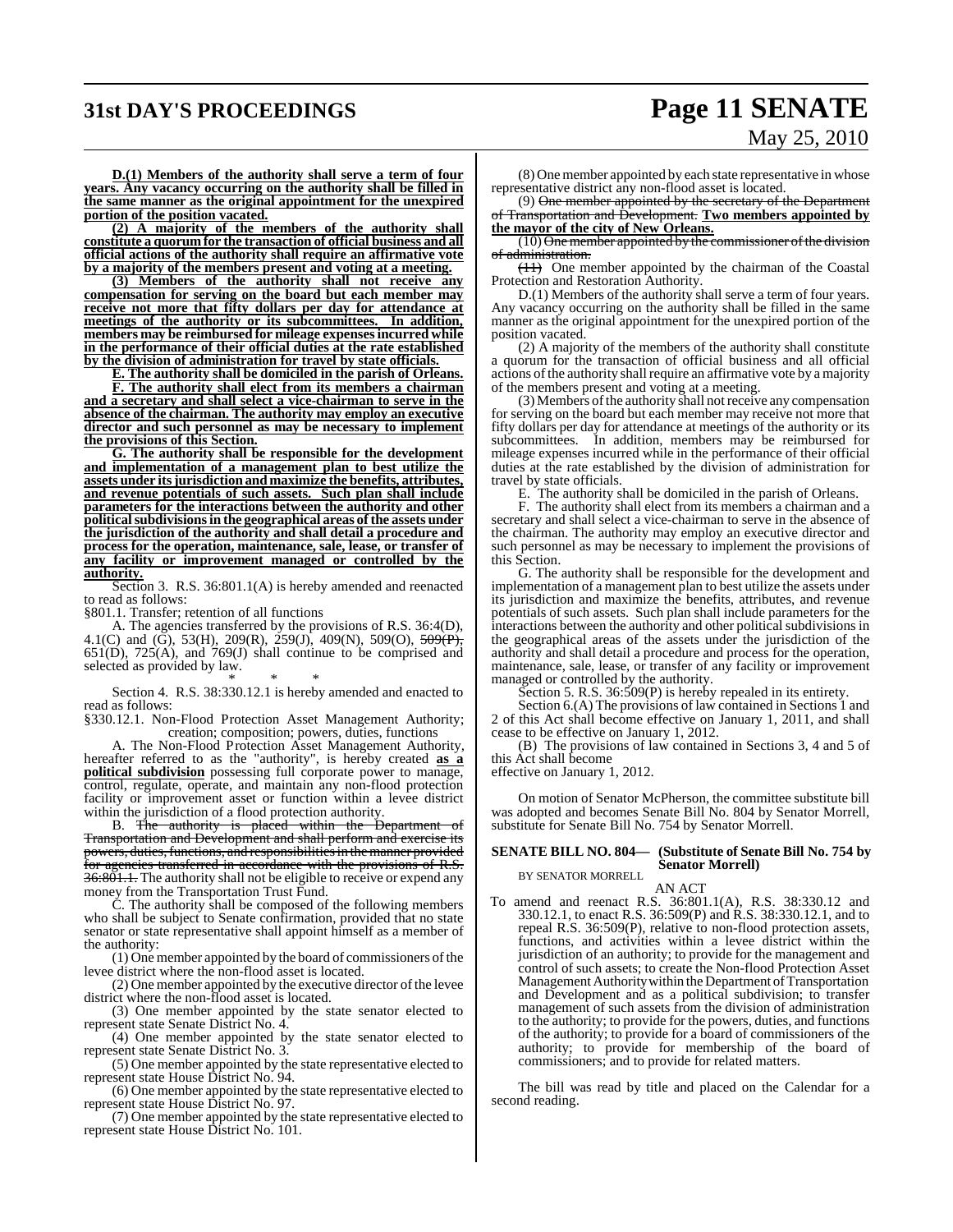**D.(1) Members of the authority shall serve a term of four years. Any vacancy occurring on the authority shall be filled in the same manner as the original appointment for the unexpired portion of the position vacated.**

**(2) A majority of the members of the authority shall constitute a quorum for the transaction of official business and all official actions of the authority shall require an affirmative vote by a majority of the members present and voting at a meeting.**

**(3) Members of the authority shall not receive any compensation for serving on the board but each member may receive not more that fifty dollars per day for attendance at meetings of the authority or its subcommittees. In addition, members may be reimbursed for mileage expenses incurred while in the performance of their official duties at the rate established by the division of administration for travel by state officials.**

**E. The authority shall be domiciled in the parish of Orleans.**

**F. The authority shall elect from its members a chairman and a secretary and shall select a vice-chairman to serve in the absence of the chairman. The authority may employ an executive director and such personnel as may be necessary to implement the provisions of this Section.**

**G. The authority shall be responsible for the development and implementation of a management plan to best utilize the assets under its jurisdiction and maximize the benefits, attributes, and revenue potentials of such assets. Such plan shall include parameters for the interactions between the authority and other political subdivisions in the geographical areas of the assets under the jurisdiction of the authority and shall detail a procedure and process for the operation, maintenance, sale, lease, or transfer of any facility or improvement managed or controlled by the authority.**

Section 3. R.S. 36:801.1(A) is hereby amended and reenacted to read as follows:

§801.1. Transfer; retention of all functions

A. The agencies transferred by the provisions of R.S. 36:4(D), 4.1(C) and (G), 53(H), 209(R), 259(J), 409(N), 509(O), ~~509(P),~~ 651(D), 725(A), and 769(J) shall continue to be comprised and selected as provided by law.

\* \* \*

Section 4. R.S. 38:330.12.1 is hereby amended and enacted to read as follows:

§330.12.1. Non-Flood Protection Asset Management Authority; creation; composition; powers, duties, functions

A. The Non-Flood Protection Asset Management Authority, hereafter referred to as the "authority", is hereby created **as a political subdivision** possessing full corporate power to manage, control, regulate, operate, and maintain any non-flood protection facility or improvement asset or function within a levee district within the jurisdiction of a flood protection authority.

B. ~~The authority is placed within the Department of Transportation and Development and shall perform and exercise its powers, duties, functions, and responsibilities in the manner provided for agencies transferred in accordance with the provisions of R.S. 36:801.1.~~ The authority shall not be eligible to receive or expend any money from the Transportation Trust Fund.

C. The authority shall be composed of the following members who shall be subject to Senate confirmation, provided that no state senator or state representative shall appoint himself as a member of the authority:

(1) One member appointed by the board of commissioners of the levee district where the non-flood asset is located.

(2) One member appointed by the executive director of the levee district where the non-flood asset is located.

(3) One member appointed by the state senator elected to represent state Senate District No. 4.

(4) One member appointed by the state senator elected to represent state Senate District No. 3.

(5) One member appointed by the state representative elected to represent state House District No. 94.

(6) One member appointed by the state representative elected to represent state House District No. 97.

(7) One member appointed by the state representative elected to represent state House District No. 101.

(8) One member appointed by each state representative in whose representative district any non-flood asset is located.

(9) ~~One member appointed by the secretary of the Department of Transportation and Development.~~ **Two members appointed by the mayor of the city of New Orleans.**

(10) ~~One member appointed by the commissioner of the division of administration.~~

~~(11)~~ One member appointed by the chairman of the Coastal Protection and Restoration Authority.

D.(1) Members of the authority shall serve a term of four years. Any vacancy occurring on the authority shall be filled in the same manner as the original appointment for the unexpired portion of the position vacated.

(2) A majority of the members of the authority shall constitute a quorum for the transaction of official business and all official actions of the authority shall require an affirmative vote by a majority of the members present and voting at a meeting.

(3) Members of the authority shall not receive any compensation for serving on the board but each member may receive not more that fifty dollars per day for attendance at meetings of the authority or its subcommittees. In addition, members may be reimbursed for mileage expenses incurred while in the performance of their official duties at the rate established by the division of administration for travel by state officials.

E. The authority shall be domiciled in the parish of Orleans.

F. The authority shall elect from its members a chairman and a secretary and shall select a vice-chairman to serve in the absence of the chairman. The authority may employ an executive director and such personnel as may be necessary to implement the provisions of this Section.

G. The authority shall be responsible for the development and implementation of a management plan to best utilize the assets under its jurisdiction and maximize the benefits, attributes, and revenue potentials of such assets. Such plan shall include parameters for the interactions between the authority and other political subdivisions in the geographical areas of the assets under the jurisdiction of the authority and shall detail a procedure and process for the operation, maintenance, sale, lease, or transfer of any facility or improvement managed or controlled by the authority.

Section 5. R.S. 36:509(P) is hereby repealed in its entirety.

Section 6.(A) The provisions of law contained in Sections 1 and 2 of this Act shall become effective on January 1, 2011, and shall cease to be effective on January 1, 2012.

(B) The provisions of law contained in Sections 3, 4 and 5 of this Act shall become
effective on January 1, 2012.

On motion of Senator McPherson, the committee substitute bill was adopted and becomes Senate Bill No. 804 by Senator Morrell, substitute for Senate Bill No. 754 by Senator Morrell.

### SENATE BILL NO. 804— (Substitute of Senate Bill No. 754 by Senator Morrell)

BY SENATOR MORRELL

AN ACT

To amend and reenact R.S. 36:801.1(A), R.S. 38:330.12 and 330.12.1, to enact R.S. 36:509(P) and R.S. 38:330.12.1, and to repeal R.S. 36:509(P), relative to non-flood protection assets, functions, and activities within a levee district within the jurisdiction of an authority; to provide for the management and control of such assets; to create the Non-flood Protection Asset Management Authority within the Department of Transportation and Development and as a political subdivision; to transfer management of such assets from the division of administration to the authority; to provide for the powers, duties, and functions of the authority; to provide for a board of commissioners of the authority; to provide for membership of the board of commissioners; and to provide for related matters.

The bill was read by title and placed on the Calendar for a second reading.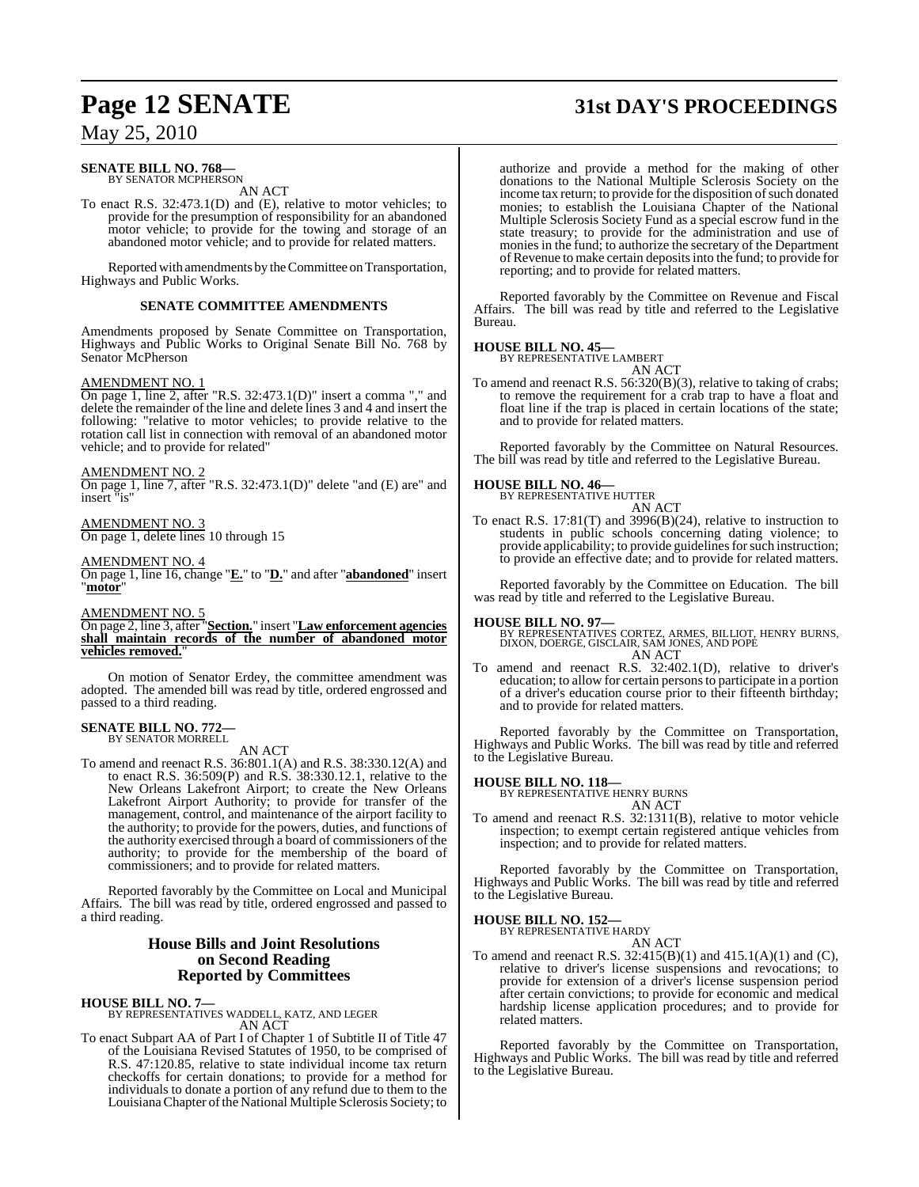**SENATE BILL NO. 768—**
BY SENATOR MCPHERSON

AN ACT

To enact R.S. 32:473.1(D) and (E), relative to motor vehicles; to provide for the presumption of responsibility for an abandoned motor vehicle; to provide for the towing and storage of an abandoned motor vehicle; and to provide for related matters.

Reported with amendments by the Committee on Transportation, Highways and Public Works.

### SENATE COMMITTEE AMENDMENTS

Amendments proposed by Senate Committee on Transportation, Highways and Public Works to Original Senate Bill No. 768 by Senator McPherson

AMENDMENT NO. 1

On page 1, line 2, after "R.S. 32:473.1(D)" insert a comma "," and delete the remainder of the line and delete lines 3 and 4 and insert the following: "relative to motor vehicles; to provide relative to the rotation call list in connection with removal of an abandoned motor vehicle; and to provide for related"

AMENDMENT NO. 2

On page 1, line 7, after "R.S. 32:473.1(D)" delete "and (E) are" and insert "is"

AMENDMENT NO. 3

On page 1, delete lines 10 through 15

AMENDMENT NO. 4

On page 1, line 16, change "**E.**" to "**D.**" and after "**abandoned**" insert "**motor**"

AMENDMENT NO. 5

On page 2, line 3, after "**Section.**" insert "**Law enforcement agencies shall maintain records of the number of abandoned motor vehicles removed.**"

On motion of Senator Erdey, the committee amendment was adopted. The amended bill was read by title, ordered engrossed and passed to a third reading.

**SENATE BILL NO. 772—**
BY SENATOR MORRELL

AN ACT

To amend and reenact R.S. 36:801.1(A) and R.S. 38:330.12(A) and to enact R.S. 36:509(P) and R.S. 38:330.12.1, relative to the New Orleans Lakefront Airport; to create the New Orleans Lakefront Airport Authority; to provide for transfer of the management, control, and maintenance of the airport facility to the authority; to provide for the powers, duties, and functions of the authority exercised through a board of commissioners of the authority; to provide for the membership of the board of commissioners; and to provide for related matters.

Reported favorably by the Committee on Local and Municipal Affairs. The bill was read by title, ordered engrossed and passed to a third reading.

## House Bills and Joint Resolutions on Second Reading Reported by Committees

**HOUSE BILL NO. 7—**
BY REPRESENTATIVES WADDELL, KATZ, AND LEGER

AN ACT

To enact Subpart AA of Part I of Chapter 1 of Subtitle II of Title 47 of the Louisiana Revised Statutes of 1950, to be comprised of R.S. 47:120.85, relative to state individual income tax return checkoffs for certain donations; to provide for a method for individuals to donate a portion of any refund due to them to the Louisiana Chapter of the National Multiple Sclerosis Society; to authorize and provide a method for the making of other donations to the National Multiple Sclerosis Society on the income tax return; to provide for the disposition of such donated monies; to establish the Louisiana Chapter of the National Multiple Sclerosis Society Fund as a special escrow fund in the state treasury; to provide for the administration and use of monies in the fund; to authorize the secretary of the Department of Revenue to make certain deposits into the fund; to provide for reporting; and to provide for related matters.

Reported favorably by the Committee on Revenue and Fiscal Affairs. The bill was read by title and referred to the Legislative Bureau.

**HOUSE BILL NO. 45—**
BY REPRESENTATIVE LAMBERT

AN ACT

To amend and reenact R.S. 56:320(B)(3), relative to taking of crabs; to remove the requirement for a crab trap to have a float and float line if the trap is placed in certain locations of the state; and to provide for related matters.

Reported favorably by the Committee on Natural Resources. The bill was read by title and referred to the Legislative Bureau.

**HOUSE BILL NO. 46—**
BY REPRESENTATIVE HUTTER

AN ACT

To enact R.S. 17:81(T) and 3996(B)(24), relative to instruction to students in public schools concerning dating violence; to provide applicability; to provide guidelines for such instruction; to provide an effective date; and to provide for related matters.

Reported favorably by the Committee on Education. The bill was read by title and referred to the Legislative Bureau.

**HOUSE BILL NO. 97—**
BY REPRESENTATIVES CORTEZ, ARMES, BILLIOT, HENRY BURNS, DIXON, DOERGE, GISCLAIR, SAM JONES, AND POPE

AN ACT

To amend and reenact R.S. 32:402.1(D), relative to driver's education; to allow for certain persons to participate in a portion of a driver's education course prior to their fifteenth birthday; and to provide for related matters.

Reported favorably by the Committee on Transportation, Highways and Public Works. The bill was read by title and referred to the Legislative Bureau.

**HOUSE BILL NO. 118—**
BY REPRESENTATIVE HENRY BURNS

AN ACT

To amend and reenact R.S. 32:1311(B), relative to motor vehicle inspection; to exempt certain registered antique vehicles from inspection; and to provide for related matters.

Reported favorably by the Committee on Transportation, Highways and Public Works. The bill was read by title and referred to the Legislative Bureau.

**HOUSE BILL NO. 152—**
BY REPRESENTATIVE HARDY

AN ACT

To amend and reenact R.S. 32:415(B)(1) and 415.1(A)(1) and (C), relative to driver's license suspensions and revocations; to provide for extension of a driver's license suspension period after certain convictions; to provide for economic and medical hardship license application procedures; and to provide for related matters.

Reported favorably by the Committee on Transportation, Highways and Public Works. The bill was read by title and referred to the Legislative Bureau.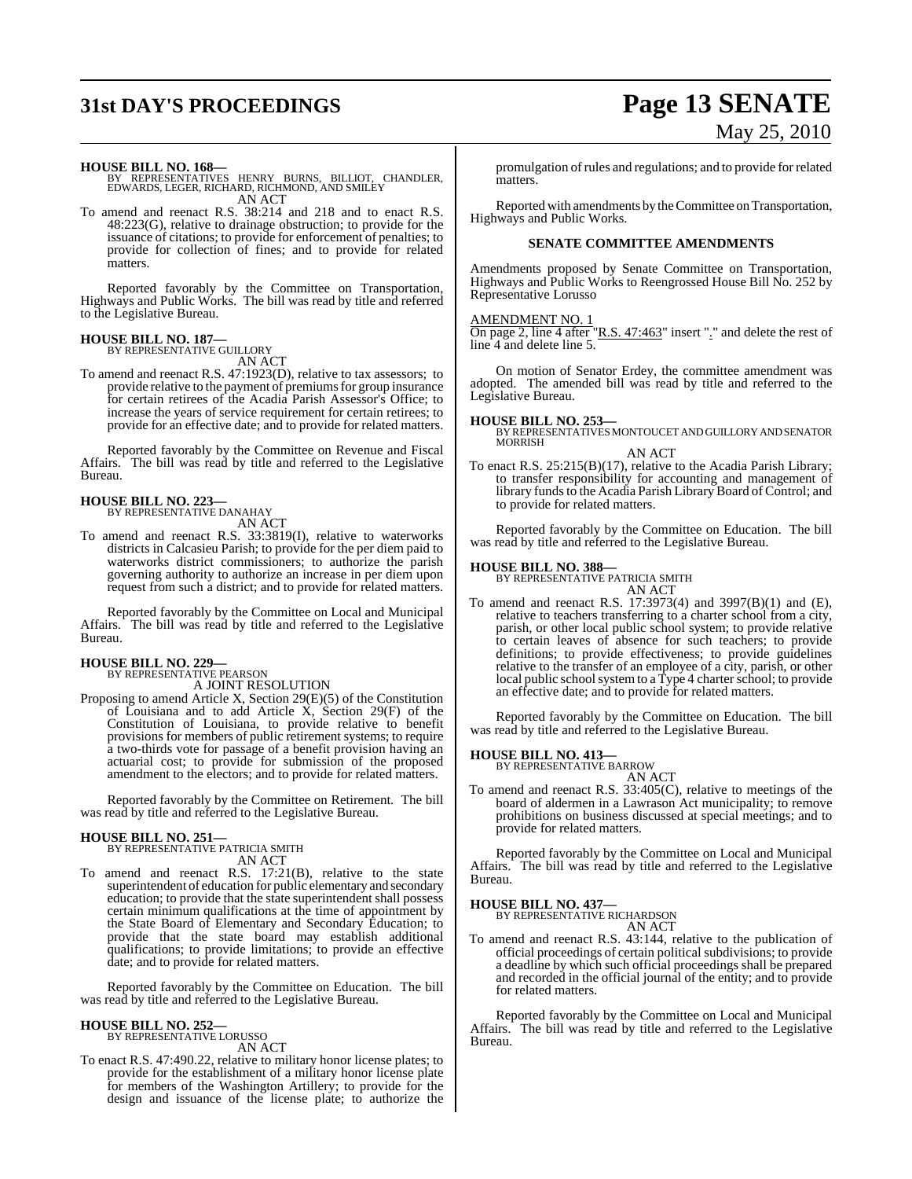**HOUSE BILL NO. 168—**
BY REPRESENTATIVES HENRY BURNS, BILLIOT, CHANDLER, EDWARDS, LEGER, RICHARD, RICHMOND, AND SMILEY
AN ACT

To amend and reenact R.S. 38:214 and 218 and to enact R.S. 48:223(G), relative to drainage obstruction; to provide for the issuance of citations; to provide for enforcement of penalties; to provide for collection of fines; and to provide for related matters.

Reported favorably by the Committee on Transportation, Highways and Public Works. The bill was read by title and referred to the Legislative Bureau.

**HOUSE BILL NO. 187—**
BY REPRESENTATIVE GUILLORY
AN ACT

To amend and reenact R.S. 47:1923(D), relative to tax assessors; to provide relative to the payment of premiums for group insurance for certain retirees of the Acadia Parish Assessor's Office; to increase the years of service requirement for certain retirees; to provide for an effective date; and to provide for related matters.

Reported favorably by the Committee on Revenue and Fiscal Affairs. The bill was read by title and referred to the Legislative Bureau.

**HOUSE BILL NO. 223—**
BY REPRESENTATIVE DANAHAY
AN ACT

To amend and reenact R.S. 33:3819(I), relative to waterworks districts in Calcasieu Parish; to provide for the per diem paid to waterworks district commissioners; to authorize the parish governing authority to authorize an increase in per diem upon request from such a district; and to provide for related matters.

Reported favorably by the Committee on Local and Municipal Affairs. The bill was read by title and referred to the Legislative Bureau.

**HOUSE BILL NO. 229—**
BY REPRESENTATIVE PEARSON
A JOINT RESOLUTION

Proposing to amend Article X, Section 29(E)(5) of the Constitution of Louisiana and to add Article X, Section 29(F) of the Constitution of Louisiana, to provide relative to benefit provisions for members of public retirement systems; to require a two-thirds vote for passage of a benefit provision having an actuarial cost; to provide for submission of the proposed amendment to the electors; and to provide for related matters.

Reported favorably by the Committee on Retirement. The bill was read by title and referred to the Legislative Bureau.

**HOUSE BILL NO. 251—**
BY REPRESENTATIVE PATRICIA SMITH
AN ACT

To amend and reenact R.S. 17:21(B), relative to the state superintendent of education for public elementary and secondary education; to provide that the state superintendent shall possess certain minimum qualifications at the time of appointment by the State Board of Elementary and Secondary Education; to provide that the state board may establish additional qualifications; to provide limitations; to provide an effective date; and to provide for related matters.

Reported favorably by the Committee on Education. The bill was read by title and referred to the Legislative Bureau.

**HOUSE BILL NO. 252—**
BY REPRESENTATIVE LORUSSO
AN ACT

To enact R.S. 47:490.22, relative to military honor license plates; to provide for the establishment of a military honor license plate for members of the Washington Artillery; to provide for the design and issuance of the license plate; to authorize the promulgation of rules and regulations; and to provide for related matters.

Reported with amendments by the Committee on Transportation, Highways and Public Works.

## SENATE COMMITTEE AMENDMENTS

Amendments proposed by Senate Committee on Transportation, Highways and Public Works to Reengrossed House Bill No. 252 by Representative Lorusso

AMENDMENT NO. 1
On page 2, line 4 after "R.S. 47:463" insert "." and delete the rest of line 4 and delete line 5.

On motion of Senator Erdey, the committee amendment was adopted. The amended bill was read by title and referred to the Legislative Bureau.

**HOUSE BILL NO. 253—**
BY REPRESENTATIVES MONTOUCET AND GUILLORY AND SENATOR MORRISH
AN ACT

To enact R.S. 25:215(B)(17), relative to the Acadia Parish Library; to transfer responsibility for accounting and management of library funds to the Acadia Parish Library Board of Control; and to provide for related matters.

Reported favorably by the Committee on Education. The bill was read by title and referred to the Legislative Bureau.

**HOUSE BILL NO. 388—**
BY REPRESENTATIVE PATRICIA SMITH
AN ACT

To amend and reenact R.S. 17:3973(4) and 3997(B)(1) and (E), relative to teachers transferring to a charter school from a city, parish, or other local public school system; to provide relative to certain leaves of absence for such teachers; to provide definitions; to provide effectiveness; to provide guidelines relative to the transfer of an employee of a city, parish, or other local public school system to a Type 4 charter school; to provide an effective date; and to provide for related matters.

Reported favorably by the Committee on Education. The bill was read by title and referred to the Legislative Bureau.

**HOUSE BILL NO. 413—**
BY REPRESENTATIVE BARROW
AN ACT

To amend and reenact R.S. 33:405(C), relative to meetings of the board of aldermen in a Lawrason Act municipality; to remove prohibitions on business discussed at special meetings; and to provide for related matters.

Reported favorably by the Committee on Local and Municipal Affairs. The bill was read by title and referred to the Legislative Bureau.

**HOUSE BILL NO. 437—**
BY REPRESENTATIVE RICHARDSON
AN ACT

To amend and reenact R.S. 43:144, relative to the publication of official proceedings of certain political subdivisions; to provide a deadline by which such official proceedings shall be prepared and recorded in the official journal of the entity; and to provide for related matters.

Reported favorably by the Committee on Local and Municipal Affairs. The bill was read by title and referred to the Legislative Bureau.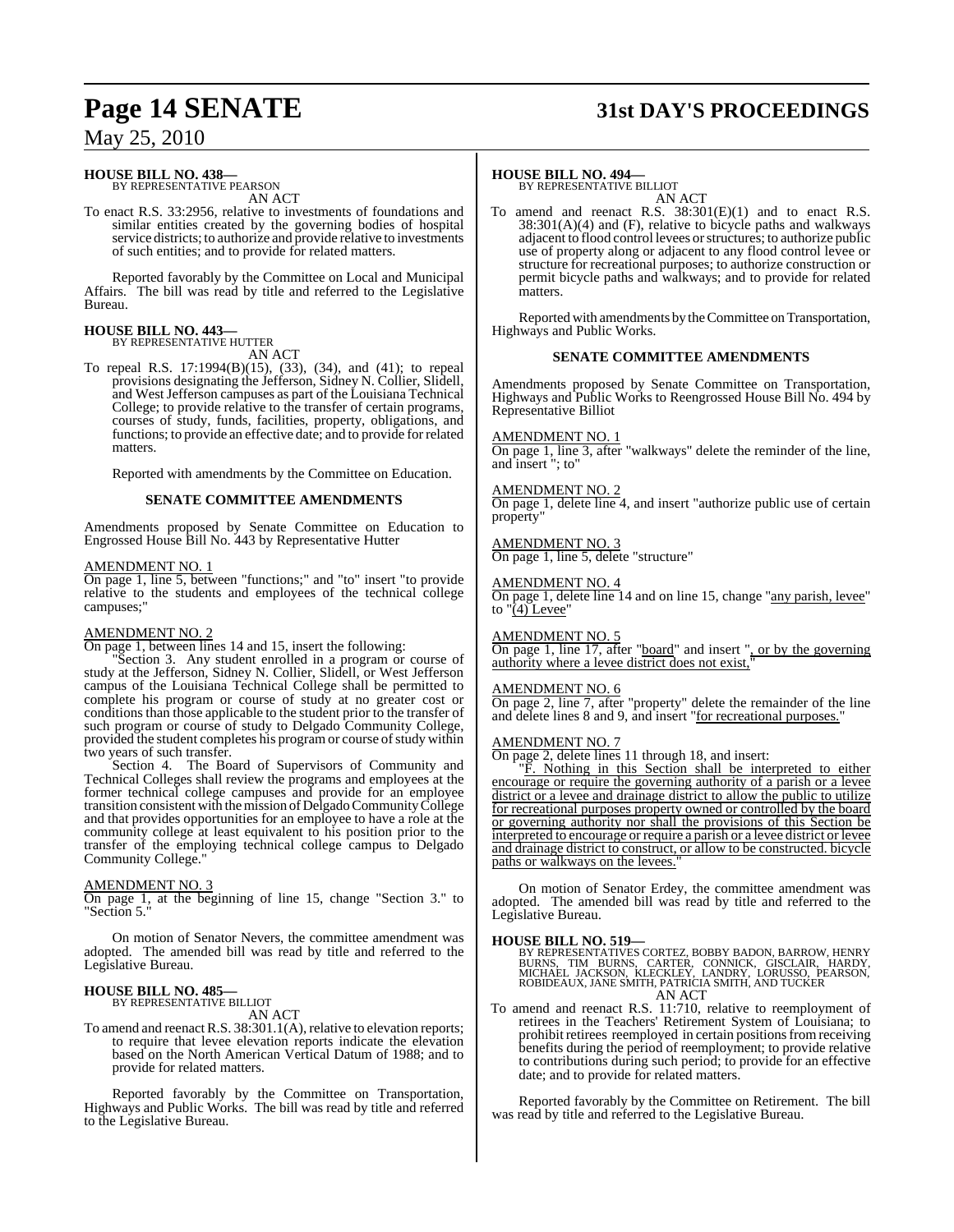**HOUSE BILL NO. 438—**
BY REPRESENTATIVE PEARSON

AN ACT

To enact R.S. 33:2956, relative to investments of foundations and similar entities created by the governing bodies of hospital service districts; to authorize and provide relative to investments of such entities; and to provide for related matters.

Reported favorably by the Committee on Local and Municipal Affairs. The bill was read by title and referred to the Legislative Bureau.

**HOUSE BILL NO. 443—**
BY REPRESENTATIVE HUTTER

AN ACT

To repeal R.S. 17:1994(B)(15), (33), (34), and (41); to repeal provisions designating the Jefferson, Sidney N. Collier, Slidell, and West Jefferson campuses as part of the Louisiana Technical College; to provide relative to the transfer of certain programs, courses of study, funds, facilities, property, obligations, and functions; to provide an effective date; and to provide for related matters.

Reported with amendments by the Committee on Education.

**SENATE COMMITTEE AMENDMENTS**

Amendments proposed by Senate Committee on Education to Engrossed House Bill No. 443 by Representative Hutter

AMENDMENT NO. 1

On page 1, line 5, between "functions;" and "to" insert "to provide relative to the students and employees of the technical college campuses;"

AMENDMENT NO. 2

On page 1, between lines 14 and 15, insert the following:

"Section 3. Any student enrolled in a program or course of study at the Jefferson, Sidney N. Collier, Slidell, or West Jefferson campus of the Louisiana Technical College shall be permitted to complete his program or course of study at no greater cost or conditions than those applicable to the student prior to the transfer of such program or course of study to Delgado Community College, provided the student completes his program or course of study within two years of such transfer.

Section 4. The Board of Supervisors of Community and Technical Colleges shall review the programs and employees at the former technical college campuses and provide for an employee transition consistent with the mission of Delgado Community College and that provides opportunities for an employee to have a role at the community college at least equivalent to his position prior to the transfer of the employing technical college campus to Delgado Community College."

AMENDMENT NO. 3

On page 1, at the beginning of line 15, change "Section 3." to "Section 5."

On motion of Senator Nevers, the committee amendment was adopted. The amended bill was read by title and referred to the Legislative Bureau.

**HOUSE BILL NO. 485—**
BY REPRESENTATIVE BILLIOT

AN ACT

To amend and reenact R.S. 38:301.1(A), relative to elevation reports; to require that levee elevation reports indicate the elevation based on the North American Vertical Datum of 1988; and to provide for related matters.

Reported favorably by the Committee on Transportation, Highways and Public Works. The bill was read by title and referred to the Legislative Bureau.

**HOUSE BILL NO. 494—**
BY REPRESENTATIVE BILLIOT

AN ACT

To amend and reenact R.S. 38:301(E)(1) and to enact R.S. 38:301(A)(4) and (F), relative to bicycle paths and walkways adjacent to flood control levees or structures; to authorize public use of property along or adjacent to any flood control levee or structure for recreational purposes; to authorize construction or permit bicycle paths and walkways; and to provide for related matters.

Reported with amendments by the Committee on Transportation, Highways and Public Works.

**SENATE COMMITTEE AMENDMENTS**

Amendments proposed by Senate Committee on Transportation, Highways and Public Works to Reengrossed House Bill No. 494 by Representative Billiot

AMENDMENT NO. 1

On page 1, line 3, after "walkways" delete the reminder of the line, and insert "; to"

AMENDMENT NO. 2

On page 1, delete line 4, and insert "authorize public use of certain property"

AMENDMENT NO. 3

On page 1, line 5, delete "structure"

AMENDMENT NO. 4

On page 1, delete line 14 and on line 15, change "any parish, levee" to "(4) Levee"

AMENDMENT NO. 5

On page 1, line 17, after "board" and insert ", or by the governing authority where a levee district does not exist,"

AMENDMENT NO. 6

On page 2, line 7, after "property" delete the remainder of the line and delete lines 8 and 9, and insert "for recreational purposes."

AMENDMENT NO. 7

On page 2, delete lines 11 through 18, and insert:

"F. Nothing in this Section shall be interpreted to either encourage or require the governing authority of a parish or a levee district or a levee and drainage district to allow the public to utilize for recreational purposes property owned or controlled by the board or governing authority nor shall the provisions of this Section be interpreted to encourage or require a parish or a levee district or levee and drainage district to construct, or allow to be constructed. bicycle paths or walkways on the levees."

On motion of Senator Erdey, the committee amendment was adopted. The amended bill was read by title and referred to the Legislative Bureau.

**HOUSE BILL NO. 519—**
BY REPRESENTATIVES CORTEZ, BOBBY BADON, BARROW, HENRY BURNS, TIM BURNS, CARTER, CONNICK, GISCLAIR, HARDY, MICHAEL JACKSON, KLECKLEY, LANDRY, LORUSSO, PEARSON, ROBIDEAUX, JANE SMITH, PATRICIA SMITH, AND TUCKER

AN ACT

To amend and reenact R.S. 11:710, relative to reemployment of retirees in the Teachers' Retirement System of Louisiana; to prohibit retirees reemployed in certain positions from receiving benefits during the period of reemployment; to provide relative to contributions during such period; to provide for an effective date; and to provide for related matters.

Reported favorably by the Committee on Retirement. The bill was read by title and referred to the Legislative Bureau.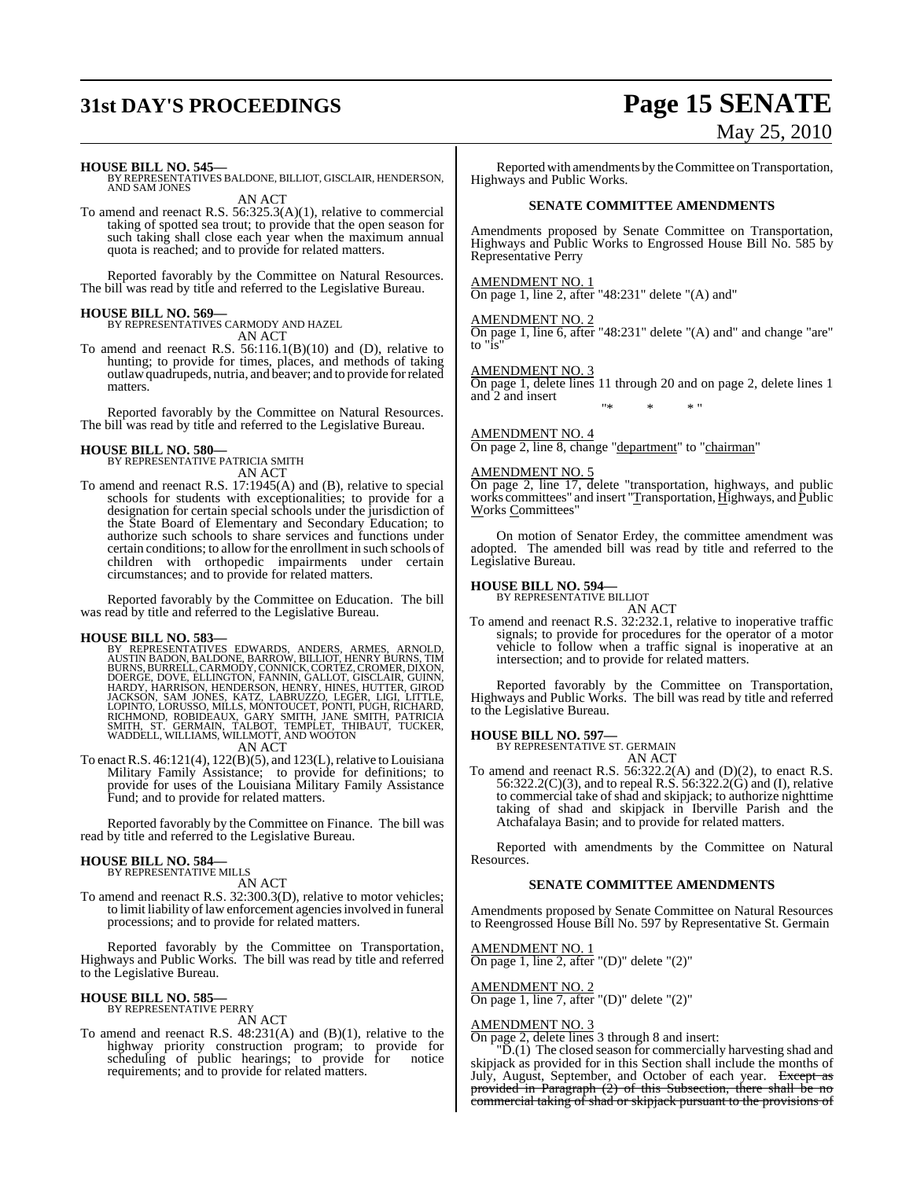**HOUSE BILL NO. 545—**
BY REPRESENTATIVES BALDONE, BILLIOT, GISCLAIR, HENDERSON, AND SAM JONES

AN ACT

To amend and reenact R.S. 56:325.3(A)(1), relative to commercial taking of spotted sea trout; to provide that the open season for such taking shall close each year when the maximum annual quota is reached; and to provide for related matters.

Reported favorably by the Committee on Natural Resources. The bill was read by title and referred to the Legislative Bureau.

**HOUSE BILL NO. 569—**
BY REPRESENTATIVES CARMODY AND HAZEL

AN ACT

To amend and reenact R.S. 56:116.1(B)(10) and (D), relative to hunting; to provide for times, places, and methods of taking outlaw quadrupeds, nutria, and beaver; and to provide for related matters.

Reported favorably by the Committee on Natural Resources. The bill was read by title and referred to the Legislative Bureau.

**HOUSE BILL NO. 580—**
BY REPRESENTATIVE PATRICIA SMITH

AN ACT

To amend and reenact R.S. 17:1945(A) and (B), relative to special schools for students with exceptionalities; to provide for a designation for certain special schools under the jurisdiction of the State Board of Elementary and Secondary Education; to authorize such schools to share services and functions under certain conditions; to allow for the enrollment in such schools of children with orthopedic impairments under certain circumstances; and to provide for related matters.

Reported favorably by the Committee on Education. The bill was read by title and referred to the Legislative Bureau.

**HOUSE BILL NO. 583—**
BY REPRESENTATIVES EDWARDS, ANDERS, ARMES, ARNOLD, AUSTIN BADON, BALDONE, BARROW, BILLIOT, HENRY BURNS, TIM BURNS, BURRELL, CARMODY, CONNICK, CORTEZ, CROMER, DIXON, DOERGE, DOVE, ELLINGTON, FANNIN, GALLOT, GISCLAIR, GUINN, HARDY, HARRISON, HENDERSON, HENRY, HINES, HUTTER, GIROD JACKSON, SAM JONES, KATZ, LABRUZZO, LEGER, LIGI, LITTLE, LOPINTO, LORUSSO, MILLS, MONTOUCET, PONTI, PUGH, RICHARD, RICHMOND, ROBIDEAUX, GARY SMITH, JANE SMITH, PATRICIA SMITH, ST. GERMAIN, TALBOT, TEMPLET, THIBAUT, TUCKER, WADDELL, WILLIAMS, WILLMOTT, AND WOOTON

AN ACT

To enact R.S. 46:121(4), 122(B)(5), and 123(L), relative to Louisiana Military Family Assistance; to provide for definitions; to provide for uses of the Louisiana Military Family Assistance Fund; and to provide for related matters.

Reported favorably by the Committee on Finance. The bill was read by title and referred to the Legislative Bureau.

**HOUSE BILL NO. 584—**
BY REPRESENTATIVE MILLS

AN ACT

To amend and reenact R.S. 32:300.3(D), relative to motor vehicles; to limit liability of law enforcement agencies involved in funeral processions; and to provide for related matters.

Reported favorably by the Committee on Transportation, Highways and Public Works. The bill was read by title and referred to the Legislative Bureau.

**HOUSE BILL NO. 585—**
BY REPRESENTATIVE PERRY

AN ACT

To amend and reenact R.S. 48:231(A) and (B)(1), relative to the highway priority construction program; to provide for scheduling of public hearings; to provide for notice requirements; and to provide for related matters.

Reported with amendments by the Committee on Transportation, Highways and Public Works.

**SENATE COMMITTEE AMENDMENTS**

Amendments proposed by Senate Committee on Transportation, Highways and Public Works to Engrossed House Bill No. 585 by Representative Perry

AMENDMENT NO. 1
On page 1, line 2, after "48:231" delete "(A) and"

AMENDMENT NO. 2
On page 1, line 6, after "48:231" delete "(A) and" and change "are" to "is"

AMENDMENT NO. 3
On page 1, delete lines 11 through 20 and on page 2, delete lines 1 and 2 and insert

"* * * "

AMENDMENT NO. 4
On page 2, line 8, change "department" to "chairman"

AMENDMENT NO. 5
On page 2, line 17, delete "transportation, highways, and public works committees" and insert "Transportation, Highways, and Public Works Committees"

On motion of Senator Erdey, the committee amendment was adopted. The amended bill was read by title and referred to the Legislative Bureau.

**HOUSE BILL NO. 594—**
BY REPRESENTATIVE BILLIOT

AN ACT

To amend and reenact R.S. 32:232.1, relative to inoperative traffic signals; to provide for procedures for the operator of a motor vehicle to follow when a traffic signal is inoperative at an intersection; and to provide for related matters.

Reported favorably by the Committee on Transportation, Highways and Public Works. The bill was read by title and referred to the Legislative Bureau.

**HOUSE BILL NO. 597—**
BY REPRESENTATIVE ST. GERMAIN

AN ACT

To amend and reenact R.S. 56:322.2(A) and (D)(2), to enact R.S. 56:322.2(C)(3), and to repeal R.S. 56:322.2(G) and (I), relative to commercial take of shad and skipjack; to authorize nighttime taking of shad and skipjack in Iberville Parish and the Atchafalaya Basin; and to provide for related matters.

Reported with amendments by the Committee on Natural Resources.

**SENATE COMMITTEE AMENDMENTS**

Amendments proposed by Senate Committee on Natural Resources to Reengrossed House Bill No. 597 by Representative St. Germain

AMENDMENT NO. 1
On page 1, line 2, after "(D)" delete "(2)"

AMENDMENT NO. 2
On page 1, line 7, after "(D)" delete "(2)"

AMENDMENT NO. 3
On page 2, delete lines 3 through 8 and insert:

"D.(1) The closed season for commercially harvesting shad and skipjack as provided for in this Section shall include the months of July, August, September, and October of each year. ~~Except as provided in Paragraph (2) of this Subsection, there shall be no commercial taking of shad or skipjack pursuant to the provisions of~~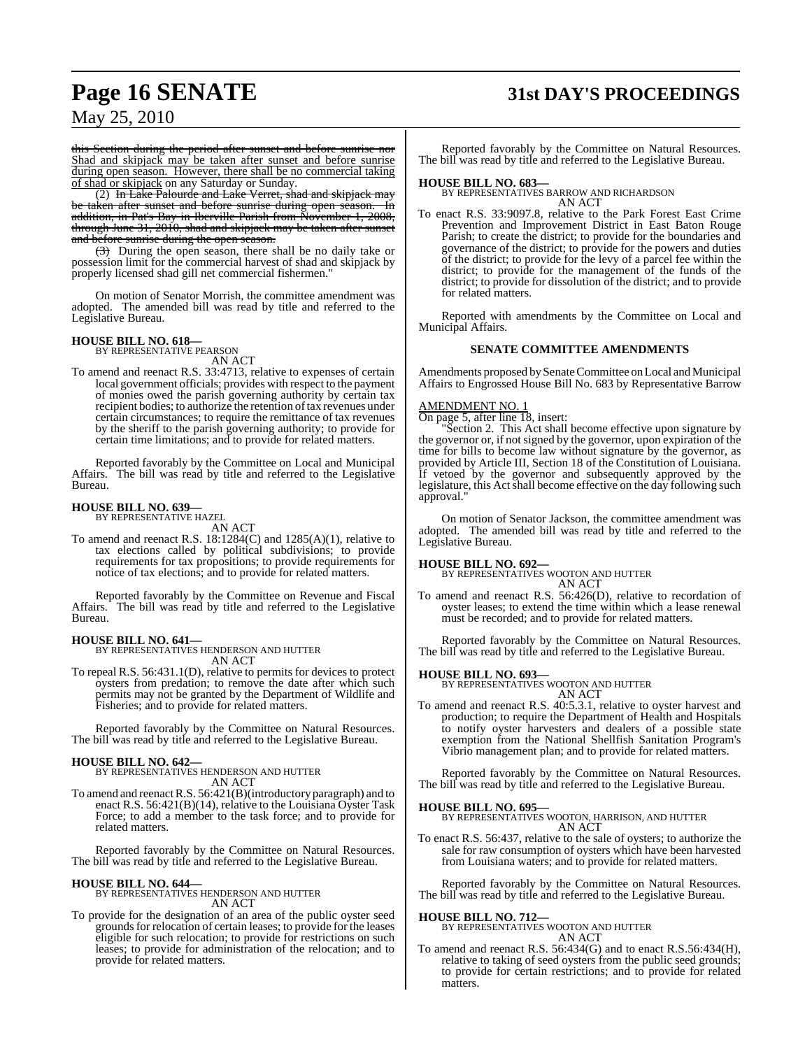this Section during the period after sunset and before sunrise nor Shad and skipjack may be taken after sunset and before sunrise during open season. However, there shall be no commercial taking of shad or skipjack on any Saturday or Sunday.

(2) In Lake Palourde and Lake Verret, shad and skipjack may be taken after sunset and before sunrise during open season. In addition, in Pat's Bay in Iberville Parish from November 1, 2008, through June 31, 2010, shad and skipjack may be taken after sunset and before sunrise during the open season.

(3) During the open season, there shall be no daily take or possession limit for the commercial harvest of shad and skipjack by properly licensed shad gill net commercial fishermen."

On motion of Senator Morrish, the committee amendment was adopted. The amended bill was read by title and referred to the Legislative Bureau.

**HOUSE BILL NO. 618—**
BY REPRESENTATIVE PEARSON
AN ACT

To amend and reenact R.S. 33:4713, relative to expenses of certain local government officials; provides with respect to the payment of monies owed the parish governing authority by certain tax recipient bodies; to authorize the retention of tax revenues under certain circumstances; to require the remittance of tax revenues by the sheriff to the parish governing authority; to provide for certain time limitations; and to provide for related matters.

Reported favorably by the Committee on Local and Municipal Affairs. The bill was read by title and referred to the Legislative Bureau.

**HOUSE BILL NO. 639—**
BY REPRESENTATIVE HAZEL
AN ACT

To amend and reenact R.S. 18:1284(C) and 1285(A)(1), relative to tax elections called by political subdivisions; to provide requirements for tax propositions; to provide requirements for notice of tax elections; and to provide for related matters.

Reported favorably by the Committee on Revenue and Fiscal Affairs. The bill was read by title and referred to the Legislative Bureau.

**HOUSE BILL NO. 641—**
BY REPRESENTATIVES HENDERSON AND HUTTER
AN ACT

To repeal R.S. 56:431.1(D), relative to permits for devices to protect oysters from predation; to remove the date after which such permits may not be granted by the Department of Wildlife and Fisheries; and to provide for related matters.

Reported favorably by the Committee on Natural Resources. The bill was read by title and referred to the Legislative Bureau.

**HOUSE BILL NO. 642—**
BY REPRESENTATIVES HENDERSON AND HUTTER
AN ACT

To amend and reenact R.S. 56:421(B)(introductory paragraph) and to enact R.S. 56:421(B)(14), relative to the Louisiana Oyster Task Force; to add a member to the task force; and to provide for related matters.

Reported favorably by the Committee on Natural Resources. The bill was read by title and referred to the Legislative Bureau.

**HOUSE BILL NO. 644—**
BY REPRESENTATIVES HENDERSON AND HUTTER
AN ACT

To provide for the designation of an area of the public oyster seed grounds for relocation of certain leases; to provide for the leases eligible for such relocation; to provide for restrictions on such leases; to provide for administration of the relocation; and to provide for related matters.

Reported favorably by the Committee on Natural Resources. The bill was read by title and referred to the Legislative Bureau.

**HOUSE BILL NO. 683—**
BY REPRESENTATIVES BARROW AND RICHARDSON
AN ACT

To enact R.S. 33:9097.8, relative to the Park Forest East Crime Prevention and Improvement District in East Baton Rouge Parish; to create the district; to provide for the boundaries and governance of the district; to provide for the powers and duties of the district; to provide for the levy of a parcel fee within the district; to provide for the management of the funds of the district; to provide for dissolution of the district; and to provide for related matters.

Reported with amendments by the Committee on Local and Municipal Affairs.

**SENATE COMMITTEE AMENDMENTS**

Amendments proposed by Senate Committee on Local and Municipal Affairs to Engrossed House Bill No. 683 by Representative Barrow

AMENDMENT NO. 1

On page 5, after line 18, insert:

"Section 2. This Act shall become effective upon signature by the governor or, if not signed by the governor, upon expiration of the time for bills to become law without signature by the governor, as provided by Article III, Section 18 of the Constitution of Louisiana. If vetoed by the governor and subsequently approved by the legislature, this Act shall become effective on the day following such approval."

On motion of Senator Jackson, the committee amendment was adopted. The amended bill was read by title and referred to the Legislative Bureau.

**HOUSE BILL NO. 692—**
BY REPRESENTATIVES WOOTON AND HUTTER
AN ACT

To amend and reenact R.S. 56:426(D), relative to recordation of oyster leases; to extend the time within which a lease renewal must be recorded; and to provide for related matters.

Reported favorably by the Committee on Natural Resources. The bill was read by title and referred to the Legislative Bureau.

**HOUSE BILL NO. 693—**
BY REPRESENTATIVES WOOTON AND HUTTER
AN ACT

To amend and reenact R.S. 40:5.3.1, relative to oyster harvest and production; to require the Department of Health and Hospitals to notify oyster harvesters and dealers of a possible state exemption from the National Shellfish Sanitation Program's Vibrio management plan; and to provide for related matters.

Reported favorably by the Committee on Natural Resources. The bill was read by title and referred to the Legislative Bureau.

**HOUSE BILL NO. 695—**
BY REPRESENTATIVES WOOTON, HARRISON, AND HUTTER
AN ACT

To enact R.S. 56:437, relative to the sale of oysters; to authorize the sale for raw consumption of oysters which have been harvested from Louisiana waters; and to provide for related matters.

Reported favorably by the Committee on Natural Resources. The bill was read by title and referred to the Legislative Bureau.

**HOUSE BILL NO. 712—**
BY REPRESENTATIVES WOOTON AND HUTTER
AN ACT

To amend and reenact R.S. 56:434(G) and to enact R.S.56:434(H), relative to taking of seed oysters from the public seed grounds; to provide for certain restrictions; and to provide for related matters.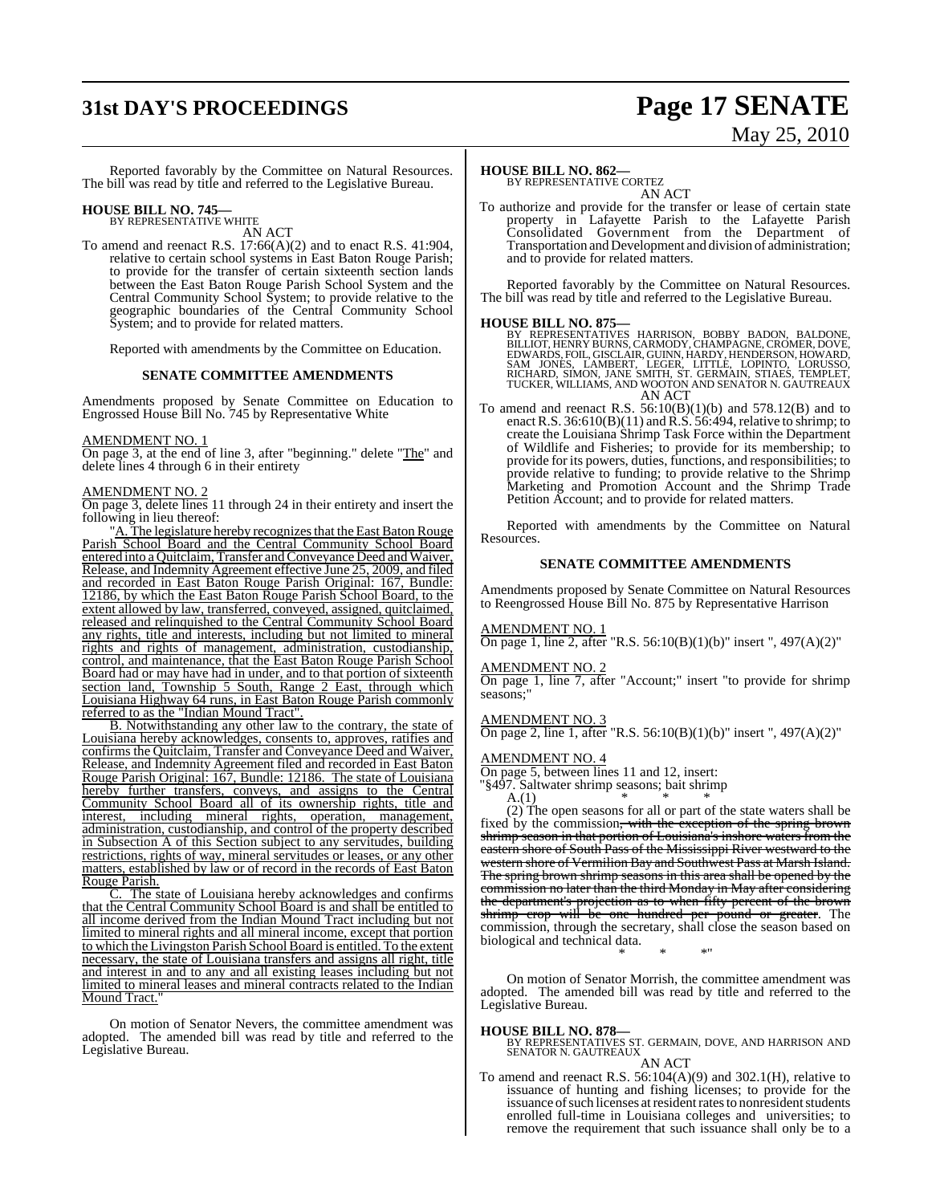Reported favorably by the Committee on Natural Resources. The bill was read by title and referred to the Legislative Bureau.

**HOUSE BILL NO. 745—**
BY REPRESENTATIVE WHITE
AN ACT

To amend and reenact R.S. 17:66(A)(2) and to enact R.S. 41:904, relative to certain school systems in East Baton Rouge Parish; to provide for the transfer of certain sixteenth section lands between the East Baton Rouge Parish School System and the Central Community School System; to provide relative to the geographic boundaries of the Central Community School System; and to provide for related matters.

Reported with amendments by the Committee on Education.

**SENATE COMMITTEE AMENDMENTS**

Amendments proposed by Senate Committee on Education to Engrossed House Bill No. 745 by Representative White

AMENDMENT NO. 1
On page 3, at the end of line 3, after "beginning." delete "The" and delete lines 4 through 6 in their entirety

AMENDMENT NO. 2
On page 3, delete lines 11 through 24 in their entirety and insert the following in lieu thereof:

"A. The legislature hereby recognizes that the East Baton Rouge Parish School Board and the Central Community School Board entered into a Quitclaim, Transfer and Conveyance Deed and Waiver, Release, and Indemnity Agreement effective June 25, 2009, and filed and recorded in East Baton Rouge Parish Original: 167, Bundle: 12186, by which the East Baton Rouge Parish School Board, to the extent allowed by law, transferred, conveyed, assigned, quitclaimed, released and relinquished to the Central Community School Board any rights, title and interests, including but not limited to mineral rights and rights of management, administration, custodianship, control, and maintenance, that the East Baton Rouge Parish School Board had or may have had in under, and to that portion of sixteenth section land, Township 5 South, Range 2 East, through which Louisiana Highway 64 runs, in East Baton Rouge Parish commonly referred to as the "Indian Mound Tract".

B. Notwithstanding any other law to the contrary, the state of Louisiana hereby acknowledges, consents to, approves, ratifies and confirms the Quitclaim, Transfer and Conveyance Deed and Waiver, Release, and Indemnity Agreement filed and recorded in East Baton Rouge Parish Original: 167, Bundle: 12186. The state of Louisiana hereby further transfers, conveys, and assigns to the Central Community School Board all of its ownership rights, title and interest, including mineral rights, operation, management, administration, custodianship, and control of the property described in Subsection A of this Section subject to any servitudes, building restrictions, rights of way, mineral servitudes or leases, or any other matters, established by law or of record in the records of East Baton Rouge Parish.

C. The state of Louisiana hereby acknowledges and confirms that the Central Community School Board is and shall be entitled to all income derived from the Indian Mound Tract including but not limited to mineral rights and all mineral income, except that portion to which the Livingston Parish School Board is entitled. To the extent necessary, the state of Louisiana transfers and assigns all right, title and interest in and to any and all existing leases including but not limited to mineral leases and mineral contracts related to the Indian Mound Tract."

On motion of Senator Nevers, the committee amendment was adopted. The amended bill was read by title and referred to the Legislative Bureau.

**HOUSE BILL NO. 862—**
BY REPRESENTATIVE CORTEZ
AN ACT

To authorize and provide for the transfer or lease of certain state property in Lafayette Parish to the Lafayette Parish Consolidated Government from the Department of Transportation and Development and division of administration; and to provide for related matters.

Reported favorably by the Committee on Natural Resources. The bill was read by title and referred to the Legislative Bureau.

**HOUSE BILL NO. 875—**
BY REPRESENTATIVES HARRISON, BOBBY BADON, BALDONE, BILLIOT, HENRY BURNS, CARMODY, CHAMPAGNE, CROMER, DOVE, EDWARDS, FOIL, GISCLAIR, GUINN, HARDY, HENDERSON, HOWARD, SAM JONES, LAMBERT, LEGER, LITTLE, LOPINTO, LORUSSO, RICHARD, SIMON, JANE SMITH, ST. GERMAIN, STIAES, TEMPLET, TUCKER, WILLIAMS, AND WOOTON AND SENATOR N. GAUTREAUX
AN ACT

To amend and reenact R.S. 56:10(B)(1)(b) and 578.12(B) and to enact R.S. 36:610(B)(11) and R.S. 56:494, relative to shrimp; to create the Louisiana Shrimp Task Force within the Department of Wildlife and Fisheries; to provide for its membership; to provide for its powers, duties, functions, and responsibilities; to provide relative to funding; to provide relative to the Shrimp Marketing and Promotion Account and the Shrimp Trade Petition Account; and to provide for related matters.

Reported with amendments by the Committee on Natural Resources.

**SENATE COMMITTEE AMENDMENTS**

Amendments proposed by Senate Committee on Natural Resources to Reengrossed House Bill No. 875 by Representative Harrison

AMENDMENT NO. 1
On page 1, line 2, after "R.S. 56:10(B)(1)(b)" insert ", 497(A)(2)"

AMENDMENT NO. 2
On page 1, line 7, after "Account;" insert "to provide for shrimp seasons;"

AMENDMENT NO. 3
On page 2, line 1, after "R.S. 56:10(B)(1)(b)" insert ", 497(A)(2)"

AMENDMENT NO. 4
On page 5, between lines 11 and 12, insert:
"§497. Saltwater shrimp seasons; bait shrimp
A.(1) * * *
(2) The open seasons for all or part of the state waters shall be fixed by the commission~~, with the exception of the spring brown shrimp season in that portion of Louisiana's inshore waters from the eastern shore of South Pass of the Mississippi River westward to the western shore of Vermilion Bay and Southwest Pass at Marsh Island. The spring brown shrimp seasons in this area shall be opened by the commission no later than the third Monday in May after considering the department's projection as to when fifty percent of the brown shrimp crop will be one hundred per pound or greater~~. The commission, through the secretary, shall close the season based on biological and technical data.
* * *"

On motion of Senator Morrish, the committee amendment was adopted. The amended bill was read by title and referred to the Legislative Bureau.

**HOUSE BILL NO. 878—**
BY REPRESENTATIVES ST. GERMAIN, DOVE, AND HARRISON AND SENATOR N. GAUTREAUX
AN ACT

To amend and reenact R.S. 56:104(A)(9) and 302.1(H), relative to issuance of hunting and fishing licenses; to provide for the issuance of such licenses at resident rates to nonresident students enrolled full-time in Louisiana colleges and universities; to remove the requirement that such issuance shall only be to a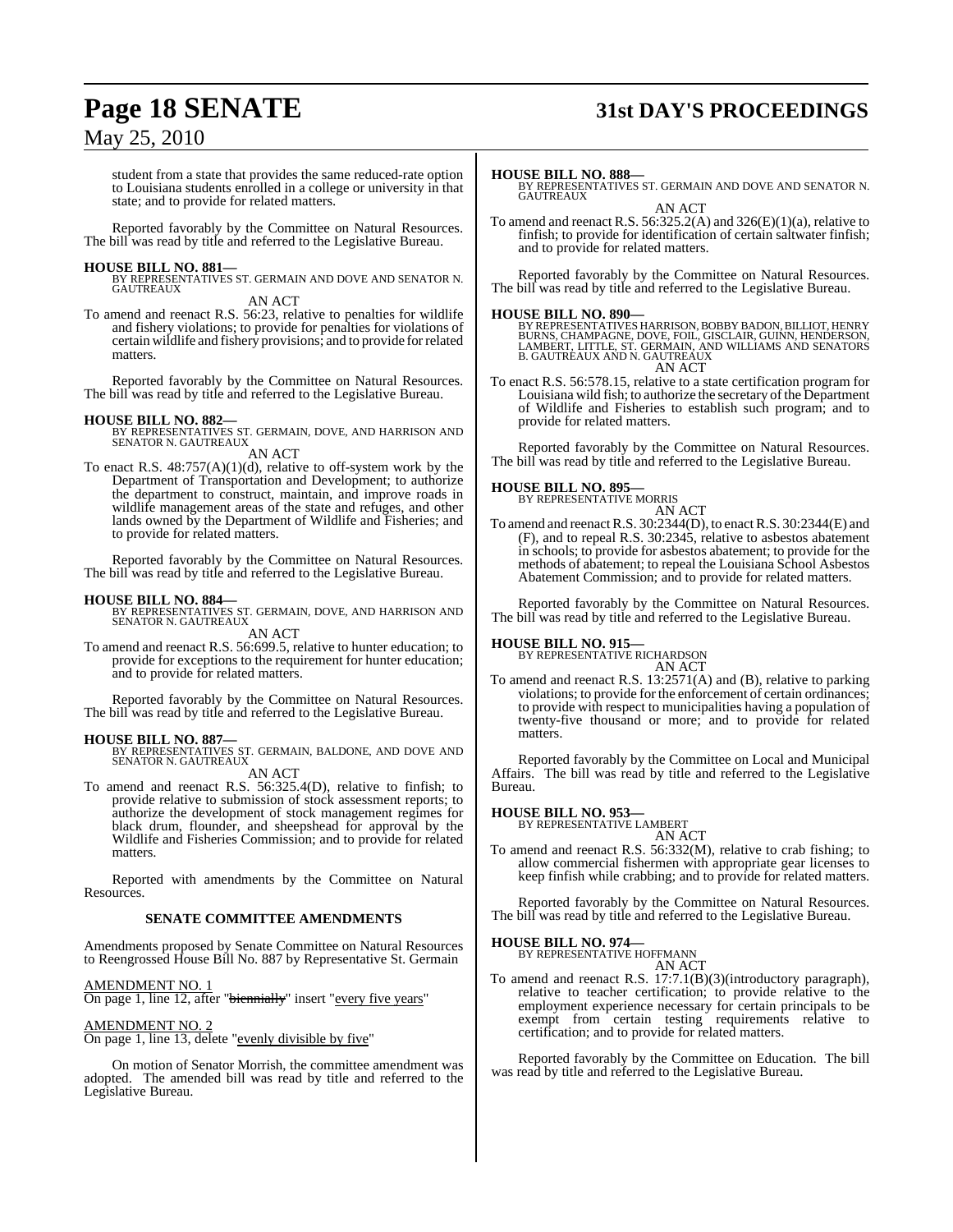student from a state that provides the same reduced-rate option to Louisiana students enrolled in a college or university in that state; and to provide for related matters.

Reported favorably by the Committee on Natural Resources. The bill was read by title and referred to the Legislative Bureau.

**HOUSE BILL NO. 881—**
BY REPRESENTATIVES ST. GERMAIN AND DOVE AND SENATOR N. GAUTREAUX

AN ACT

To amend and reenact R.S. 56:23, relative to penalties for wildlife and fishery violations; to provide for penalties for violations of certain wildlife and fishery provisions; and to provide for related matters.

Reported favorably by the Committee on Natural Resources. The bill was read by title and referred to the Legislative Bureau.

**HOUSE BILL NO. 882—**
BY REPRESENTATIVES ST. GERMAIN, DOVE, AND HARRISON AND SENATOR N. GAUTREAUX

AN ACT

To enact R.S. 48:757(A)(1)(d), relative to off-system work by the Department of Transportation and Development; to authorize the department to construct, maintain, and improve roads in wildlife management areas of the state and refuges, and other lands owned by the Department of Wildlife and Fisheries; and to provide for related matters.

Reported favorably by the Committee on Natural Resources. The bill was read by title and referred to the Legislative Bureau.

**HOUSE BILL NO. 884—**
BY REPRESENTATIVES ST. GERMAIN, DOVE, AND HARRISON AND SENATOR N. GAUTREAUX

AN ACT

To amend and reenact R.S. 56:699.5, relative to hunter education; to provide for exceptions to the requirement for hunter education; and to provide for related matters.

Reported favorably by the Committee on Natural Resources. The bill was read by title and referred to the Legislative Bureau.

**HOUSE BILL NO. 887—**
BY REPRESENTATIVES ST. GERMAIN, BALDONE, AND DOVE AND SENATOR N. GAUTREAUX

AN ACT

To amend and reenact R.S. 56:325.4(D), relative to finfish; to provide relative to submission of stock assessment reports; to authorize the development of stock management regimes for black drum, flounder, and sheepshead for approval by the Wildlife and Fisheries Commission; and to provide for related matters.

Reported with amendments by the Committee on Natural Resources.

**SENATE COMMITTEE AMENDMENTS**

Amendments proposed by Senate Committee on Natural Resources to Reengrossed House Bill No. 887 by Representative St. Germain

AMENDMENT NO. 1
On page 1, line 12, after "~~biennially~~" insert "every five years"

AMENDMENT NO. 2
On page 1, line 13, delete "evenly divisible by five"

On motion of Senator Morrish, the committee amendment was adopted. The amended bill was read by title and referred to the Legislative Bureau.

**HOUSE BILL NO. 888—**
BY REPRESENTATIVES ST. GERMAIN AND DOVE AND SENATOR N. GAUTREAUX

AN ACT

To amend and reenact R.S. 56:325.2(A) and 326(E)(1)(a), relative to finfish; to provide for identification of certain saltwater finfish; and to provide for related matters.

Reported favorably by the Committee on Natural Resources. The bill was read by title and referred to the Legislative Bureau.

**HOUSE BILL NO. 890—**
BY REPRESENTATIVES HARRISON, BOBBY BADON, BILLIOT, HENRY BURNS, CHAMPAGNE, DOVE, FOIL, GISCLAIR, GUINN, HENDERSON, LAMBERT, LITTLE, ST. GERMAIN, AND WILLIAMS AND SENATORS B. GAUTREAUX AND N. GAUTREAUX

AN ACT

To enact R.S. 56:578.15, relative to a state certification program for Louisiana wild fish; to authorize the secretary of the Department of Wildlife and Fisheries to establish such program; and to provide for related matters.

Reported favorably by the Committee on Natural Resources. The bill was read by title and referred to the Legislative Bureau.

**HOUSE BILL NO. 895—**
BY REPRESENTATIVE MORRIS

AN ACT

To amend and reenact R.S. 30:2344(D), to enact R.S. 30:2344(E) and (F), and to repeal R.S. 30:2345, relative to asbestos abatement in schools; to provide for asbestos abatement; to provide for the methods of abatement; to repeal the Louisiana School Asbestos Abatement Commission; and to provide for related matters.

Reported favorably by the Committee on Natural Resources. The bill was read by title and referred to the Legislative Bureau.

**HOUSE BILL NO. 915—**
BY REPRESENTATIVE RICHARDSON

AN ACT

To amend and reenact R.S. 13:2571(A) and (B), relative to parking violations; to provide for the enforcement of certain ordinances; to provide with respect to municipalities having a population of twenty-five thousand or more; and to provide for related matters.

Reported favorably by the Committee on Local and Municipal Affairs. The bill was read by title and referred to the Legislative Bureau.

**HOUSE BILL NO. 953—**
BY REPRESENTATIVE LAMBERT

AN ACT

To amend and reenact R.S. 56:332(M), relative to crab fishing; to allow commercial fishermen with appropriate gear licenses to keep finfish while crabbing; and to provide for related matters.

Reported favorably by the Committee on Natural Resources. The bill was read by title and referred to the Legislative Bureau.

**HOUSE BILL NO. 974—**
BY REPRESENTATIVE HOFFMANN

AN ACT

To amend and reenact R.S. 17:7.1(B)(3)(introductory paragraph), relative to teacher certification; to provide relative to the employment experience necessary for certain principals to be exempt from certain testing requirements relative to certification; and to provide for related matters.

Reported favorably by the Committee on Education. The bill was read by title and referred to the Legislative Bureau.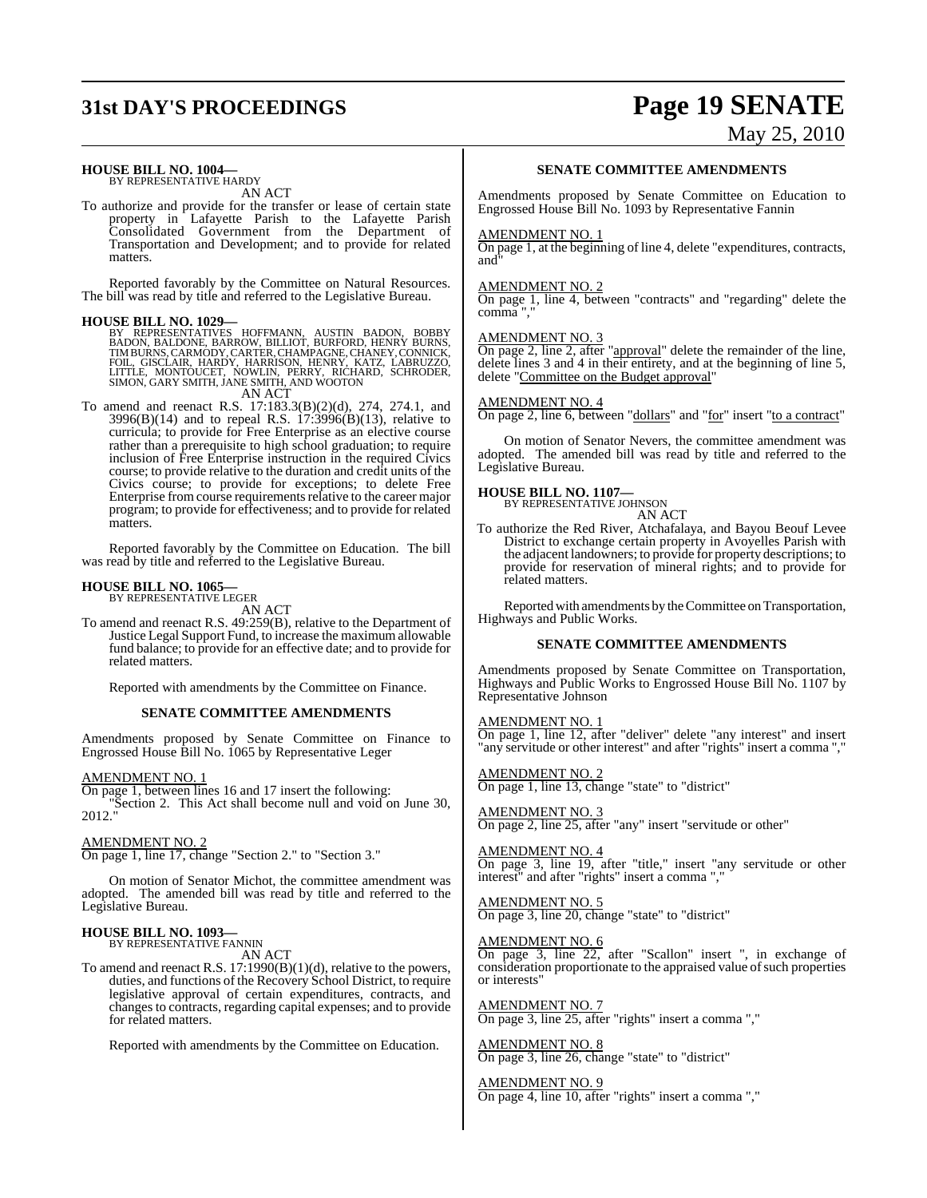**HOUSE BILL NO. 1004—**
BY REPRESENTATIVE HARDY

AN ACT

To authorize and provide for the transfer or lease of certain state property in Lafayette Parish to the Lafayette Parish Consolidated Government from the Department of Transportation and Development; and to provide for related matters.

Reported favorably by the Committee on Natural Resources. The bill was read by title and referred to the Legislative Bureau.

**HOUSE BILL NO. 1029—**
BY REPRESENTATIVES HOFFMANN, AUSTIN BADON, BOBBY BADON, BALDONE, BARROW, BILLIOT, BURFORD, HENRY BURNS, TIM BURNS, CARMODY, CARTER, CHAMPAGNE, CHANEY, CONNICK, FOIL, GISCLAIR, HARDY, HARRISON, HENRY, KATZ, LABRUZZO, LITTLE, MONTOUCET, NOWLIN, PERRY, RICHARD, SCHRODER, SIMON, GARY SMITH, JANE SMITH, AND WOOTON

AN ACT

To amend and reenact R.S. 17:183.3(B)(2)(d), 274, 274.1, and 3996(B)(14) and to repeal R.S. 17:3996(B)(13), relative to curricula; to provide for Free Enterprise as an elective course rather than a prerequisite to high school graduation; to require inclusion of Free Enterprise instruction in the required Civics course; to provide relative to the duration and credit units of the Civics course; to provide for exceptions; to delete Free Enterprise from course requirements relative to the career major program; to provide for effectiveness; and to provide for related matters.

Reported favorably by the Committee on Education. The bill was read by title and referred to the Legislative Bureau.

**HOUSE BILL NO. 1065—**
BY REPRESENTATIVE LEGER

AN ACT

To amend and reenact R.S. 49:259(B), relative to the Department of Justice Legal Support Fund, to increase the maximum allowable fund balance; to provide for an effective date; and to provide for related matters.

Reported with amendments by the Committee on Finance.

**SENATE COMMITTEE AMENDMENTS**

Amendments proposed by Senate Committee on Finance to Engrossed House Bill No. 1065 by Representative Leger

AMENDMENT NO. 1
On page 1, between lines 16 and 17 insert the following:
"Section 2. This Act shall become null and void on June 30, 2012."

AMENDMENT NO. 2
On page 1, line 17, change "Section 2." to "Section 3."

On motion of Senator Michot, the committee amendment was adopted. The amended bill was read by title and referred to the Legislative Bureau.

**HOUSE BILL NO. 1093—**
BY REPRESENTATIVE FANNIN

AN ACT

To amend and reenact R.S. 17:1990(B)(1)(d), relative to the powers, duties, and functions of the Recovery School District, to require legislative approval of certain expenditures, contracts, and changes to contracts, regarding capital expenses; and to provide for related matters.

Reported with amendments by the Committee on Education.

**SENATE COMMITTEE AMENDMENTS**

Amendments proposed by Senate Committee on Education to Engrossed House Bill No. 1093 by Representative Fannin

AMENDMENT NO. 1
On page 1, at the beginning of line 4, delete "expenditures, contracts, and"

AMENDMENT NO. 2
On page 1, line 4, between "contracts" and "regarding" delete the comma ","

AMENDMENT NO. 3
On page 2, line 2, after "approval" delete the remainder of the line, delete lines 3 and 4 in their entirety, and at the beginning of line 5, delete "Committee on the Budget approval"

AMENDMENT NO. 4
On page 2, line 6, between "dollars" and "for" insert "to a contract"

On motion of Senator Nevers, the committee amendment was adopted. The amended bill was read by title and referred to the Legislative Bureau.

**HOUSE BILL NO. 1107—**
BY REPRESENTATIVE JOHNSON

AN ACT

To authorize the Red River, Atchafalaya, and Bayou Beouf Levee District to exchange certain property in Avoyelles Parish with the adjacent landowners; to provide for property descriptions; to provide for reservation of mineral rights; and to provide for related matters.

Reported with amendments by the Committee on Transportation, Highways and Public Works.

**SENATE COMMITTEE AMENDMENTS**

Amendments proposed by Senate Committee on Transportation, Highways and Public Works to Engrossed House Bill No. 1107 by Representative Johnson

AMENDMENT NO. 1
On page 1, line 12, after "deliver" delete "any interest" and insert "any servitude or other interest" and after "rights" insert a comma ","

AMENDMENT NO. 2
On page 1, line 13, change "state" to "district"

AMENDMENT NO. 3
On page 2, line 25, after "any" insert "servitude or other"

AMENDMENT NO. 4
On page 3, line 19, after "title," insert "any servitude or other interest" and after "rights" insert a comma ","

AMENDMENT NO. 5
On page 3, line 20, change "state" to "district"

AMENDMENT NO. 6
On page 3, line 22, after "Scallon" insert ", in exchange of consideration proportionate to the appraised value of such properties or interests"

AMENDMENT NO. 7
On page 3, line 25, after "rights" insert a comma ","

AMENDMENT NO. 8
On page 3, line 26, change "state" to "district"

AMENDMENT NO. 9
On page 4, line 10, after "rights" insert a comma ","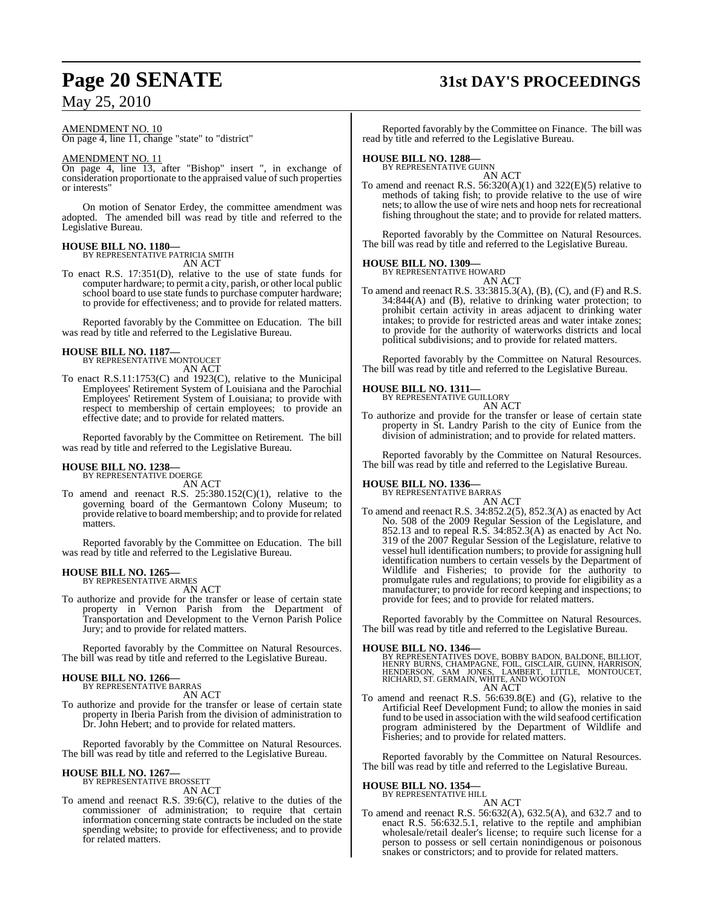AMENDMENT NO. 10

On page 4, line 11, change "state" to "district"

AMENDMENT NO. 11

On page 4, line 13, after "Bishop" insert ", in exchange of consideration proportionate to the appraised value of such properties or interests"

On motion of Senator Erdey, the committee amendment was adopted. The amended bill was read by title and referred to the Legislative Bureau.

**HOUSE BILL NO. 1180—**
BY REPRESENTATIVE PATRICIA SMITH
AN ACT

To enact R.S. 17:351(D), relative to the use of state funds for computer hardware; to permit a city, parish, or other local public school board to use state funds to purchase computer hardware; to provide for effectiveness; and to provide for related matters.

Reported favorably by the Committee on Education. The bill was read by title and referred to the Legislative Bureau.

**HOUSE BILL NO. 1187—**
BY REPRESENTATIVE MONTOUCET
AN ACT

To enact R.S.11:1753(C) and 1923(C), relative to the Municipal Employees' Retirement System of Louisiana and the Parochial Employees' Retirement System of Louisiana; to provide with respect to membership of certain employees; to provide an effective date; and to provide for related matters.

Reported favorably by the Committee on Retirement. The bill was read by title and referred to the Legislative Bureau.

**HOUSE BILL NO. 1238—**
BY REPRESENTATIVE DOERGE
AN ACT

To amend and reenact R.S. 25:380.152(C)(1), relative to the governing board of the Germantown Colony Museum; to provide relative to board membership; and to provide for related matters.

Reported favorably by the Committee on Education. The bill was read by title and referred to the Legislative Bureau.

**HOUSE BILL NO. 1265—**
BY REPRESENTATIVE ARMES
AN ACT

To authorize and provide for the transfer or lease of certain state property in Vernon Parish from the Department of Transportation and Development to the Vernon Parish Police Jury; and to provide for related matters.

Reported favorably by the Committee on Natural Resources. The bill was read by title and referred to the Legislative Bureau.

**HOUSE BILL NO. 1266—**
BY REPRESENTATIVE BARRAS
AN ACT

To authorize and provide for the transfer or lease of certain state property in Iberia Parish from the division of administration to Dr. John Hebert; and to provide for related matters.

Reported favorably by the Committee on Natural Resources. The bill was read by title and referred to the Legislative Bureau.

**HOUSE BILL NO. 1267—**
BY REPRESENTATIVE BROSSETT
AN ACT

To amend and reenact R.S. 39:6(C), relative to the duties of the commissioner of administration; to require that certain information concerning state contracts be included on the state spending website; to provide for effectiveness; and to provide for related matters.

Reported favorably by the Committee on Finance. The bill was read by title and referred to the Legislative Bureau.

**HOUSE BILL NO. 1288—**
BY REPRESENTATIVE GUINN
AN ACT

To amend and reenact R.S. 56:320(A)(1) and 322(E)(5) relative to methods of taking fish; to provide relative to the use of wire nets; to allow the use of wire nets and hoop nets for recreational fishing throughout the state; and to provide for related matters.

Reported favorably by the Committee on Natural Resources. The bill was read by title and referred to the Legislative Bureau.

**HOUSE BILL NO. 1309—**
BY REPRESENTATIVE HOWARD
AN ACT

To amend and reenact R.S. 33:3815.3(A), (B), (C), and (F) and R.S. 34:844(A) and (B), relative to drinking water protection; to prohibit certain activity in areas adjacent to drinking water intakes; to provide for restricted areas and water intake zones; to provide for the authority of waterworks districts and local political subdivisions; and to provide for related matters.

Reported favorably by the Committee on Natural Resources. The bill was read by title and referred to the Legislative Bureau.

**HOUSE BILL NO. 1311—**
BY REPRESENTATIVE GUILLORY
AN ACT

To authorize and provide for the transfer or lease of certain state property in St. Landry Parish to the city of Eunice from the division of administration; and to provide for related matters.

Reported favorably by the Committee on Natural Resources. The bill was read by title and referred to the Legislative Bureau.

**HOUSE BILL NO. 1336—**
BY REPRESENTATIVE BARRAS
AN ACT

To amend and reenact R.S. 34:852.2(5), 852.3(A) as enacted by Act No. 508 of the 2009 Regular Session of the Legislature, and 852.13 and to repeal R.S. 34:852.3(A) as enacted by Act No. 319 of the 2007 Regular Session of the Legislature, relative to vessel hull identification numbers; to provide for assigning hull identification numbers to certain vessels by the Department of Wildlife and Fisheries; to provide for the authority to promulgate rules and regulations; to provide for eligibility as a manufacturer; to provide for record keeping and inspections; to provide for fees; and to provide for related matters.

Reported favorably by the Committee on Natural Resources. The bill was read by title and referred to the Legislative Bureau.

**HOUSE BILL NO. 1346—**
BY REPRESENTATIVES DOVE, BOBBY BADON, BALDONE, BILLIOT, HENRY BURNS, CHAMPAGNE, FOIL, GISCLAIR, GUINN, HARRISON, HENDERSON, SAM JONES, LAMBERT, LITTLE, MONTOUCET, RICHARD, ST. GERMAIN, WHITE, AND WOOTON
AN ACT

To amend and reenact R.S. 56:639.8(E) and (G), relative to the Artificial Reef Development Fund; to allow the monies in said fund to be used in association with the wild seafood certification program administered by the Department of Wildlife and Fisheries; and to provide for related matters.

Reported favorably by the Committee on Natural Resources. The bill was read by title and referred to the Legislative Bureau.

**HOUSE BILL NO. 1354—**
BY REPRESENTATIVE HILL
AN ACT

To amend and reenact R.S. 56:632(A), 632.5(A), and 632.7 and to enact R.S. 56:632.5.1, relative to the reptile and amphibian wholesale/retail dealer's license; to require such license for a person to possess or sell certain nonindigenous or poisonous snakes or constrictors; and to provide for related matters.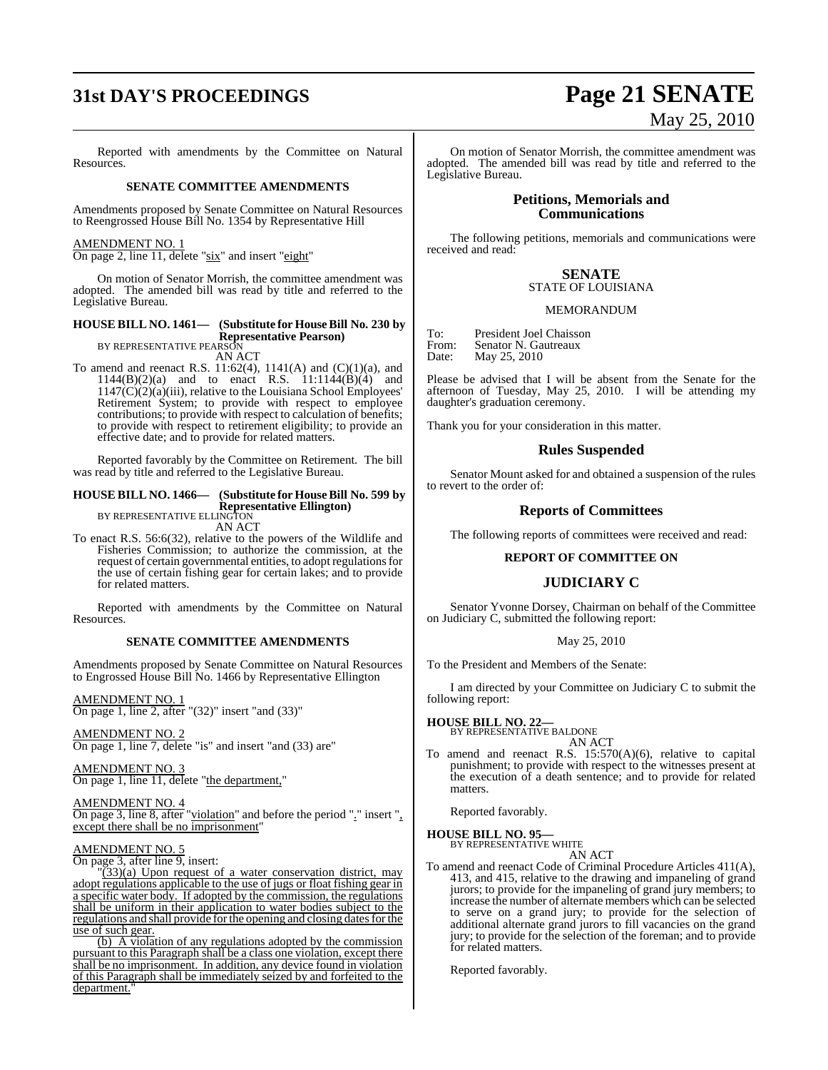Reported with amendments by the Committee on Natural Resources.

**SENATE COMMITTEE AMENDMENTS**

Amendments proposed by Senate Committee on Natural Resources to Reengrossed House Bill No. 1354 by Representative Hill

AMENDMENT NO. 1
On page 2, line 11, delete "six" and insert "eight"

On motion of Senator Morrish, the committee amendment was adopted. The amended bill was read by title and referred to the Legislative Bureau.

**HOUSE BILL NO. 1461— (Substitute for House Bill No. 230 by Representative Pearson)**
BY REPRESENTATIVE PEARSON
AN ACT
To amend and reenact R.S. 11:62(4), 1141(A) and (C)(1)(a), and 1144(B)(2)(a) and to enact R.S. 11:1144(B)(4) and 1147(C)(2)(a)(iii), relative to the Louisiana School Employees' Retirement System; to provide with respect to employee contributions; to provide with respect to calculation of benefits; to provide with respect to retirement eligibility; to provide an effective date; and to provide for related matters.

Reported favorably by the Committee on Retirement. The bill was read by title and referred to the Legislative Bureau.

**HOUSE BILL NO. 1466— (Substitute for House Bill No. 599 by Representative Ellington)**
BY REPRESENTATIVE ELLINGTON
AN ACT
To enact R.S. 56:6(32), relative to the powers of the Wildlife and Fisheries Commission; to authorize the commission, at the request of certain governmental entities, to adopt regulations for the use of certain fishing gear for certain lakes; and to provide for related matters.

Reported with amendments by the Committee on Natural Resources.

**SENATE COMMITTEE AMENDMENTS**

Amendments proposed by Senate Committee on Natural Resources to Engrossed House Bill No. 1466 by Representative Ellington

AMENDMENT NO. 1
On page 1, line 2, after "(32)" insert "and (33)"

AMENDMENT NO. 2
On page 1, line 7, delete "is" and insert "and (33) are"

AMENDMENT NO. 3
On page 1, line 11, delete "the department,"

AMENDMENT NO. 4
On page 3, line 8, after "violation" and before the period "." insert ", except there shall be no imprisonment"

AMENDMENT NO. 5
On page 3, after line 9, insert:

"(33)(a) Upon request of a water conservation district, may adopt regulations applicable to the use of jugs or float fishing gear in a specific water body. If adopted by the commission, the regulations shall be uniform in their application to water bodies subject to the regulations and shall provide for the opening and closing dates for the use of such gear.

(b) A violation of any regulations adopted by the commission pursuant to this Paragraph shall be a class one violation, except there shall be no imprisonment. In addition, any device found in violation of this Paragraph shall be immediately seized by and forfeited to the department."

On motion of Senator Morrish, the committee amendment was adopted. The amended bill was read by title and referred to the Legislative Bureau.

## Petitions, Memorials and Communications

The following petitions, memorials and communications were received and read:

**SENATE**
STATE OF LOUISIANA

MEMORANDUM

To: President Joel Chaisson
From: Senator N. Gautreaux
Date: May 25, 2010

Please be advised that I will be absent from the Senate for the afternoon of Tuesday, May 25, 2010. I will be attending my daughter's graduation ceremony.

Thank you for your consideration in this matter.

## Rules Suspended

Senator Mount asked for and obtained a suspension of the rules to revert to the order of:

## Reports of Committees

The following reports of committees were received and read:

**REPORT OF COMMITTEE ON**

**JUDICIARY C**

Senator Yvonne Dorsey, Chairman on behalf of the Committee on Judiciary C, submitted the following report:

May 25, 2010

To the President and Members of the Senate:

I am directed by your Committee on Judiciary C to submit the following report:

**HOUSE BILL NO. 22—**
BY REPRESENTATIVE BALDONE
AN ACT
To amend and reenact R.S. 15:570(A)(6), relative to capital punishment; to provide with respect to the witnesses present at the execution of a death sentence; and to provide for related matters.

Reported favorably.

**HOUSE BILL NO. 95—**
BY REPRESENTATIVE WHITE
AN ACT
To amend and reenact Code of Criminal Procedure Articles 411(A), 413, and 415, relative to the drawing and impaneling of grand jurors; to provide for the impaneling of grand jury members; to increase the number of alternate members which can be selected to serve on a grand jury; to provide for the selection of additional alternate grand jurors to fill vacancies on the grand jury; to provide for the selection of the foreman; and to provide for related matters.

Reported favorably.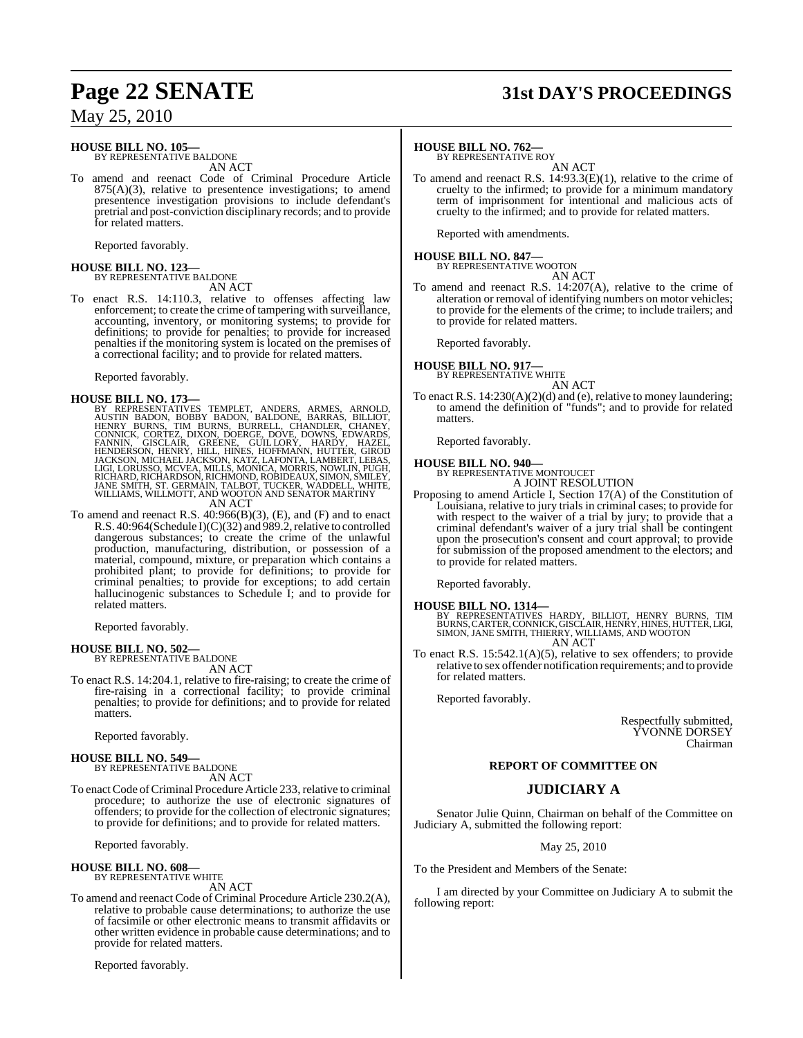**HOUSE BILL NO. 105—**
BY REPRESENTATIVE BALDONE
AN ACT

To amend and reenact Code of Criminal Procedure Article 875(A)(3), relative to presentence investigations; to amend presentence investigation provisions to include defendant's pretrial and post-conviction disciplinary records; and to provide for related matters.

Reported favorably.

**HOUSE BILL NO. 123—**
BY REPRESENTATIVE BALDONE
AN ACT

To enact R.S. 14:110.3, relative to offenses affecting law enforcement; to create the crime of tampering with surveillance, accounting, inventory, or monitoring systems; to provide for definitions; to provide for penalties; to provide for increased penalties if the monitoring system is located on the premises of a correctional facility; and to provide for related matters.

Reported favorably.

**HOUSE BILL NO. 173—**
BY REPRESENTATIVES TEMPLET, ANDERS, ARMES, ARNOLD, AUSTIN BADON, BOBBY BADON, BALDONE, BARRAS, BILLIOT, HENRY BURNS, TIM BURNS, BURRELL, CHANDLER, CHANEY, CONNICK, CORTEZ, DIXON, DOERGE, DOVE, DOWNS, EDWARDS, FANNIN, GISCLAIR, GREENE, GUILLORY, HARDY, HAZEL, HENDERSON, HENRY, HILL, HINES, HOFFMANN, HUTTER, GIROD JACKSON, MICHAEL JACKSON, KATZ, LAFONTA, LAMBERT, LEBAS, LIGI, LORUSSO, MCVEA, MILLS, MONICA, MORRIS, NOWLIN, PUGH, RICHARD, RICHARDSON, RICHMOND, ROBIDEAUX, SIMON, SMILEY, JANE SMITH, ST. GERMAIN, TALBOT, TUCKER, WADDELL, WHITE, WILLIAMS, WILLMOTT, AND WOOTON AND SENATOR MARTINY
AN ACT

To amend and reenact R.S. 40:966(B)(3), (E), and (F) and to enact R.S. 40:964(Schedule I)(C)(32) and 989.2, relative to controlled dangerous substances; to create the crime of the unlawful production, manufacturing, distribution, or possession of a material, compound, mixture, or preparation which contains a prohibited plant; to provide for definitions; to provide for criminal penalties; to provide for exceptions; to add certain hallucinogenic substances to Schedule I; and to provide for related matters.

Reported favorably.

**HOUSE BILL NO. 502—**
BY REPRESENTATIVE BALDONE
AN ACT

To enact R.S. 14:204.1, relative to fire-raising; to create the crime of fire-raising in a correctional facility; to provide criminal penalties; to provide for definitions; and to provide for related matters.

Reported favorably.

**HOUSE BILL NO. 549—**
BY REPRESENTATIVE BALDONE
AN ACT

To enact Code of Criminal Procedure Article 233, relative to criminal procedure; to authorize the use of electronic signatures of offenders; to provide for the collection of electronic signatures; to provide for definitions; and to provide for related matters.

Reported favorably.

**HOUSE BILL NO. 608—**
BY REPRESENTATIVE WHITE
AN ACT

To amend and reenact Code of Criminal Procedure Article 230.2(A), relative to probable cause determinations; to authorize the use of facsimile or other electronic means to transmit affidavits or other written evidence in probable cause determinations; and to provide for related matters.

Reported favorably.

**HOUSE BILL NO. 762—**
BY REPRESENTATIVE ROY
AN ACT

To amend and reenact R.S. 14:93.3(E)(1), relative to the crime of cruelty to the infirmed; to provide for a minimum mandatory term of imprisonment for intentional and malicious acts of cruelty to the infirmed; and to provide for related matters.

Reported with amendments.

**HOUSE BILL NO. 847—**
BY REPRESENTATIVE WOOTON
AN ACT

To amend and reenact R.S. 14:207(A), relative to the crime of alteration or removal of identifying numbers on motor vehicles; to provide for the elements of the crime; to include trailers; and to provide for related matters.

Reported favorably.

**HOUSE BILL NO. 917—**
BY REPRESENTATIVE WHITE
AN ACT

To enact R.S. 14:230(A)(2)(d) and (e), relative to money laundering; to amend the definition of "funds"; and to provide for related matters.

Reported favorably.

**HOUSE BILL NO. 940—**
BY REPRESENTATIVE MONTOUCET
A JOINT RESOLUTION

Proposing to amend Article I, Section 17(A) of the Constitution of Louisiana, relative to jury trials in criminal cases; to provide for with respect to the waiver of a trial by jury; to provide that a criminal defendant's waiver of a jury trial shall be contingent upon the prosecution's consent and court approval; to provide for submission of the proposed amendment to the electors; and to provide for related matters.

Reported favorably.

**HOUSE BILL NO. 1314—**
BY REPRESENTATIVES HARDY, BILLIOT, HENRY BURNS, TIM BURNS, CARTER, CONNICK, GISCLAIR, HENRY, HINES, HUTTER, LIGI, SIMON, JANE SMITH, THIERRY, WILLIAMS, AND WOOTON
AN ACT

To enact R.S. 15:542.1(A)(5), relative to sex offenders; to provide relative to sex offender notification requirements; and to provide for related matters.

Reported favorably.

Respectfully submitted,
YVONNE DORSEY
Chairman

## REPORT OF COMMITTEE ON

## JUDICIARY A

Senator Julie Quinn, Chairman on behalf of the Committee on Judiciary A, submitted the following report:

May 25, 2010

To the President and Members of the Senate:

I am directed by your Committee on Judiciary A to submit the following report: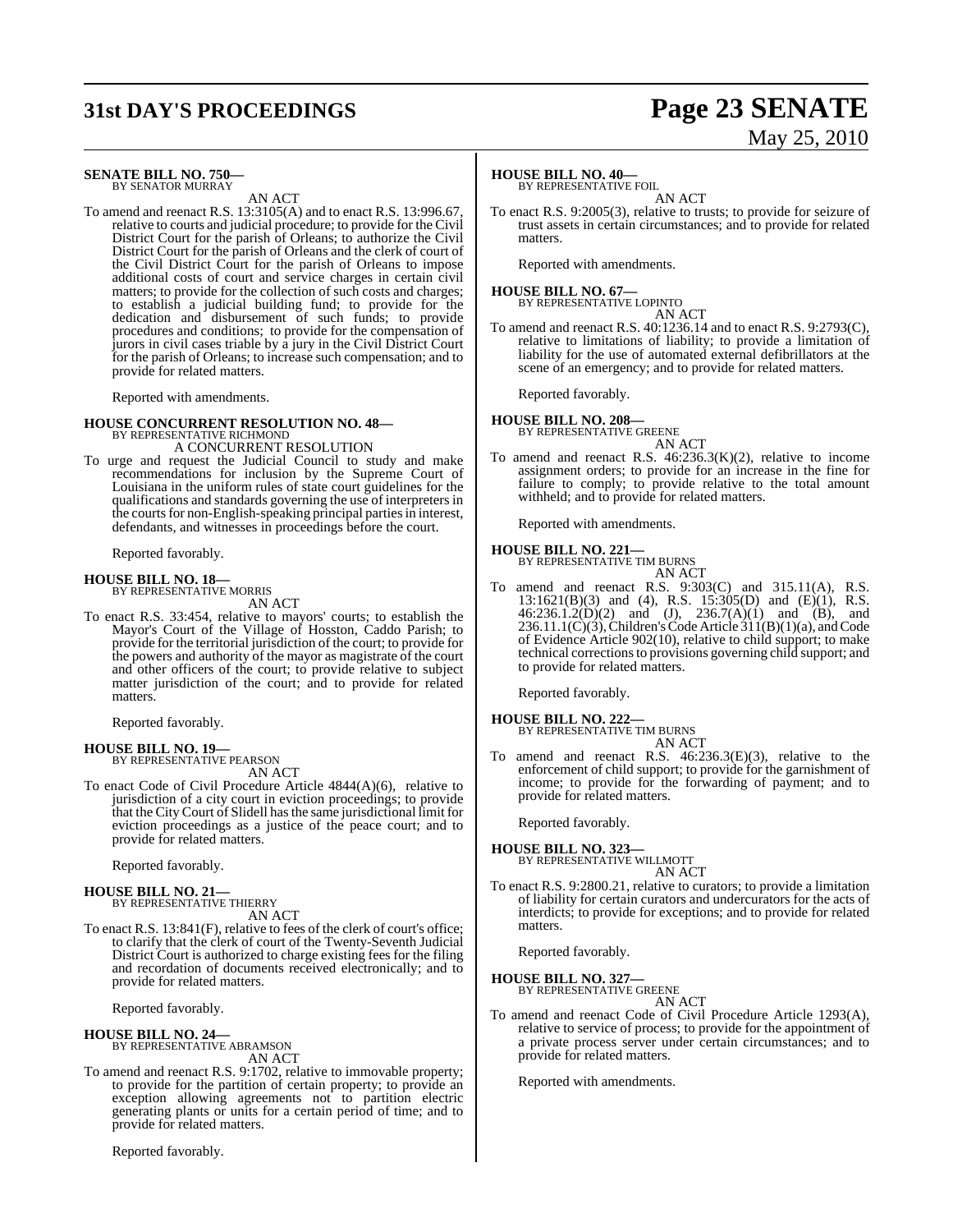**SENATE BILL NO. 750—**
BY SENATOR MURRAY

AN ACT

To amend and reenact R.S. 13:3105(A) and to enact R.S. 13:996.67, relative to courts and judicial procedure; to provide for the Civil District Court for the parish of Orleans; to authorize the Civil District Court for the parish of Orleans and the clerk of court of the Civil District Court for the parish of Orleans to impose additional costs of court and service charges in certain civil matters; to provide for the collection of such costs and charges; to establish a judicial building fund; to provide for the dedication and disbursement of such funds; to provide procedures and conditions; to provide for the compensation of jurors in civil cases triable by a jury in the Civil District Court for the parish of Orleans; to increase such compensation; and to provide for related matters.

Reported with amendments.

**HOUSE CONCURRENT RESOLUTION NO. 48—**
BY REPRESENTATIVE RICHMOND

A CONCURRENT RESOLUTION

To urge and request the Judicial Council to study and make recommendations for inclusion by the Supreme Court of Louisiana in the uniform rules of state court guidelines for the qualifications and standards governing the use of interpreters in the courts for non-English-speaking principal parties in interest, defendants, and witnesses in proceedings before the court.

Reported favorably.

**HOUSE BILL NO. 18—**
BY REPRESENTATIVE MORRIS

AN ACT

To enact R.S. 33:454, relative to mayors' courts; to establish the Mayor's Court of the Village of Hosston, Caddo Parish; to provide for the territorial jurisdiction of the court; to provide for the powers and authority of the mayor as magistrate of the court and other officers of the court; to provide relative to subject matter jurisdiction of the court; and to provide for related matters.

Reported favorably.

**HOUSE BILL NO. 19—**
BY REPRESENTATIVE PEARSON

AN ACT

To enact Code of Civil Procedure Article 4844(A)(6), relative to jurisdiction of a city court in eviction proceedings; to provide that the City Court of Slidell has the same jurisdictional limit for eviction proceedings as a justice of the peace court; and to provide for related matters.

Reported favorably.

**HOUSE BILL NO. 21—**
BY REPRESENTATIVE THIERRY

AN ACT

To enact R.S. 13:841(F), relative to fees of the clerk of court's office; to clarify that the clerk of court of the Twenty-Seventh Judicial District Court is authorized to charge existing fees for the filing and recordation of documents received electronically; and to provide for related matters.

Reported favorably.

**HOUSE BILL NO. 24—**
BY REPRESENTATIVE ABRAMSON

AN ACT

To amend and reenact R.S. 9:1702, relative to immovable property; to provide for the partition of certain property; to provide an exception allowing agreements not to partition electric generating plants or units for a certain period of time; and to provide for related matters.

Reported favorably.

**HOUSE BILL NO. 40—**
BY REPRESENTATIVE FOIL

AN ACT

To enact R.S. 9:2005(3), relative to trusts; to provide for seizure of trust assets in certain circumstances; and to provide for related matters.

Reported with amendments.

**HOUSE BILL NO. 67—**
BY REPRESENTATIVE LOPINTO

AN ACT

To amend and reenact R.S. 40:1236.14 and to enact R.S. 9:2793(C), relative to limitations of liability; to provide a limitation of liability for the use of automated external defibrillators at the scene of an emergency; and to provide for related matters.

Reported favorably.

**HOUSE BILL NO. 208—**
BY REPRESENTATIVE GREENE

AN ACT

To amend and reenact R.S. 46:236.3(K)(2), relative to income assignment orders; to provide for an increase in the fine for failure to comply; to provide relative to the total amount withheld; and to provide for related matters.

Reported with amendments.

**HOUSE BILL NO. 221—**
BY REPRESENTATIVE TIM BURNS

AN ACT

To amend and reenact R.S. 9:303(C) and 315.11(A), R.S. 13:1621(B)(3) and (4), R.S. 15:305(D) and (E)(1), R.S. 46:236.1.2(D)(2) and (J), 236.7(A)(1) and (B), and 236.11.1(C)(3), Children's Code Article 311(B)(1)(a), and Code of Evidence Article 902(10), relative to child support; to make technical corrections to provisions governing child support; and to provide for related matters.

Reported favorably.

**HOUSE BILL NO. 222—**
BY REPRESENTATIVE TIM BURNS

AN ACT

To amend and reenact R.S. 46:236.3(E)(3), relative to the enforcement of child support; to provide for the garnishment of income; to provide for the forwarding of payment; and to provide for related matters.

Reported favorably.

**HOUSE BILL NO. 323—**
BY REPRESENTATIVE WILLMOTT

AN ACT

To enact R.S. 9:2800.21, relative to curators; to provide a limitation of liability for certain curators and undercurators for the acts of interdicts; to provide for exceptions; and to provide for related matters.

Reported favorably.

**HOUSE BILL NO. 327—**
BY REPRESENTATIVE GREENE

AN ACT

To amend and reenact Code of Civil Procedure Article 1293(A), relative to service of process; to provide for the appointment of a private process server under certain circumstances; and to provide for related matters.

Reported with amendments.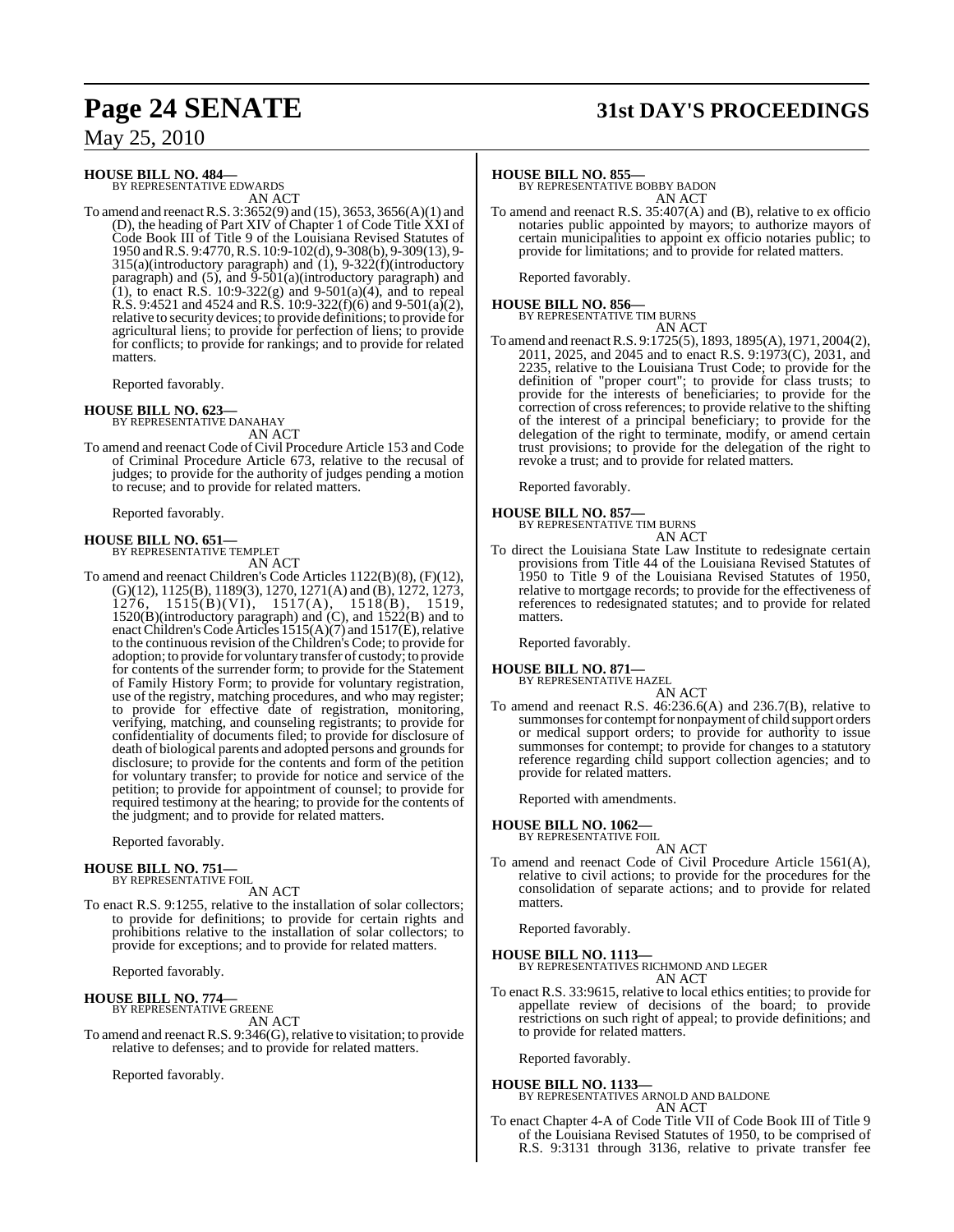**HOUSE BILL NO. 484—**
BY REPRESENTATIVE EDWARDS
AN ACT

To amend and reenact R.S. 3:3652(9) and (15), 3653, 3656(A)(1) and (D), the heading of Part XIV of Chapter 1 of Code Title XXI of Code Book III of Title 9 of the Louisiana Revised Statutes of 1950 and R.S. 9:4770, R.S. 10:9-102(d), 9-308(b), 9-309(13), 9-315(a)(introductory paragraph) and (1), 9-322(f)(introductory paragraph) and (5), and 9-501(a)(introductory paragraph) and (1), to enact R.S. 10:9-322(g) and 9-501(a)(4), and to repeal R.S. 9:4521 and 4524 and R.S. 10:9-322(f)(6) and 9-501(a)(2), relative to security devices; to provide definitions; to provide for agricultural liens; to provide for perfection of liens; to provide for conflicts; to provide for rankings; and to provide for related matters.

Reported favorably.

**HOUSE BILL NO. 623—**
BY REPRESENTATIVE DANAHAY
AN ACT

To amend and reenact Code of Civil Procedure Article 153 and Code of Criminal Procedure Article 673, relative to the recusal of judges; to provide for the authority of judges pending a motion to recuse; and to provide for related matters.

Reported favorably.

**HOUSE BILL NO. 651—**
BY REPRESENTATIVE TEMPLET
AN ACT

To amend and reenact Children's Code Articles 1122(B)(8), (F)(12), (G)(12), 1125(B), 1189(3), 1270, 1271(A) and (B), 1272, 1273, 1276, 1515(B)(VI), 1517(A), 1518(B), 1519, 1520(B)(introductory paragraph) and (C), and 1522(B) and to enact Children's Code Articles 1515(A)(7) and 1517(E), relative to the continuous revision of the Children's Code; to provide for adoption; to provide for voluntary transfer of custody; to provide for contents of the surrender form; to provide for the Statement of Family History Form; to provide for voluntary registration, use of the registry, matching procedures, and who may register; to provide for effective date of registration, monitoring, verifying, matching, and counseling registrants; to provide for confidentiality of documents filed; to provide for disclosure of death of biological parents and adopted persons and grounds for disclosure; to provide for the contents and form of the petition for voluntary transfer; to provide for notice and service of the petition; to provide for appointment of counsel; to provide for required testimony at the hearing; to provide for the contents of the judgment; and to provide for related matters.

Reported favorably.

**HOUSE BILL NO. 751—**
BY REPRESENTATIVE FOIL
AN ACT

To enact R.S. 9:1255, relative to the installation of solar collectors; to provide for definitions; to provide for certain rights and prohibitions relative to the installation of solar collectors; to provide for exceptions; and to provide for related matters.

Reported favorably.

**HOUSE BILL NO. 774—**
BY REPRESENTATIVE GREENE
AN ACT

To amend and reenact R.S. 9:346(G), relative to visitation; to provide relative to defenses; and to provide for related matters.

Reported favorably.

**HOUSE BILL NO. 855—**
BY REPRESENTATIVE BOBBY BADON
AN ACT

To amend and reenact R.S. 35:407(A) and (B), relative to ex officio notaries public appointed by mayors; to authorize mayors of certain municipalities to appoint ex officio notaries public; to provide for limitations; and to provide for related matters.

Reported favorably.

**HOUSE BILL NO. 856—**
BY REPRESENTATIVE TIM BURNS
AN ACT

To amend and reenact R.S. 9:1725(5), 1893, 1895(A), 1971, 2004(2), 2011, 2025, and 2045 and to enact R.S. 9:1973(C), 2031, and 2235, relative to the Louisiana Trust Code; to provide for the definition of "proper court"; to provide for class trusts; to provide for the interests of beneficiaries; to provide for the correction of cross references; to provide relative to the shifting of the interest of a principal beneficiary; to provide for the delegation of the right to terminate, modify, or amend certain trust provisions; to provide for the delegation of the right to revoke a trust; and to provide for related matters.

Reported favorably.

**HOUSE BILL NO. 857—**
BY REPRESENTATIVE TIM BURNS
AN ACT

To direct the Louisiana State Law Institute to redesignate certain provisions from Title 44 of the Louisiana Revised Statutes of 1950 to Title 9 of the Louisiana Revised Statutes of 1950, relative to mortgage records; to provide for the effectiveness of references to redesignated statutes; and to provide for related matters.

Reported favorably.

**HOUSE BILL NO. 871—**
BY REPRESENTATIVE HAZEL
AN ACT

To amend and reenact R.S. 46:236.6(A) and 236.7(B), relative to summonses for contempt for nonpayment of child support orders or medical support orders; to provide for authority to issue summonses for contempt; to provide for changes to a statutory reference regarding child support collection agencies; and to provide for related matters.

Reported with amendments.

**HOUSE BILL NO. 1062—**
BY REPRESENTATIVE FOIL
AN ACT

To amend and reenact Code of Civil Procedure Article 1561(A), relative to civil actions; to provide for the procedures for the consolidation of separate actions; and to provide for related matters.

Reported favorably.

**HOUSE BILL NO. 1113—**
BY REPRESENTATIVES RICHMOND AND LEGER
AN ACT

To enact R.S. 33:9615, relative to local ethics entities; to provide for appellate review of decisions of the board; to provide restrictions on such right of appeal; to provide definitions; and to provide for related matters.

Reported favorably.

**HOUSE BILL NO. 1133—**
BY REPRESENTATIVES ARNOLD AND BALDONE
AN ACT

To enact Chapter 4-A of Code Title VII of Code Book III of Title 9 of the Louisiana Revised Statutes of 1950, to be comprised of R.S. 9:3131 through 3136, relative to private transfer fee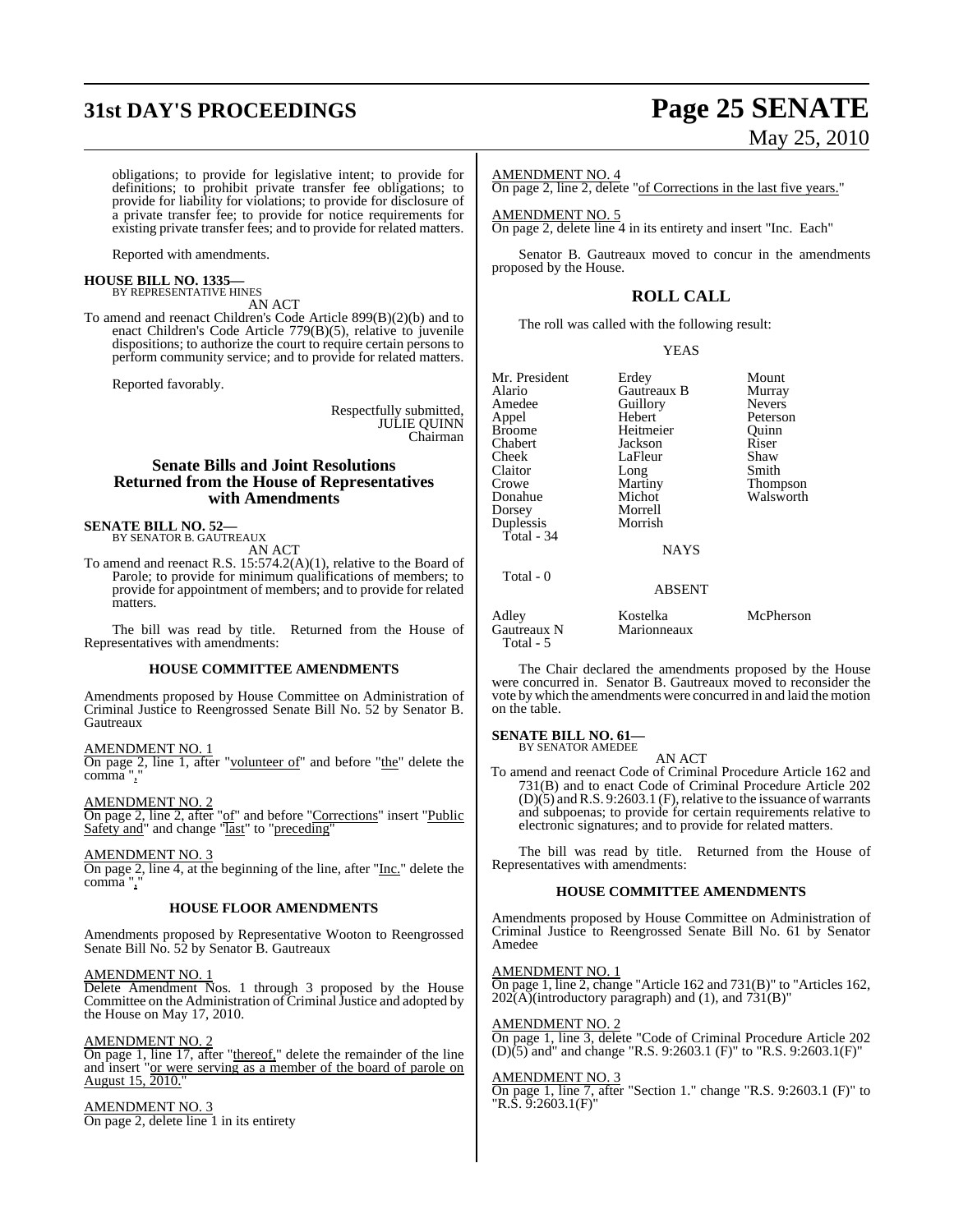obligations; to provide for legislative intent; to provide for definitions; to prohibit private transfer fee obligations; to provide for liability for violations; to provide for disclosure of a private transfer fee; to provide for notice requirements for existing private transfer fees; and to provide for related matters.

Reported with amendments.

**HOUSE BILL NO. 1335—**
BY REPRESENTATIVE HINES

AN ACT

To amend and reenact Children's Code Article 899(B)(2)(b) and to enact Children's Code Article 779(B)(5), relative to juvenile dispositions; to authorize the court to require certain persons to perform community service; and to provide for related matters.

Reported favorably.

Respectfully submitted,
JULIE QUINN
Chairman

## Senate Bills and Joint Resolutions Returned from the House of Representatives with Amendments

**SENATE BILL NO. 52—**
BY SENATOR B. GAUTREAUX

AN ACT

To amend and reenact R.S. 15:574.2(A)(1), relative to the Board of Parole; to provide for minimum qualifications of members; to provide for appointment of members; and to provide for related matters.

The bill was read by title. Returned from the House of Representatives with amendments:

### HOUSE COMMITTEE AMENDMENTS

Amendments proposed by House Committee on Administration of Criminal Justice to Reengrossed Senate Bill No. 52 by Senator B. Gautreaux

AMENDMENT NO. 1
On page 2, line 1, after "volunteer of" and before "the" delete the comma ","

AMENDMENT NO. 2
On page 2, line 2, after "of" and before "Corrections" insert "Public Safety and" and change "last" to "preceding"

AMENDMENT NO. 3
On page 2, line 4, at the beginning of the line, after "Inc." delete the comma ","

### HOUSE FLOOR AMENDMENTS

Amendments proposed by Representative Wooton to Reengrossed Senate Bill No. 52 by Senator B. Gautreaux

AMENDMENT NO. 1
Delete Amendment Nos. 1 through 3 proposed by the House Committee on the Administration of Criminal Justice and adopted by the House on May 17, 2010.

AMENDMENT NO. 2
On page 1, line 17, after "thereof," delete the remainder of the line and insert "or were serving as a member of the board of parole on August 15, 2010."

AMENDMENT NO. 3
On page 2, delete line 1 in its entirety

AMENDMENT NO. 4
On page 2, line 2, delete "of Corrections in the last five years."

AMENDMENT NO. 5
On page 2, delete line 4 in its entirety and insert "Inc. Each"

Senator B. Gautreaux moved to concur in the amendments proposed by the House.

## ROLL CALL

The roll was called with the following result:

YEAS

| | | |
|---|---|---|
| Mr. President | Erdey | Mount |
| Alario | Gautreaux B | Murray |
| Amedee | Guillory | Nevers |
| Appel | Hebert | Peterson |
| Broome | Heitmeier | Quinn |
| Chabert | Jackson | Riser |
| Cheek | LaFleur | Shaw |
| Claitor | Long | Smith |
| Crowe | Martiny | Thompson |
| Donahue | Michot | Walsworth |
| Dorsey | Morrell | |
| Duplessis | Morrish | |

Total - 34

NAYS

Total - 0

ABSENT

| | | |
|---|---|---|
| Adley | Kostelka | McPherson |
| Gautreaux N | Marionneaux | |

Total - 5

The Chair declared the amendments proposed by the House were concurred in. Senator B. Gautreaux moved to reconsider the vote by which the amendments were concurred in and laid the motion on the table.

**SENATE BILL NO. 61—**
BY SENATOR AMEDEE

AN ACT

To amend and reenact Code of Criminal Procedure Article 162 and 731(B) and to enact Code of Criminal Procedure Article 202 (D)(5) and R.S. 9:2603.1 (F), relative to the issuance of warrants and subpoenas; to provide for certain requirements relative to electronic signatures; and to provide for related matters.

The bill was read by title. Returned from the House of Representatives with amendments:

### HOUSE COMMITTEE AMENDMENTS

Amendments proposed by House Committee on Administration of Criminal Justice to Reengrossed Senate Bill No. 61 by Senator Amedee

AMENDMENT NO. 1
On page 1, line 2, change "Article 162 and 731(B)" to "Articles 162, 202(A)(introductory paragraph) and (1), and 731(B)"

AMENDMENT NO. 2
On page 1, line 3, delete "Code of Criminal Procedure Article 202 (D)(5) and" and change "R.S. 9:2603.1 (F)" to "R.S. 9:2603.1(F)"

AMENDMENT NO. 3
On page 1, line 7, after "Section 1." change "R.S. 9:2603.1 (F)" to "R.S. 9:2603.1(F)"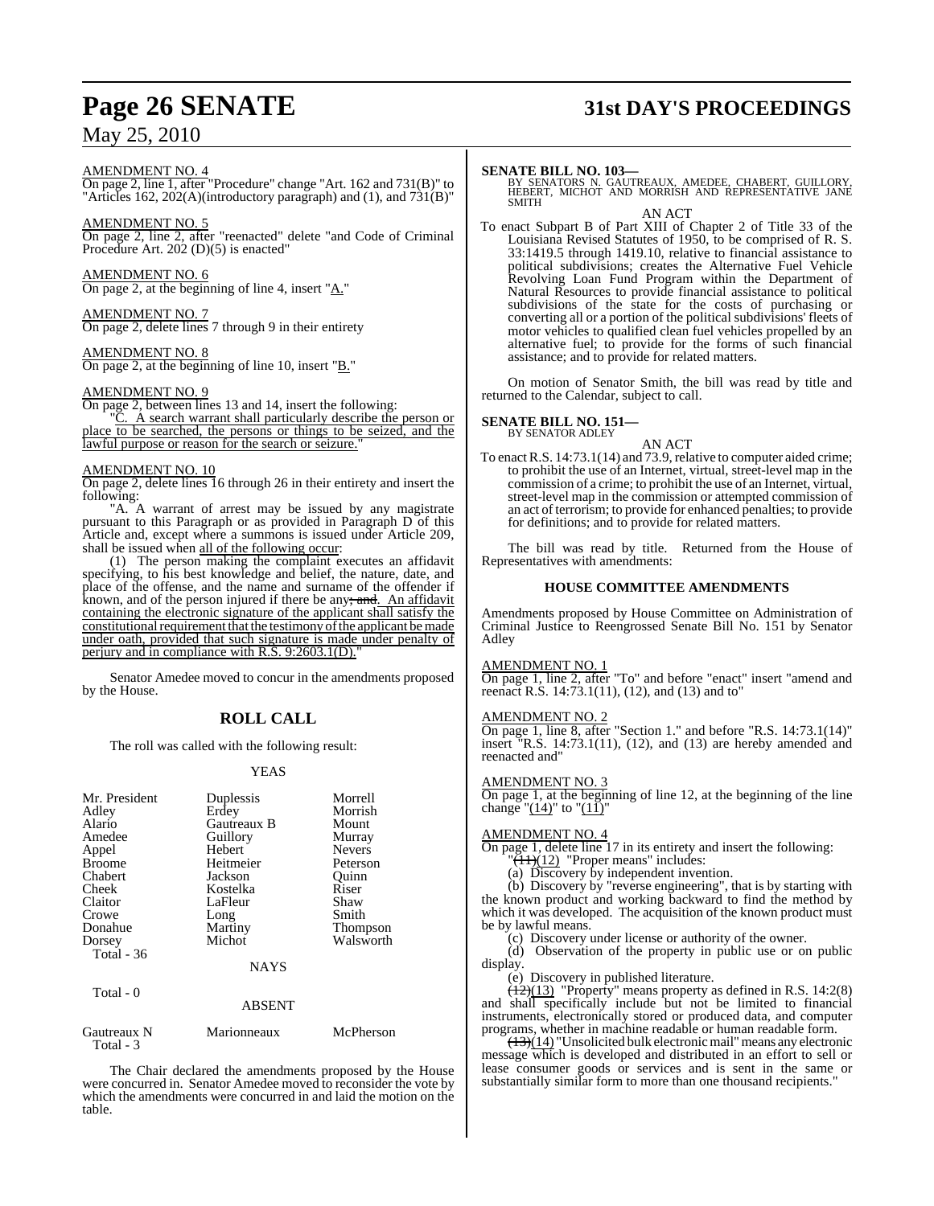AMENDMENT NO. 4

On page 2, line 1, after "Procedure" change "Art. 162 and 731(B)" to "Articles 162, 202(A)(introductory paragraph) and (1), and 731(B)"

AMENDMENT NO. 5

On page 2, line 2, after "reenacted" delete "and Code of Criminal Procedure Art. 202 (D)(5) is enacted"

AMENDMENT NO. 6

On page 2, at the beginning of line 4, insert "A."

AMENDMENT NO. 7

On page 2, delete lines 7 through 9 in their entirety

AMENDMENT NO. 8

On page 2, at the beginning of line 10, insert "B."

AMENDMENT NO. 9

On page 2, between lines 13 and 14, insert the following:

"C. A search warrant shall particularly describe the person or place to be searched, the persons or things to be seized, and the lawful purpose or reason for the search or seizure."

AMENDMENT NO. 10

On page 2, delete lines 16 through 26 in their entirety and insert the following:

"A. A warrant of arrest may be issued by any magistrate pursuant to this Paragraph or as provided in Paragraph D of this Article and, except where a summons is issued under Article 209, shall be issued when all of the following occur:

(1) The person making the complaint executes an affidavit specifying, to his best knowledge and belief, the nature, date, and place of the offense, and the name and surname of the offender if known, and of the person injured if there be any; and. An affidavit containing the electronic signature of the applicant shall satisfy the constitutional requirement that the testimony of the applicant be made under oath, provided that such signature is made under penalty of perjury and in compliance with R.S. 9:2603.1(D)."

Senator Amedee moved to concur in the amendments proposed by the House.

## ROLL CALL

The roll was called with the following result:

YEAS

| | | |
|---|---|---|
| Mr. President | Duplessis | Morrell |
| Adley | Erdey | Morrish |
| Alario | Gautreaux B | Mount |
| Amedee | Guillory | Murray |
| Appel | Hebert | Nevers |
| Broome | Heitmeier | Peterson |
| Chabert | Jackson | Quinn |
| Cheek | Kostelka | Riser |
| Claitor | LaFleur | Shaw |
| Crowe | Long | Smith |
| Donahue | Martiny | Thompson |
| Dorsey | Michot | Walsworth |

Total - 36

NAYS

Total - 0

ABSENT

| | | |
|---|---|---|
| Gautreaux N | Marionneaux | McPherson |

Total - 3

The Chair declared the amendments proposed by the House were concurred in. Senator Amedee moved to reconsider the vote by which the amendments were concurred in and laid the motion on the table.

**SENATE BILL NO. 103—**
BY SENATORS N. GAUTREAUX, AMEDEE, CHABERT, GUILLORY, HEBERT, MICHOT AND MORRISH AND REPRESENTATIVE JANE SMITH

AN ACT

To enact Subpart B of Part XIII of Chapter 2 of Title 33 of the Louisiana Revised Statutes of 1950, to be comprised of R. S. 33:1419.5 through 1419.10, relative to financial assistance to political subdivisions; creates the Alternative Fuel Vehicle Revolving Loan Fund Program within the Department of Natural Resources to provide financial assistance to political subdivisions of the state for the costs of purchasing or converting all or a portion of the political subdivisions' fleets of motor vehicles to qualified clean fuel vehicles propelled by an alternative fuel; to provide for the forms of such financial assistance; and to provide for related matters.

On motion of Senator Smith, the bill was read by title and returned to the Calendar, subject to call.

**SENATE BILL NO. 151—**
BY SENATOR ADLEY

AN ACT

To enact R.S. 14:73.1(14) and 73.9, relative to computer aided crime; to prohibit the use of an Internet, virtual, street-level map in the commission of a crime; to prohibit the use of an Internet, virtual, street-level map in the commission or attempted commission of an act of terrorism; to provide for enhanced penalties; to provide for definitions; and to provide for related matters.

The bill was read by title. Returned from the House of Representatives with amendments:

### HOUSE COMMITTEE AMENDMENTS

Amendments proposed by House Committee on Administration of Criminal Justice to Reengrossed Senate Bill No. 151 by Senator Adley

AMENDMENT NO. 1

On page 1, line 2, after "To" and before "enact" insert "amend and reenact R.S. 14:73.1(11), (12), and (13) and to"

AMENDMENT NO. 2

On page 1, line 8, after "Section 1." and before "R.S. 14:73.1(14)" insert "R.S. 14:73.1(11), (12), and (13) are hereby amended and reenacted and"

AMENDMENT NO. 3

On page 1, at the beginning of line 12, at the beginning of the line change "(14)" to "(11)"

AMENDMENT NO. 4

On page 1, delete line 17 in its entirety and insert the following:

"~~(11)~~(12) "Proper means" includes:

(a) Discovery by independent invention.

(b) Discovery by "reverse engineering", that is by starting with the known product and working backward to find the method by which it was developed. The acquisition of the known product must be by lawful means.

(c) Discovery under license or authority of the owner.

(d) Observation of the property in public use or on public display.

(e) Discovery in published literature.

~~(12)~~(13) "Property" means property as defined in R.S. 14:2(8) and shall specifically include but not be limited to financial instruments, electronically stored or produced data, and computer programs, whether in machine readable or human readable form.

~~(13)~~(14) "Unsolicited bulk electronic mail" means any electronic message which is developed and distributed in an effort to sell or lease consumer goods or services and is sent in the same or substantially similar form to more than one thousand recipients."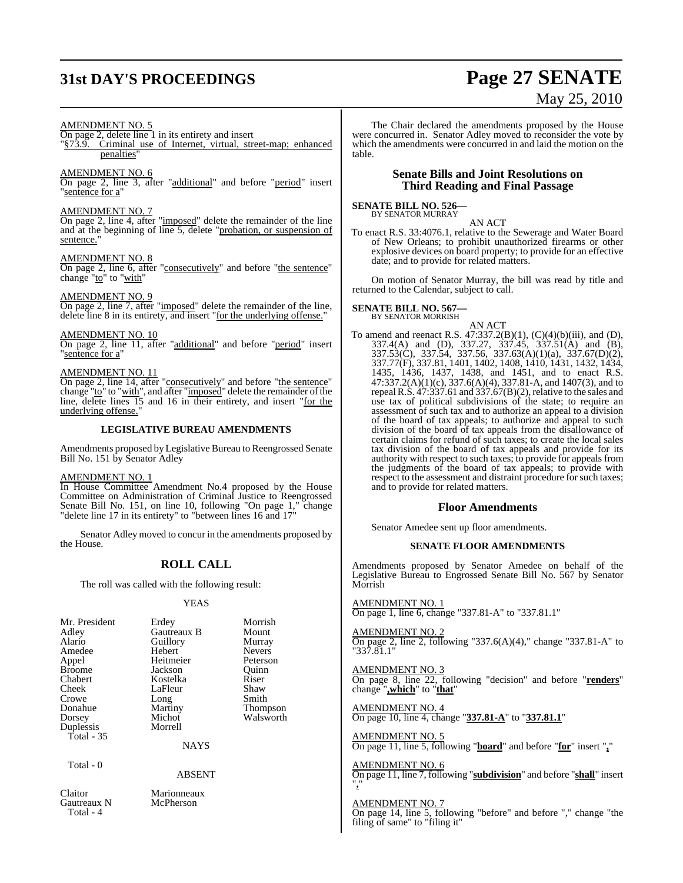AMENDMENT NO. 5

On page 2, delete line 1 in its entirety and insert
"§73.9. Criminal use of Internet, virtual, street-map; enhanced penalties"

AMENDMENT NO. 6

On page 2, line 3, after "additional" and before "period" insert "sentence for a"

AMENDMENT NO. 7

On page 2, line 4, after "imposed" delete the remainder of the line and at the beginning of line 5, delete "probation, or suspension of sentence."

AMENDMENT NO. 8

On page 2, line 6, after "consecutively" and before "the sentence" change "to" to "with"

AMENDMENT NO. 9

On page 2, line 7, after "imposed" delete the remainder of the line, delete line 8 in its entirety, and insert "for the underlying offense."

AMENDMENT NO. 10

On page 2, line 11, after "additional" and before "period" insert "sentence for a"

AMENDMENT NO. 11

On page 2, line 14, after "consecutively" and before "the sentence" change "to" to "with", and after "imposed" delete the remainder of the line, delete lines 15 and 16 in their entirety, and insert "for the underlying offense."

## LEGISLATIVE BUREAU AMENDMENTS

Amendments proposed by Legislative Bureau to Reengrossed Senate Bill No. 151 by Senator Adley

AMENDMENT NO. 1

In House Committee Amendment No.4 proposed by the House Committee on Administration of Criminal Justice to Reengrossed Senate Bill No. 151, on line 10, following "On page 1," change "delete line 17 in its entirety" to "between lines 16 and 17"

Senator Adley moved to concur in the amendments proposed by the House.

## ROLL CALL

The roll was called with the following result:

YEAS

| | | |
|---|---|---|
| Mr. President | Erdey | Morrish |
| Adley | Gautreaux B | Mount |
| Alario | Guillory | Murray |
| Amedee | Hebert | Nevers |
| Appel | Heitmeier | Peterson |
| Broome | Jackson | Quinn |
| Chabert | Kostelka | Riser |
| Cheek | LaFleur | Shaw |
| Crowe | Long | Smith |
| Donahue | Martiny | Thompson |
| Dorsey | Michot | Walsworth |
| Duplessis | Morrell | |

Total - 35

NAYS

Total - 0

ABSENT

| | |
|---|---|
| Claitor | Marionneaux |
| Gautreaux N | McPherson |

Total - 4

The Chair declared the amendments proposed by the House were concurred in. Senator Adley moved to reconsider the vote by which the amendments were concurred in and laid the motion on the table.

## Senate Bills and Joint Resolutions on Third Reading and Final Passage

**SENATE BILL NO. 526—**
BY SENATOR MURRAY

AN ACT

To enact R.S. 33:4076.1, relative to the Sewerage and Water Board of New Orleans; to prohibit unauthorized firearms or other explosive devices on board property; to provide for an effective date; and to provide for related matters.

On motion of Senator Murray, the bill was read by title and returned to the Calendar, subject to call.

**SENATE BILL NO. 567—**
BY SENATOR MORRISH

AN ACT

To amend and reenact R.S. 47:337.2(B)(1), (C)(4)(b)(iii), and (D), 337.4(A) and (D), 337.27, 337.45, 337.51(A) and (B), 337.53(C), 337.54, 337.56, 337.63(A)(1)(a), 337.67(D)(2), 337.77(F), 337.81, 1401, 1402, 1408, 1410, 1431, 1432, 1434, 1435, 1436, 1437, 1438, and 1451, and to enact R.S. 47:337.2(A)(1)(c), 337.6(A)(4), 337.81-A, and 1407(3), and to repeal R.S. 47:337.61 and 337.67(B)(2), relative to the sales and use tax of political subdivisions of the state; to require an assessment of such tax and to authorize an appeal to a division of the board of tax appeals; to authorize and appeal to such division of the board of tax appeals from the disallowance of certain claims for refund of such taxes; to create the local sales tax division of the board of tax appeals and provide for its authority with respect to such taxes; to provide for appeals from the judgments of the board of tax appeals; to provide with respect to the assessment and distraint procedure for such taxes; and to provide for related matters.

## Floor Amendments

Senator Amedee sent up floor amendments.

## SENATE FLOOR AMENDMENTS

Amendments proposed by Senator Amedee on behalf of the Legislative Bureau to Engrossed Senate Bill No. 567 by Senator Morrish

AMENDMENT NO. 1

On page 1, line 6, change "337.81-A" to "337.81.1"

AMENDMENT NO. 2

On page 2, line 2, following "337.6(A)(4)," change "337.81-A" to "337.81.1"

AMENDMENT NO. 3

On page 8, line 22, following "decision" and before "**renders**" change "**,which**" to "**that**"

AMENDMENT NO. 4

On page 10, line 4, change "**337.81-A**" to "**337.81.1**"

AMENDMENT NO. 5

On page 11, line 5, following "**board**" and before "**for**" insert "**,**"

AMENDMENT NO. 6

On page 11, line 7, following "**subdivision**" and before "**shall**" insert "**,**"

AMENDMENT NO. 7

On page 14, line 5, following "before" and before "," change "the filing of same" to "filing it"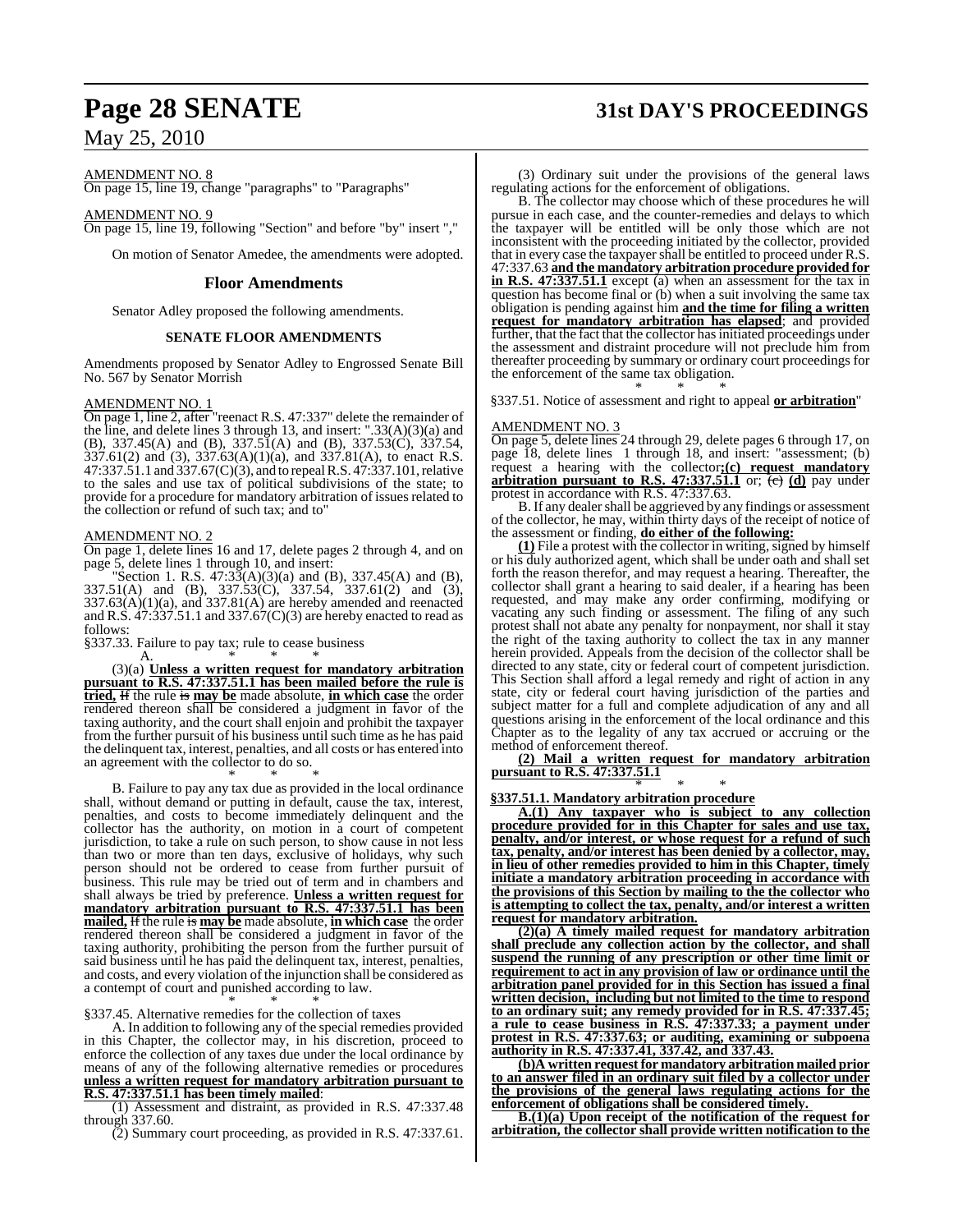AMENDMENT NO. 8
On page 15, line 19, change "paragraphs" to "Paragraphs"

AMENDMENT NO. 9
On page 15, line 19, following "Section" and before "by" insert ","

On motion of Senator Amedee, the amendments were adopted.

## Floor Amendments

Senator Adley proposed the following amendments.

### SENATE FLOOR AMENDMENTS

Amendments proposed by Senator Adley to Engrossed Senate Bill No. 567 by Senator Morrish

AMENDMENT NO. 1
On page 1, line 2, after "reenact R.S. 47:337" delete the remainder of the line, and delete lines 3 through 13, and insert: ".33(A)(3)(a) and (B), 337.45(A) and (B), 337.51(A) and (B), 337.53(C), 337.54, 337.61(2) and (3), 337.63(A)(1)(a), and 337.81(A), to enact R.S. 47:337.51.1 and 337.67(C)(3), and to repeal R.S. 47:337.101, relative to the sales and use tax of political subdivisions of the state; to provide for a procedure for mandatory arbitration of issues related to the collection or refund of such tax; and to"

AMENDMENT NO. 2
On page 1, delete lines 16 and 17, delete pages 2 through 4, and on page 5, delete lines 1 through 10, and insert:

"Section 1. R.S. 47:33(A)(3)(a) and (B), 337.45(A) and (B), 337.51(A) and (B), 337.53(C), 337.54, 337.61(2) and (3), 337.63(A)(1)(a), and 337.81(A) are hereby amended and reenacted and R.S. 47:337.51.1 and 337.67(C)(3) are hereby enacted to read as follows:

§337.33. Failure to pay tax; rule to cease business

A. * * *

(3)(a) **Unless a written request for mandatory arbitration pursuant to R.S. 47:337.51.1 has been mailed before the rule is tried,** ~~If~~ the rule ~~is~~ **may be** made absolute, **in which case** the order rendered thereon shall be considered a judgment in favor of the taxing authority, and the court shall enjoin and prohibit the taxpayer from the further pursuit of his business until such time as he has paid the delinquent tax, interest, penalties, and all costs or has entered into an agreement with the collector to do so.

\* * *

B. Failure to pay any tax due as provided in the local ordinance shall, without demand or putting in default, cause the tax, interest, penalties, and costs to become immediately delinquent and the collector has the authority, on motion in a court of competent jurisdiction, to take a rule on such person, to show cause in not less than two or more than ten days, exclusive of holidays, why such person should not be ordered to cease from further pursuit of business. This rule may be tried out of term and in chambers and shall always be tried by preference. **Unless a written request for mandatory arbitration pursuant to R.S. 47:337.51.1 has been mailed,** ~~If~~ the rule ~~is~~ **may be** made absolute, **in which case** the order rendered thereon shall be considered a judgment in favor of the taxing authority, prohibiting the person from the further pursuit of said business until he has paid the delinquent tax, interest, penalties, and costs, and every violation of the injunction shall be considered as a contempt of court and punished according to law.

\* * *

§337.45. Alternative remedies for the collection of taxes

A. In addition to following any of the special remedies provided in this Chapter, the collector may, in his discretion, proceed to enforce the collection of any taxes due under the local ordinance by means of any of the following alternative remedies or procedures **unless a written request for mandatory arbitration pursuant to R.S. 47:337.51.1 has been timely mailed**:

(1) Assessment and distraint, as provided in R.S. 47:337.48 through 337.60.

(2) Summary court proceeding, as provided in R.S. 47:337.61.

(3) Ordinary suit under the provisions of the general laws regulating actions for the enforcement of obligations.

B. The collector may choose which of these procedures he will pursue in each case, and the counter-remedies and delays to which the taxpayer will be entitled will be only those which are not inconsistent with the proceeding initiated by the collector, provided that in every case the taxpayer shall be entitled to proceed under R.S. 47:337.63 **and the mandatory arbitration procedure provided for in R.S. 47:337.51.1** except (a) when an assessment for the tax in question has become final or (b) when a suit involving the same tax obligation is pending against him **and the time for filing a written request for mandatory arbitration has elapsed**; and provided further, that the fact that the collector has initiated proceedings under the assessment and distraint procedure will not preclude him from thereafter proceeding by summary or ordinary court proceedings for the enforcement of the same tax obligation.

\* * *

§337.51. Notice of assessment and right to appeal **or arbitration**"

AMENDMENT NO. 3
On page 5, delete lines 24 through 29, delete pages 6 through 17, on page 18, delete lines 1 through 18, and insert: "assessment; (b) request a hearing with the collector**;(c) request mandatory arbitration pursuant to R.S. 47:337.51.1** or; ~~(c)~~ **(d)** pay under protest in accordance with R.S. 47:337.63.

B. If any dealer shall be aggrieved by any findings or assessment of the collector, he may, within thirty days of the receipt of notice of the assessment or finding, **do either of the following:**

**(1)** File a protest with the collector in writing, signed by himself or his duly authorized agent, which shall be under oath and shall set forth the reason therefor, and may request a hearing. Thereafter, the collector shall grant a hearing to said dealer, if a hearing has been requested, and may make any order confirming, modifying or vacating any such finding or assessment. The filing of any such protest shall not abate any penalty for nonpayment, nor shall it stay the right of the taxing authority to collect the tax in any manner herein provided. Appeals from the decision of the collector shall be directed to any state, city or federal court of competent jurisdiction. This Section shall afford a legal remedy and right of action in any state, city or federal court having jurisdiction of the parties and subject matter for a full and complete adjudication of any and all questions arising in the enforcement of the local ordinance and this Chapter as to the legality of any tax accrued or accruing or the method of enforcement thereof.

**(2) Mail a written request for mandatory arbitration pursuant to R.S. 47:337.51.1**

\* * *

**§337.51.1. Mandatory arbitration procedure**

**A.(1) Any taxpayer who is subject to any collection procedure provided for in this Chapter for sales and use tax, penalty, and/or interest, or whose request for a refund of such tax, penalty, and/or interest has been denied by a collector, may, in lieu of other remedies provided to him in this Chapter, timely initiate a mandatory arbitration proceeding in accordance with the provisions of this Section by mailing to the the collector who is attempting to collect the tax, penalty, and/or interest a written request for mandatory arbitration.**

**(2)(a) A timely mailed request for mandatory arbitration shall preclude any collection action by the collector, and shall suspend the running of any prescription or other time limit or requirement to act in any provision of law or ordinance until the arbitration panel provided for in this Section has issued a final written decision, including but not limited to the time to respond to an ordinary suit; any remedy provided for in R.S. 47:337.45; a rule to cease business in R.S. 47:337.33; a payment under protest in R.S. 47:337.63; or auditing, examining or subpoena authority in R.S. 47:337.41, 337.42, and 337.43.**

**(b)A written request for mandatory arbitration mailed prior to an answer filed in an ordinary suit filed by a collector under the provisions of the general laws regulating actions for the enforcement of obligations shall be considered timely.**

**B.(1)(a) Upon receipt of the notification of the request for arbitration, the collector shall provide written notification to the**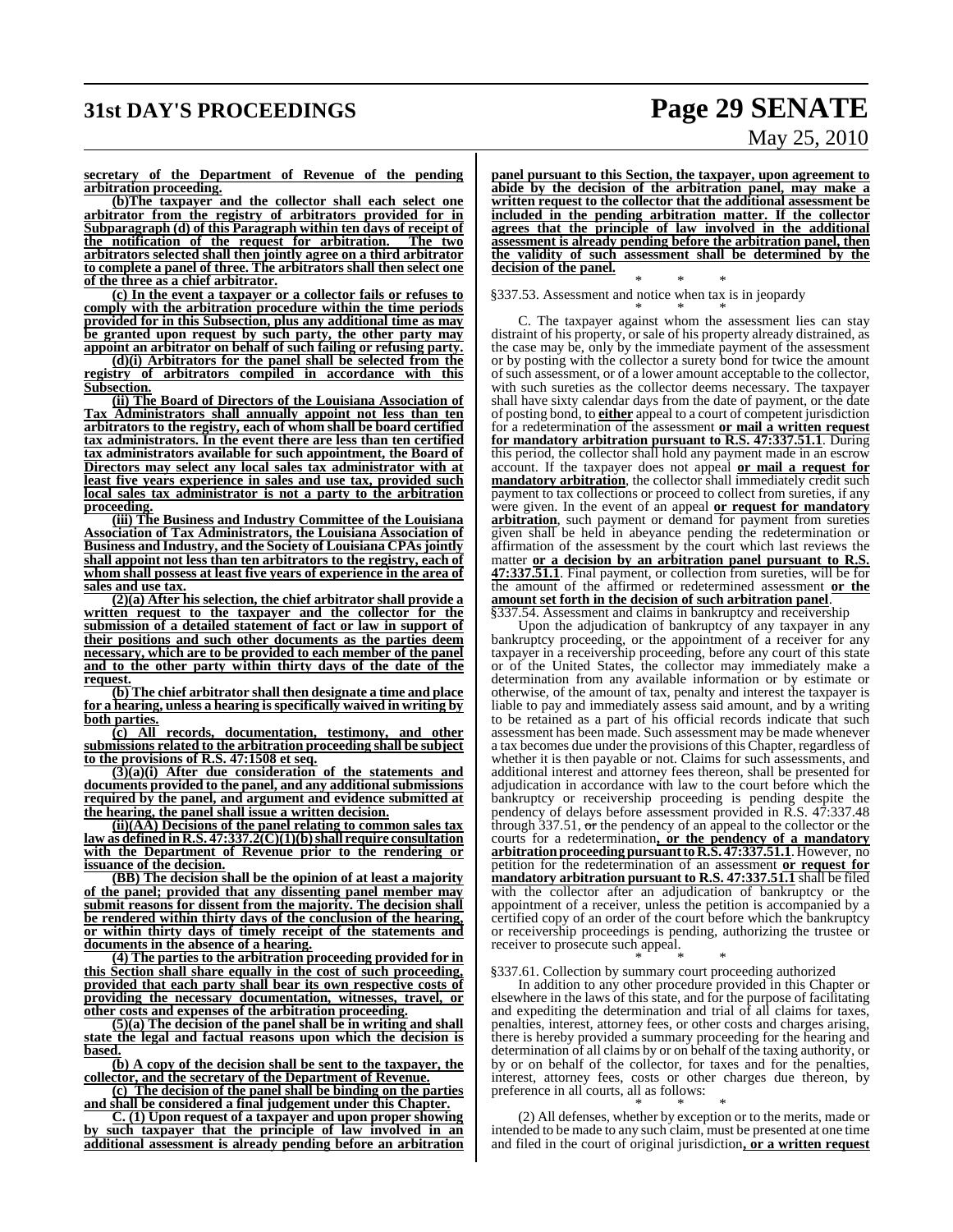**secretary of the Department of Revenue of the pending arbitration proceeding.**

**(b)The taxpayer and the collector shall each select one arbitrator from the registry of arbitrators provided for in Subparagraph (d) of this Paragraph within ten days of receipt of the notification of the request for arbitration. The two arbitrators selected shall then jointly agree on a third arbitrator to complete a panel of three. The arbitrators shall then select one of the three as a chief arbitrator.**

**(c) In the event a taxpayer or a collector fails or refuses to comply with the arbitration procedure within the time periods provided for in this Subsection, plus any additional time as may be granted upon request by such party, the other party may appoint an arbitrator on behalf of such failing or refusing party.**

**(d)(i) Arbitrators for the panel shall be selected from the registry of arbitrators compiled in accordance with this Subsection.**

**(ii) The Board of Directors of the Louisiana Association of Tax Administrators shall annually appoint not less than ten arbitrators to the registry, each of whom shall be board certified tax administrators. In the event there are less than ten certified tax administrators available for such appointment, the Board of Directors may select any local sales tax administrator with at least five years experience in sales and use tax, provided such local sales tax administrator is not a party to the arbitration proceeding.**

**(iii) The Business and Industry Committee of the Louisiana Association of Tax Administrators, the Louisiana Association of Business and Industry, and the Society of Louisiana CPAs jointly shall appoint not less than ten arbitrators to the registry, each of whom shall possess at least five years of experience in the area of sales and use tax.**

**(2)(a) After his selection, the chief arbitrator shall provide a written request to the taxpayer and the collector for the submission of a detailed statement of fact or law in support of their positions and such other documents as the parties deem necessary, which are to be provided to each member of the panel and to the other party within thirty days of the date of the request.**

**(b) The chief arbitrator shall then designate a time and place for a hearing, unless a hearing is specifically waived in writing by both parties.**

**(c) All records, documentation, testimony, and other submissions related to the arbitration proceeding shall be subject to the provisions of R.S. 47:1508 et seq.**

**(3)(a)(i) After due consideration of the statements and documents provided to the panel, and any additional submissions required by the panel, and argument and evidence submitted at the hearing, the panel shall issue a written decision.**

**(ii)(AA) Decisions of the panel relating to common sales tax law as defined in R.S. 47:337.2(C)(1)(b) shall require consultation with the Department of Revenue prior to the rendering or issuance of the decision.**

**(BB) The decision shall be the opinion of at least a majority of the panel; provided that any dissenting panel member may submit reasons for dissent from the majority. The decision shall be rendered within thirty days of the conclusion of the hearing, or within thirty days of timely receipt of the statements and documents in the absence of a hearing.**

**(4) The parties to the arbitration proceeding provided for in this Section shall share equally in the cost of such proceeding, provided that each party shall bear its own respective costs of providing the necessary documentation, witnesses, travel, or other costs and expenses of the arbitration proceeding.**

**(5)(a) The decision of the panel shall be in writing and shall state the legal and factual reasons upon which the decision is based.**

**(b) A copy of the decision shall be sent to the taxpayer, the collector, and the secretary of the Department of Revenue.**

**(c) The decision of the panel shall be binding on the parties and shall be considered a final judgement under this Chapter.**

**C. (1) Upon request of a taxpayer and upon proper showing by such taxpayer that the principle of law involved in an additional assessment is already pending before an arbitration panel pursuant to this Section, the taxpayer, upon agreement to abide by the decision of the arbitration panel, may make a written request to the collector that the additional assessment be included in the pending arbitration matter. If the collector agrees that the principle of law involved in the additional assessment is already pending before the arbitration panel, then the validity of such assessment shall be determined by the decision of the panel.**

\* \* \*

§337.53. Assessment and notice when tax is in jeopardy

\* \* \*

C. The taxpayer against whom the assessment lies can stay distraint of his property, or sale of his property already distrained, as the case may be, only by the immediate payment of the assessment or by posting with the collector a surety bond for twice the amount of such assessment, or of a lower amount acceptable to the collector, with such sureties as the collector deems necessary. The taxpayer shall have sixty calendar days from the date of payment, or the date of posting bond, to **either** appeal to a court of competent jurisdiction for a redetermination of the assessment **or mail a written request for mandatory arbitration pursuant to R.S. 47:337.51.1**. During this period, the collector shall hold any payment made in an escrow account. If the taxpayer does not appeal **or mail a request for mandatory arbitration**, the collector shall immediately credit such payment to tax collections or proceed to collect from sureties, if any were given. In the event of an appeal **or request for mandatory arbitration**, such payment or demand for payment from sureties given shall be held in abeyance pending the redetermination or affirmation of the assessment by the court which last reviews the matter **or a decision by an arbitration panel pursuant to R.S. 47:337.51.1**. Final payment, or collection from sureties, will be for the amount of the affirmed or redetermined assessment **or the amount set forth in the decision of such arbitration panel**.

§337.54. Assessment and claims in bankruptcy and receivership

Upon the adjudication of bankruptcy of any taxpayer in any bankruptcy proceeding, or the appointment of a receiver for any taxpayer in a receivership proceeding, before any court of this state or of the United States, the collector may immediately make a determination from any available information or by estimate or otherwise, of the amount of tax, penalty and interest the taxpayer is liable to pay and immediately assess said amount, and by a writing to be retained as a part of his official records indicate that such assessment has been made. Such assessment may be made whenever a tax becomes due under the provisions of this Chapter, regardless of whether it is then payable or not. Claims for such assessments, and additional interest and attorney fees thereon, shall be presented for adjudication in accordance with law to the court before which the bankruptcy or receivership proceeding is pending despite the pendency of delays before assessment provided in R.S. 47:337.48 through 337.51, ~~or~~ the pendency of an appeal to the collector or the courts for a redetermination**, or the pendency of a mandatory arbitration proceeding pursuant to R.S. 47:337.51.1**. However, no petition for the redetermination of an assessment **or request for mandatory arbitration pursuant to R.S. 47:337.51.1** shall be filed with the collector after an adjudication of bankruptcy or the appointment of a receiver, unless the petition is accompanied by a certified copy of an order of the court before which the bankruptcy or receivership proceedings is pending, authorizing the trustee or receiver to prosecute such appeal.

\* \* \*

§337.61. Collection by summary court proceeding authorized

In addition to any other procedure provided in this Chapter or elsewhere in the laws of this state, and for the purpose of facilitating and expediting the determination and trial of all claims for taxes, penalties, interest, attorney fees, or other costs and charges arising, there is hereby provided a summary proceeding for the hearing and determination of all claims by or on behalf of the taxing authority, or by or on behalf of the collector, for taxes and for the penalties, interest, attorney fees, costs or other charges due thereon, by preference in all courts, all as follows:

\* \* \*

(2) All defenses, whether by exception or to the merits, made or intended to be made to any such claim, must be presented at one time and filed in the court of original jurisdiction**, or a written request**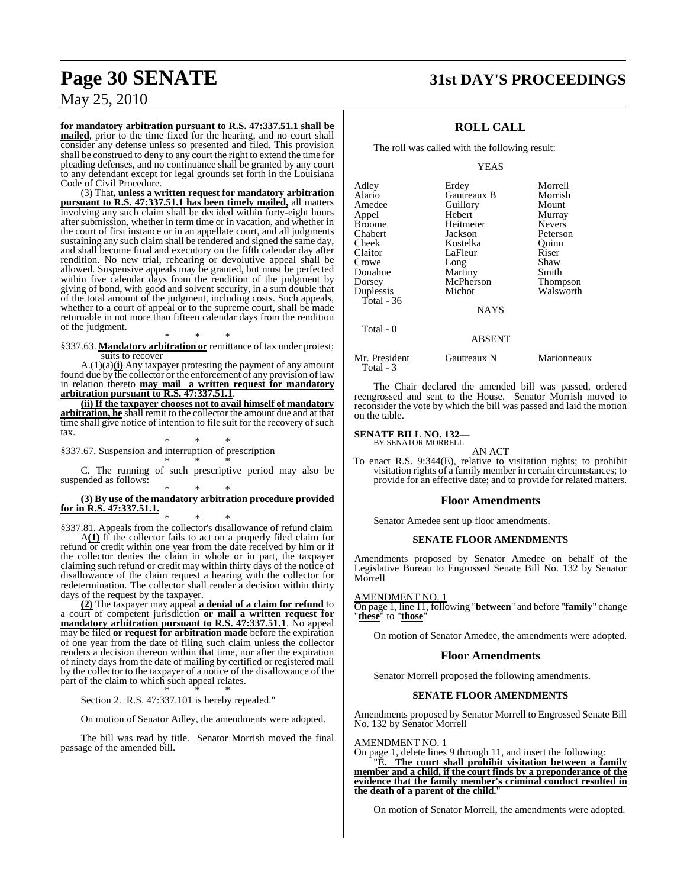**for mandatory arbitration pursuant to R.S. 47:337.51.1 shall be mailed**, prior to the time fixed for the hearing, and no court shall consider any defense unless so presented and filed. This provision shall be construed to deny to any court the right to extend the time for pleading defenses, and no continuance shall be granted by any court to any defendant except for legal grounds set forth in the Louisiana Code of Civil Procedure.

(3) That**, unless a written request for mandatory arbitration pursuant to R.S. 47:337.51.1 has been timely mailed,** all matters involving any such claim shall be decided within forty-eight hours after submission, whether in term time or in vacation, and whether in the court of first instance or in an appellate court, and all judgments sustaining any such claim shall be rendered and signed the same day, and shall become final and executory on the fifth calendar day after rendition. No new trial, rehearing or devolutive appeal shall be allowed. Suspensive appeals may be granted, but must be perfected within five calendar days from the rendition of the judgment by giving of bond, with good and solvent security, in a sum double that of the total amount of the judgment, including costs. Such appeals, whether to a court of appeal or to the supreme court, shall be made returnable in not more than fifteen calendar days from the rendition of the judgment.

\* \* \*

§337.63. **Mandatory arbitration or** remittance of tax under protest; suits to recover

A.(1)(a)**(i)** Any taxpayer protesting the payment of any amount found due by the collector or the enforcement of any provision of law in relation thereto **may mail a written request for mandatory arbitration pursuant to R.S. 47:337.51.1**.

**(ii) If the taxpayer chooses not to avail himself of mandatory arbitration, he** shall remit to the collector the amount due and at that time shall give notice of intention to file suit for the recovery of such tax.

\* \* \*

§337.67. Suspension and interruption of prescription

\* \* \*

C. The running of such prescriptive period may also be suspended as follows:

\* \* \*

**(3) By use of the mandatory arbitration procedure provided for in R.S. 47:337.51.1.**

\* \* \*

§337.81. Appeals from the collector's disallowance of refund claim

A**(1)** If the collector fails to act on a properly filed claim for refund or credit within one year from the date received by him or if the collector denies the claim in whole or in part, the taxpayer claiming such refund or credit may within thirty days of the notice of disallowance of the claim request a hearing with the collector for redetermination. The collector shall render a decision within thirty days of the request by the taxpayer.

**(2)** The taxpayer may appeal **a denial of a claim for refund** to a court of competent jurisdiction **or mail a written request for mandatory arbitration pursuant to R.S. 47:337.51.1**. No appeal may be filed **or request for arbitration made** before the expiration of one year from the date of filing such claim unless the collector renders a decision thereon within that time, nor after the expiration of ninety days from the date of mailing by certified or registered mail by the collector to the taxpayer of a notice of the disallowance of the part of the claim to which such appeal relates.

\* \* \*

Section 2. R.S. 47:337.101 is hereby repealed."

On motion of Senator Adley, the amendments were adopted.

The bill was read by title. Senator Morrish moved the final passage of the amended bill.

## ROLL CALL

The roll was called with the following result:

YEAS

| | | |
|---|---|---|
| Adley | Erdey | Morrell |
| Alario | Gautreaux B | Morrish |
| Amedee | Guillory | Mount |
| Appel | Hebert | Murray |
| Broome | Heitmeier | Nevers |
| Chabert | Jackson | Peterson |
| Cheek | Kostelka | Quinn |
| Claitor | LaFleur | Riser |
| Crowe | Long | Shaw |
| Donahue | Martiny | Smith |
| Dorsey | McPherson | Thompson |
| Duplessis | Michot | Walsworth |
| Total - 36 | | |

NAYS

Total - 0

ABSENT

| | | |
|---|---|---|
| Mr. President | Gautreaux N | Marionneaux |
| Total - 3 | | |

The Chair declared the amended bill was passed, ordered reengrossed and sent to the House. Senator Morrish moved to reconsider the vote by which the bill was passed and laid the motion on the table.

**SENATE BILL NO. 132—**
BY SENATOR MORRELL

AN ACT

To enact R.S. 9:344(E), relative to visitation rights; to prohibit visitation rights of a family member in certain circumstances; to provide for an effective date; and to provide for related matters.

### Floor Amendments

Senator Amedee sent up floor amendments.

#### SENATE FLOOR AMENDMENTS

Amendments proposed by Senator Amedee on behalf of the Legislative Bureau to Engrossed Senate Bill No. 132 by Senator Morrell

AMENDMENT NO. 1
On page 1, line 11, following "**between**" and before "**family**" change "**these**" to "**those**"

On motion of Senator Amedee, the amendments were adopted.

### Floor Amendments

Senator Morrell proposed the following amendments.

#### SENATE FLOOR AMENDMENTS

Amendments proposed by Senator Morrell to Engrossed Senate Bill No. 132 by Senator Morrell

AMENDMENT NO. 1
On page 1, delete lines 9 through 11, and insert the following:

"**E. The court shall prohibit visitation between a family member and a child, if the court finds by a preponderance of the evidence that the family member's criminal conduct resulted in the death of a parent of the child.**"

On motion of Senator Morrell, the amendments were adopted.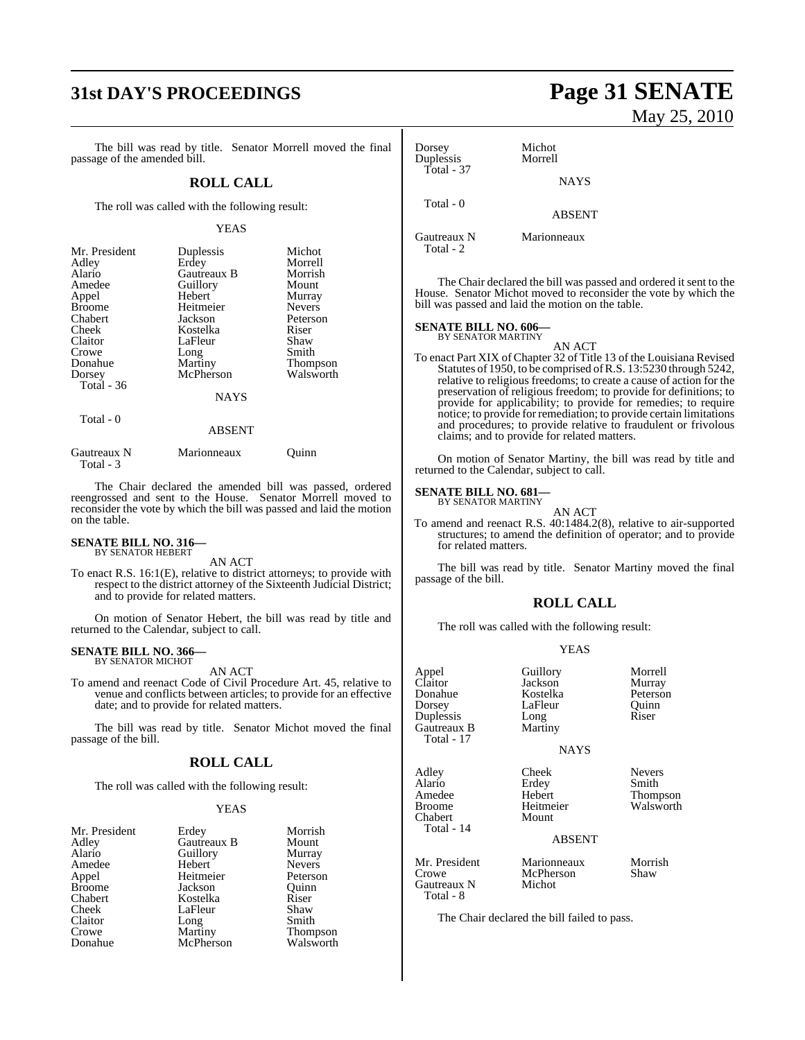The bill was read by title. Senator Morrell moved the final passage of the amended bill.

## ROLL CALL

The roll was called with the following result:

YEAS

| | | |
|---|---|---|
| Mr. President | Duplessis | Michot |
| Adley | Erdey | Morrell |
| Alario | Gautreaux B | Morrish |
| Amedee | Guillory | Mount |
| Appel | Hebert | Murray |
| Broome | Heitmeier | Nevers |
| Chabert | Jackson | Peterson |
| Cheek | Kostelka | Riser |
| Claitor | LaFleur | Shaw |
| Crowe | Long | Smith |
| Donahue | Martiny | Thompson |
| Dorsey | McPherson | Walsworth |

Total - 36

NAYS

Total - 0

ABSENT

| | | |
|---|---|---|
| Gautreaux N | Marionneaux | Quinn |

Total - 3

The Chair declared the amended bill was passed, ordered reengrossed and sent to the House. Senator Morrell moved to reconsider the vote by which the bill was passed and laid the motion on the table.

**SENATE BILL NO. 316—**
BY SENATOR HEBERT

AN ACT

To enact R.S. 16:1(E), relative to district attorneys; to provide with respect to the district attorney of the Sixteenth Judicial District; and to provide for related matters.

On motion of Senator Hebert, the bill was read by title and returned to the Calendar, subject to call.

**SENATE BILL NO. 366—**
BY SENATOR MICHOT

AN ACT

To amend and reenact Code of Civil Procedure Art. 45, relative to venue and conflicts between articles; to provide for an effective date; and to provide for related matters.

The bill was read by title. Senator Michot moved the final passage of the bill.

## ROLL CALL

The roll was called with the following result:

YEAS

| | | |
|---|---|---|
| Mr. President | Erdey | Morrish |
| Adley | Gautreaux B | Mount |
| Alario | Guillory | Murray |
| Amedee | Hebert | Nevers |
| Appel | Heitmeier | Peterson |
| Broome | Jackson | Quinn |
| Chabert | Kostelka | Riser |
| Cheek | LaFleur | Shaw |
| Claitor | Long | Smith |
| Crowe | Martiny | Thompson |
| Donahue | McPherson | Walsworth |
| Dorsey | Michot | |
| Duplessis | Morrell | |

Total - 37

NAYS

Total - 0

ABSENT

| | |
|---|---|
| Gautreaux N | Marionneaux |

Total - 2

The Chair declared the bill was passed and ordered it sent to the House. Senator Michot moved to reconsider the vote by which the bill was passed and laid the motion on the table.

**SENATE BILL NO. 606—**
BY SENATOR MARTINY

AN ACT

To enact Part XIX of Chapter 32 of Title 13 of the Louisiana Revised Statutes of 1950, to be comprised of R.S. 13:5230 through 5242, relative to religious freedoms; to create a cause of action for the preservation of religious freedom; to provide for definitions; to provide for applicability; to provide for remedies; to require notice; to provide for remediation; to provide certain limitations and procedures; to provide relative to fraudulent or frivolous claims; and to provide for related matters.

On motion of Senator Martiny, the bill was read by title and returned to the Calendar, subject to call.

**SENATE BILL NO. 681—**
BY SENATOR MARTINY

AN ACT

To amend and reenact R.S. 40:1484.2(8), relative to air-supported structures; to amend the definition of operator; and to provide for related matters.

The bill was read by title. Senator Martiny moved the final passage of the bill.

## ROLL CALL

The roll was called with the following result:

YEAS

| | | |
|---|---|---|
| Appel | Guillory | Morrell |
| Claitor | Jackson | Murray |
| Donahue | Kostelka | Peterson |
| Dorsey | LaFleur | Quinn |
| Duplessis | Long | Riser |
| Gautreaux B | Martiny | |

Total - 17

NAYS

| | | |
|---|---|---|
| Adley | Cheek | Nevers |
| Alario | Erdey | Smith |
| Amedee | Hebert | Thompson |
| Broome | Heitmeier | Walsworth |
| Chabert | Mount | |

Total - 14

ABSENT

| | | |
|---|---|---|
| Mr. President | Marionneaux | Morrish |
| Crowe | McPherson | Shaw |
| Gautreaux N | Michot | |

Total - 8

The Chair declared the bill failed to pass.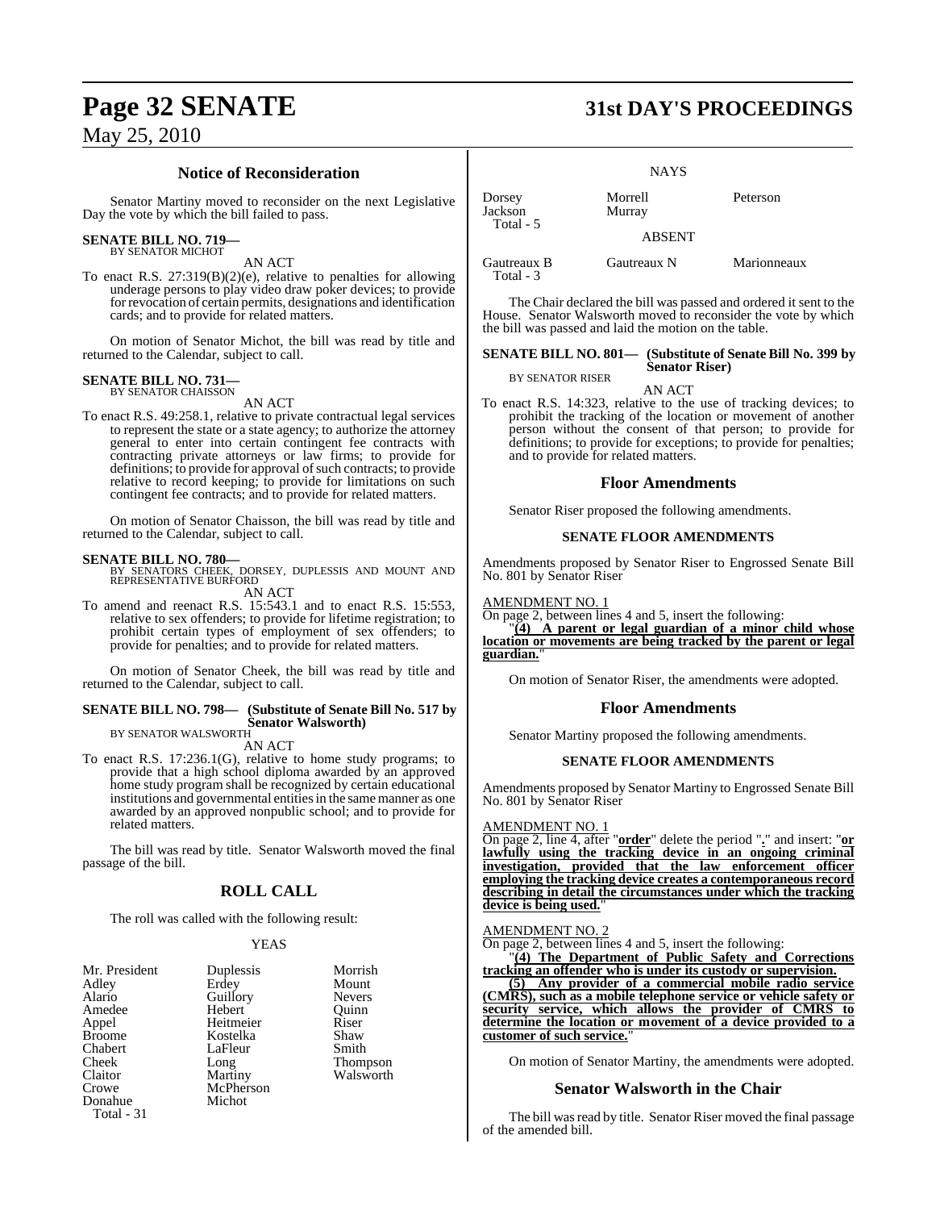### Notice of Reconsideration

Senator Martiny moved to reconsider on the next Legislative Day the vote by which the bill failed to pass.

**SENATE BILL NO. 719—**
BY SENATOR MICHOT

AN ACT

To enact R.S. 27:319(B)(2)(e), relative to penalties for allowing underage persons to play video draw poker devices; to provide for revocation of certain permits, designations and identification cards; and to provide for related matters.

On motion of Senator Michot, the bill was read by title and returned to the Calendar, subject to call.

**SENATE BILL NO. 731—**
BY SENATOR CHAISSON

AN ACT

To enact R.S. 49:258.1, relative to private contractual legal services to represent the state or a state agency; to authorize the attorney general to enter into certain contingent fee contracts with contracting private attorneys or law firms; to provide for definitions; to provide for approval of such contracts; to provide relative to record keeping; to provide for limitations on such contingent fee contracts; and to provide for related matters.

On motion of Senator Chaisson, the bill was read by title and returned to the Calendar, subject to call.

**SENATE BILL NO. 780—**
BY SENATORS CHEEK, DORSEY, DUPLESSIS AND MOUNT AND REPRESENTATIVE BURFORD

AN ACT

To amend and reenact R.S. 15:543.1 and to enact R.S. 15:553, relative to sex offenders; to provide for lifetime registration; to prohibit certain types of employment of sex offenders; to provide for penalties; and to provide for related matters.

On motion of Senator Cheek, the bill was read by title and returned to the Calendar, subject to call.

**SENATE BILL NO. 798— (Substitute of Senate Bill No. 517 by Senator Walsworth)**
BY SENATOR WALSWORTH

AN ACT

To enact R.S. 17:236.1(G), relative to home study programs; to provide that a high school diploma awarded by an approved home study program shall be recognized by certain educational institutions and governmental entities in the same manner as one awarded by an approved nonpublic school; and to provide for related matters.

The bill was read by title. Senator Walsworth moved the final passage of the bill.

### ROLL CALL

The roll was called with the following result:

YEAS

| | | |
|---|---|---|
| Mr. President | Duplessis | Morrish |
| Adley | Erdey | Mount |
| Alario | Guillory | Nevers |
| Amedee | Hebert | Quinn |
| Appel | Heitmeier | Riser |
| Broome | Kostelka | Shaw |
| Chabert | LaFleur | Smith |
| Cheek | Long | Thompson |
| Claitor | Martiny | Walsworth |
| Crowe | McPherson | |
| Donahue | Michot | |
| Total - 31 | | |

NAYS

| | | |
|---|---|---|
| Dorsey | Morrell | Peterson |
| Jackson | Murray | |
| Total - 5 | | |

ABSENT

| | | |
|---|---|---|
| Gautreaux B | Gautreaux N | Marionneaux |
| Total - 3 | | |

The Chair declared the bill was passed and ordered it sent to the House. Senator Walsworth moved to reconsider the vote by which the bill was passed and laid the motion on the table.

**SENATE BILL NO. 801— (Substitute of Senate Bill No. 399 by Senator Riser)**
BY SENATOR RISER

AN ACT

To enact R.S. 14:323, relative to the use of tracking devices; to prohibit the tracking of the location or movement of another person without the consent of that person; to provide for definitions; to provide for exceptions; to provide for penalties; and to provide for related matters.

### Floor Amendments

Senator Riser proposed the following amendments.

#### SENATE FLOOR AMENDMENTS

Amendments proposed by Senator Riser to Engrossed Senate Bill No. 801 by Senator Riser

AMENDMENT NO. 1

On page 2, between lines 4 and 5, insert the following:

"**(4) A parent or legal guardian of a minor child whose location or movements are being tracked by the parent or legal guardian.**"

On motion of Senator Riser, the amendments were adopted.

### Floor Amendments

Senator Martiny proposed the following amendments.

#### SENATE FLOOR AMENDMENTS

Amendments proposed by Senator Martiny to Engrossed Senate Bill No. 801 by Senator Riser

AMENDMENT NO. 1

On page 2, line 4, after "**order**" delete the period "**.**" and insert: "**or lawfully using the tracking device in an ongoing criminal investigation, provided that the law enforcement officer employing the tracking device creates a contemporaneous record describing in detail the circumstances under which the tracking device is being used.**"

AMENDMENT NO. 2

On page 2, between lines 4 and 5, insert the following:

"**(4) The Department of Public Safety and Corrections tracking an offender who is under its custody or supervision.**

**(5) Any provider of a commercial mobile radio service (CMRS), such as a mobile telephone service or vehicle safety or security service, which allows the provider of CMRS to determine the location or movement of a device provided to a customer of such service.**"

On motion of Senator Martiny, the amendments were adopted.

### Senator Walsworth in the Chair

The bill was read by title. Senator Riser moved the final passage of the amended bill.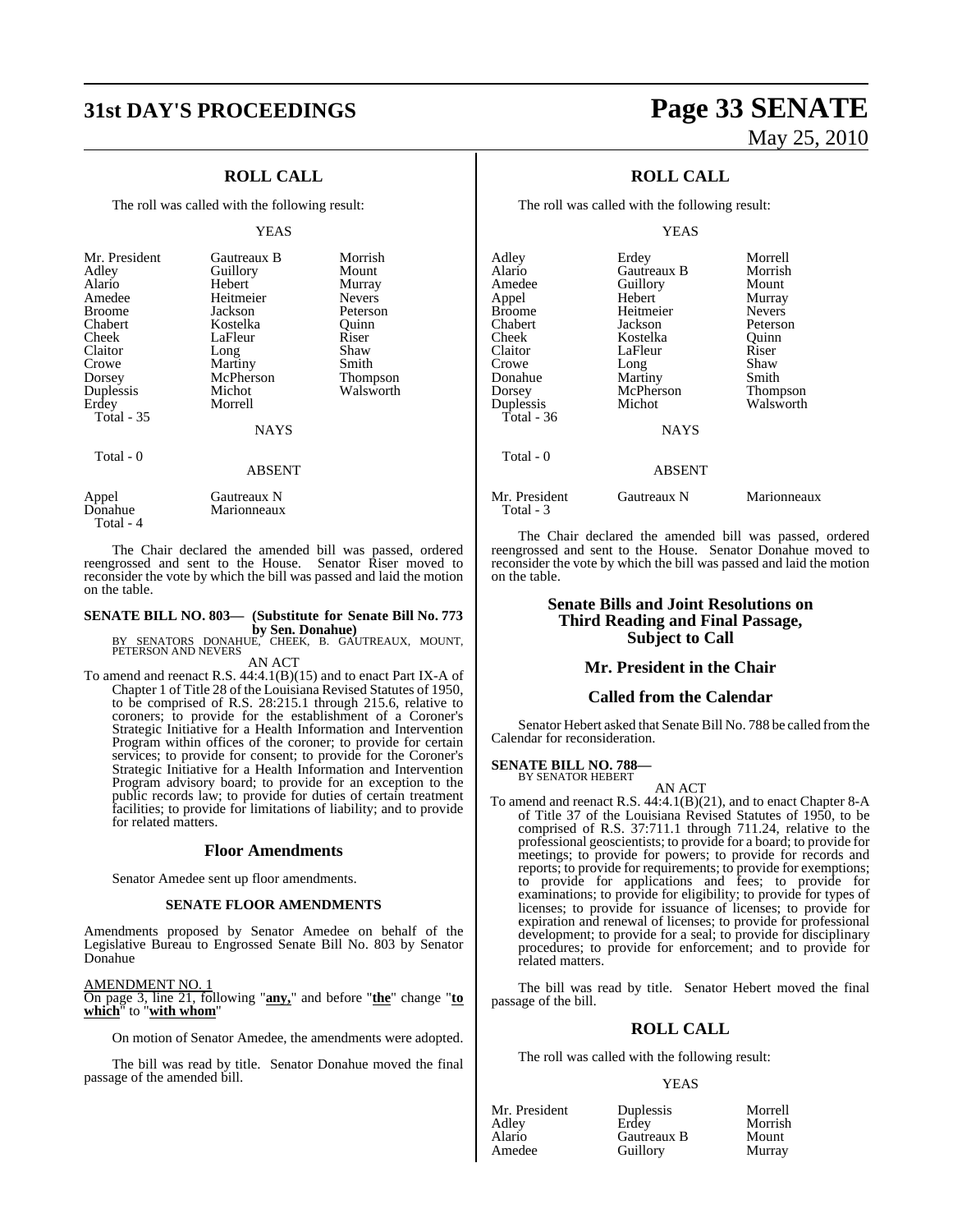## ROLL CALL

The roll was called with the following result:

YEAS

| | | |
|---|---|---|
| Mr. President | Gautreaux B | Morrish |
| Adley | Guillory | Mount |
| Alario | Hebert | Murray |
| Amedee | Heitmeier | Nevers |
| Broome | Jackson | Peterson |
| Chabert | Kostelka | Quinn |
| Cheek | LaFleur | Riser |
| Claitor | Long | Shaw |
| Crowe | Martiny | Smith |
| Dorsey | McPherson | Thompson |
| Duplessis | Michot | Walsworth |
| Erdey | Morrell | |
| Total - 35 | | |

NAYS

Total - 0

ABSENT

| | |
|---|---|
| Appel | Gautreaux N |
| Donahue | Marionneaux |
| Total - 4 | |

The Chair declared the amended bill was passed, ordered reengrossed and sent to the House. Senator Riser moved to reconsider the vote by which the bill was passed and laid the motion on the table.

**SENATE BILL NO. 803— (Substitute for Senate Bill No. 773 by Sen. Donahue)**
BY SENATORS DONAHUE, CHEEK, B. GAUTREAUX, MOUNT, PETERSON AND NEVERS

AN ACT

To amend and reenact R.S. 44:4.1(B)(15) and to enact Part IX-A of Chapter 1 of Title 28 of the Louisiana Revised Statutes of 1950, to be comprised of R.S. 28:215.1 through 215.6, relative to coroners; to provide for the establishment of a Coroner's Strategic Initiative for a Health Information and Intervention Program within offices of the coroner; to provide for certain services; to provide for consent; to provide for the Coroner's Strategic Initiative for a Health Information and Intervention Program advisory board; to provide for an exception to the public records law; to provide for duties of certain treatment facilities; to provide for limitations of liability; and to provide for related matters.

### Floor Amendments

Senator Amedee sent up floor amendments.

#### SENATE FLOOR AMENDMENTS

Amendments proposed by Senator Amedee on behalf of the Legislative Bureau to Engrossed Senate Bill No. 803 by Senator Donahue

AMENDMENT NO. 1
On page 3, line 21, following "**any,**" and before "**the**" change "**to which**" to "**with whom**"

On motion of Senator Amedee, the amendments were adopted.

The bill was read by title. Senator Donahue moved the final passage of the amended bill.

## ROLL CALL

The roll was called with the following result:

YEAS

| | | |
|---|---|---|
| Adley | Erdey | Morrell |
| Alario | Gautreaux B | Morrish |
| Amedee | Guillory | Mount |
| Appel | Hebert | Murray |
| Broome | Heitmeier | Nevers |
| Chabert | Jackson | Peterson |
| Cheek | Kostelka | Quinn |
| Claitor | LaFleur | Riser |
| Crowe | Long | Shaw |
| Donahue | Martiny | Smith |
| Dorsey | McPherson | Thompson |
| Duplessis | Michot | Walsworth |
| Total - 36 | | |

NAYS

Total - 0

ABSENT

| | | |
|---|---|---|
| Mr. President | Gautreaux N | Marionneaux |
| Total - 3 | | |

The Chair declared the amended bill was passed, ordered reengrossed and sent to the House. Senator Donahue moved to reconsider the vote by which the bill was passed and laid the motion on the table.

## Senate Bills and Joint Resolutions on Third Reading and Final Passage, Subject to Call

## Mr. President in the Chair

## Called from the Calendar

Senator Hebert asked that Senate Bill No. 788 be called from the Calendar for reconsideration.

**SENATE BILL NO. 788—**
BY SENATOR HEBERT

AN ACT

To amend and reenact R.S. 44:4.1(B)(21), and to enact Chapter 8-A of Title 37 of the Louisiana Revised Statutes of 1950, to be comprised of R.S. 37:711.1 through 711.24, relative to the professional geoscientists; to provide for a board; to provide for meetings; to provide for powers; to provide for records and reports; to provide for requirements; to provide for exemptions; to provide for applications and fees; to provide for examinations; to provide for eligibility; to provide for types of licenses; to provide for issuance of licenses; to provide for expiration and renewal of licenses; to provide for professional development; to provide for a seal; to provide for disciplinary procedures; to provide for enforcement; and to provide for related matters.

The bill was read by title. Senator Hebert moved the final passage of the bill.

## ROLL CALL

The roll was called with the following result:

YEAS

| | | |
|---|---|---|
| Mr. President | Duplessis | Morrell |
| Adley | Erdey | Morrish |
| Alario | Gautreaux B | Mount |
| Amedee | Guillory | Murray |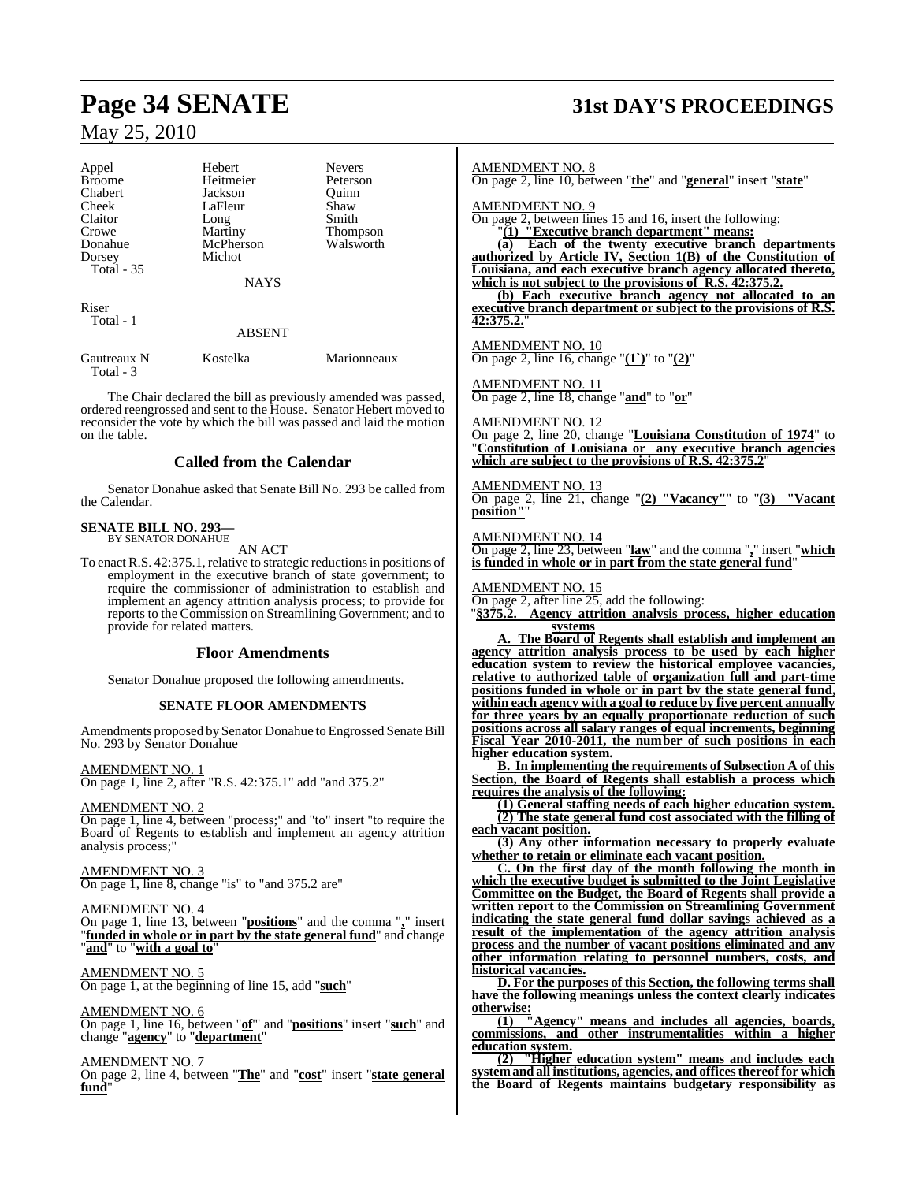| | | |
|---|---|---|
| Appel | Hebert | Nevers |
| Broome | Heitmeier | Peterson |
| Chabert | Jackson | Quinn |
| Cheek | LaFleur | Shaw |
| Claitor | Long | Smith |
| Crowe | Martiny | Thompson |
| Donahue | McPherson | Walsworth |
| Dorsey | Michot | |
| Total - 35 | | |

NAYS

Riser
Total - 1

ABSENT

Gautreaux N Kostelka Marionneaux
Total - 3

The Chair declared the bill as previously amended was passed, ordered reengrossed and sent to the House. Senator Hebert moved to reconsider the vote by which the bill was passed and laid the motion on the table.

## Called from the Calendar

Senator Donahue asked that Senate Bill No. 293 be called from the Calendar.

**SENATE BILL NO. 293—**
BY SENATOR DONAHUE

AN ACT

To enact R.S. 42:375.1, relative to strategic reductions in positions of employment in the executive branch of state government; to require the commissioner of administration to establish and implement an agency attrition analysis process; to provide for reports to the Commission on Streamlining Government; and to provide for related matters.

## Floor Amendments

Senator Donahue proposed the following amendments.

### SENATE FLOOR AMENDMENTS

Amendments proposed by Senator Donahue to Engrossed Senate Bill No. 293 by Senator Donahue

AMENDMENT NO. 1
On page 1, line 2, after "R.S. 42:375.1" add "and 375.2"

AMENDMENT NO. 2
On page 1, line 4, between "process;" and "to" insert "to require the Board of Regents to establish and implement an agency attrition analysis process;"

AMENDMENT NO. 3
On page 1, line 8, change "is" to "and 375.2 are"

AMENDMENT NO. 4
On page 1, line 13, between "**positions**" and the comma "**,**" insert "**funded in whole or in part by the state general fund**" and change "**and**" to "**with a goal to**"

AMENDMENT NO. 5
On page 1, at the beginning of line 15, add "**such**"

AMENDMENT NO. 6
On page 1, line 16, between "**of**" and "**positions**" insert "**such**" and change "**agency**" to "**department**"

AMENDMENT NO. 7
On page 2, line 4, between "**The**" and "**cost**" insert "**state general fund**"

AMENDMENT NO. 8
On page 2, line 10, between "**the**" and "**general**" insert "**state**"

AMENDMENT NO. 9
On page 2, between lines 15 and 16, insert the following:

"**(1) "Executive branch department" means:**

**(a) Each of the twenty executive branch departments authorized by Article IV, Section 1(B) of the Constitution of Louisiana, and each executive branch agency allocated thereto, which is not subject to the provisions of R.S. 42:375.2.**

**(b) Each executive branch agency not allocated to an executive branch department or subject to the provisions of R.S. 42:375.2.**"

AMENDMENT NO. 10
On page 2, line 16, change "**(1`)**" to "**(2)**"

AMENDMENT NO. 11
On page 2, line 18, change "**and**" to "**or**"

AMENDMENT NO. 12
On page 2, line 20, change "**Louisiana Constitution of 1974**" to "**Constitution of Louisiana or any executive branch agencies which are subject to the provisions of R.S. 42:375.2**"

AMENDMENT NO. 13
On page 2, line 21, change "**(2) "Vacancy"**" to "**(3) "Vacant position"**"

AMENDMENT NO. 14
On page 2, line 23, between "**law**" and the comma "**,**" insert "**which is funded in whole or in part from the state general fund**"

AMENDMENT NO. 15
On page 2, after line 25, add the following:

"**§375.2. Agency attrition analysis process, higher education systems**

**A. The Board of Regents shall establish and implement an agency attrition analysis process to be used by each higher education system to review the historical employee vacancies, relative to authorized table of organization full and part-time positions funded in whole or in part by the state general fund, within each agency with a goal to reduce by five percent annually for three years by an equally proportionate reduction of such positions across all salary ranges of equal increments, beginning Fiscal Year 2010-2011, the number of such positions in each higher education system.**

**B. In implementing the requirements of Subsection A of this Section, the Board of Regents shall establish a process which requires the analysis of the following:**

**(1) General staffing needs of each higher education system.**

**(2) The state general fund cost associated with the filling of each vacant position.**

**(3) Any other information necessary to properly evaluate whether to retain or eliminate each vacant position.**

**C. On the first day of the month following the month in which the executive budget is submitted to the Joint Legislative Committee on the Budget, the Board of Regents shall provide a written report to the Commission on Streamlining Government indicating the state general fund dollar savings achieved as a result of the implementation of the agency attrition analysis process and the number of vacant positions eliminated and any other information relating to personnel numbers, costs, and historical vacancies.**

**D. For the purposes of this Section, the following terms shall have the following meanings unless the context clearly indicates otherwise:**

**(1) "Agency" means and includes all agencies, boards, commissions, and other instrumentalities within a higher education system.**

**(2) "Higher education system" means and includes each system and all institutions, agencies, and offices thereof for which the Board of Regents maintains budgetary responsibility as**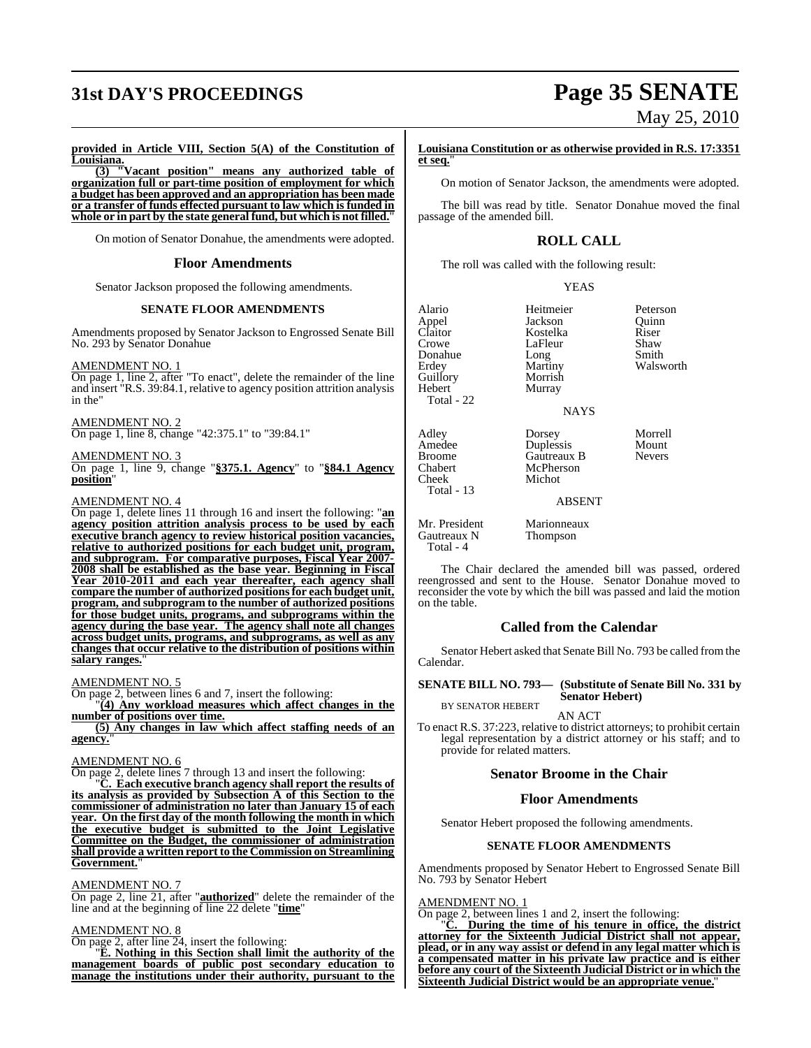**provided in Article VIII, Section 5(A) of the Constitution of Louisiana.**

**(3) "Vacant position" means any authorized table of organization full or part-time position of employment for which a budget has been approved and an appropriation has been made or a transfer of funds effected pursuant to law which is funded in whole or in part by the state general fund, but which is not filled.**"

On motion of Senator Donahue, the amendments were adopted.

## Floor Amendments

Senator Jackson proposed the following amendments.

### SENATE FLOOR AMENDMENTS

Amendments proposed by Senator Jackson to Engrossed Senate Bill No. 293 by Senator Donahue

AMENDMENT NO. 1
On page 1, line 2, after "To enact", delete the remainder of the line and insert "R.S. 39:84.1, relative to agency position attrition analysis in the"

AMENDMENT NO. 2
On page 1, line 8, change "42:375.1" to "39:84.1"

AMENDMENT NO. 3
On page 1, line 9, change "**§375.1. Agency**" to "**§84.1 Agency position**"

AMENDMENT NO. 4
On page 1, delete lines 11 through 16 and insert the following: "**an agency position attrition analysis process to be used by each executive branch agency to review historical position vacancies, relative to authorized positions for each budget unit, program, and subprogram. For comparative purposes, Fiscal Year 2007-2008 shall be established as the base year. Beginning in Fiscal Year 2010-2011 and each year thereafter, each agency shall compare the number of authorized positions for each budget unit, program, and subprogram to the number of authorized positions for those budget units, programs, and subprograms within the agency during the base year. The agency shall note all changes across budget units, programs, and subprograms, as well as any changes that occur relative to the distribution of positions within salary ranges.**"

AMENDMENT NO. 5
On page 2, between lines 6 and 7, insert the following:

"**(4) Any workload measures which affect changes in the number of positions over time.**

**(5) Any changes in law which affect staffing needs of an agency.**"

AMENDMENT NO. 6
On page 2, delete lines 7 through 13 and insert the following:

"**C. Each executive branch agency shall report the results of its analysis as provided by Subsection A of this Section to the commissioner of administration no later than January 15 of each year. On the first day of the month following the month in which the executive budget is submitted to the Joint Legislative Committee on the Budget, the commissioner of administration shall provide a written report to the Commission on Streamlining Government.**"

AMENDMENT NO. 7
On page 2, line 21, after "**authorized**" delete the remainder of the line and at the beginning of line 22 delete "**time**"

AMENDMENT NO. 8
On page 2, after line 24, insert the following:

"**E. Nothing in this Section shall limit the authority of the management boards of public post secondary education to manage the institutions under their authority, pursuant to the Louisiana Constitution or as otherwise provided in R.S. 17:3351 et seq.**"

On motion of Senator Jackson, the amendments were adopted.

The bill was read by title. Senator Donahue moved the final passage of the amended bill.

## ROLL CALL

The roll was called with the following result:

YEAS

| | | |
|---|---|---|
| Alario | Heitmeier | Peterson |
| Appel | Jackson | Quinn |
| Claitor | Kostelka | Riser |
| Crowe | LaFleur | Shaw |
| Donahue | Long | Smith |
| Erdey | Martiny | Walsworth |
| Guillory | Morrish | |
| Hebert | Murray | |
| Total - 22 | | |

NAYS

| | | |
|---|---|---|
| Adley | Dorsey | Morrell |
| Amedee | Duplessis | Mount |
| Broome | Gautreaux B | Nevers |
| Chabert | McPherson | |
| Cheek | Michot | |
| Total - 13 | | |

ABSENT

| | |
|---|---|
| Mr. President | Marionneaux |
| Gautreaux N | Thompson |
| Total - 4 | |

The Chair declared the amended bill was passed, ordered reengrossed and sent to the House. Senator Donahue moved to reconsider the vote by which the bill was passed and laid the motion on the table.

## Called from the Calendar

Senator Hebert asked that Senate Bill No. 793 be called from the Calendar.

**SENATE BILL NO. 793— (Substitute of Senate Bill No. 331 by Senator Hebert)**
BY SENATOR HEBERT

AN ACT

To enact R.S. 37:223, relative to district attorneys; to prohibit certain legal representation by a district attorney or his staff; and to provide for related matters.

## Senator Broome in the Chair

## Floor Amendments

Senator Hebert proposed the following amendments.

### SENATE FLOOR AMENDMENTS

Amendments proposed by Senator Hebert to Engrossed Senate Bill No. 793 by Senator Hebert

AMENDMENT NO. 1
On page 2, between lines 1 and 2, insert the following:

"**C. During the time of his tenure in office, the district attorney for the Sixteenth Judicial District shall not appear, plead, or in any way assist or defend in any legal matter which is a compensated matter in his private law practice and is either before any court of the Sixteenth Judicial District or in which the Sixteenth Judicial District would be an appropriate venue.**"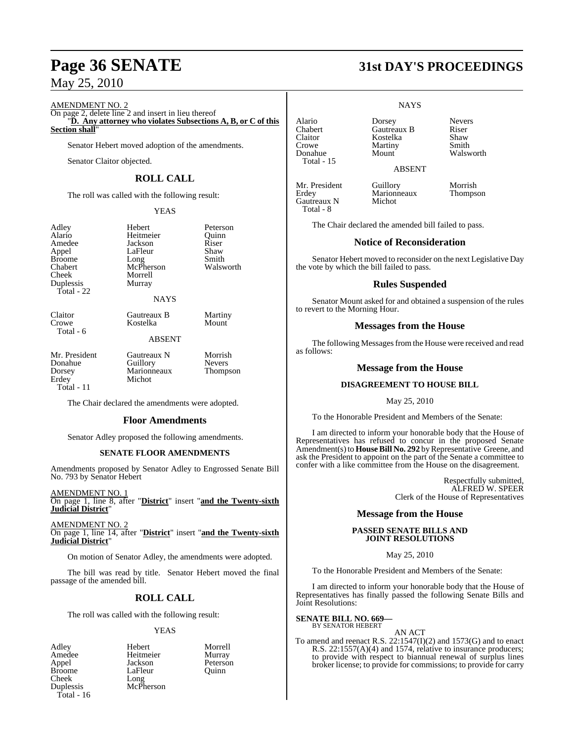AMENDMENT NO. 2

On page 2, delete line 2 and insert in lieu thereof

"**D. Any attorney who violates Subsections A, B, or C of this Section shall**"

Senator Hebert moved adoption of the amendments.

Senator Claitor objected.

## ROLL CALL

The roll was called with the following result:

YEAS

| | | |
|---|---|---|
| Adley | Hebert | Peterson |
| Alario | Heitmeier | Quinn |
| Amedee | Jackson | Riser |
| Appel | LaFleur | Shaw |
| Broome | Long | Smith |
| Chabert | McPherson | Walsworth |
| Cheek | Morrell | |
| Duplessis | Murray | |
| Total - 22 | | |

NAYS

| | | |
|---|---|---|
| Claitor | Gautreaux B | Martiny |
| Crowe | Kostelka | Mount |
| Total - 6 | | |

ABSENT

| | | |
|---|---|---|
| Mr. President | Gautreaux N | Morrish |
| Donahue | Guillory | Nevers |
| Dorsey | Marionneaux | Thompson |
| Erdey | Michot | |
| Total - 11 | | |

The Chair declared the amendments were adopted.

## Floor Amendments

Senator Adley proposed the following amendments.

### SENATE FLOOR AMENDMENTS

Amendments proposed by Senator Adley to Engrossed Senate Bill No. 793 by Senator Hebert

AMENDMENT NO. 1

On page 1, line 8, after "**District**" insert "**and the Twenty-sixth Judicial District**"

AMENDMENT NO. 2

On page 1, line 14, after "**District**" insert "**and the Twenty-sixth Judicial District**"

On motion of Senator Adley, the amendments were adopted.

The bill was read by title. Senator Hebert moved the final passage of the amended bill.

## ROLL CALL

The roll was called with the following result:

YEAS

| | | |
|---|---|---|
| Adley | Hebert | Morrell |
| Amedee | Heitmeier | Murray |
| Appel | Jackson | Peterson |
| Broome | LaFleur | Quinn |
| Cheek | Long | |
| Duplessis | McPherson | |
| Total - 16 | | |

NAYS

| | | |
|---|---|---|
| Alario | Dorsey | Nevers |
| Chabert | Gautreaux B | Riser |
| Claitor | Kostelka | Shaw |
| Crowe | Martiny | Smith |
| Donahue | Mount | Walsworth |
| Total - 15 | | |

ABSENT

| | | |
|---|---|---|
| Mr. President | Guillory | Morrish |
| Erdey | Marionneaux | Thompson |
| Gautreaux N | Michot | |
| Total - 8 | | |

The Chair declared the amended bill failed to pass.

## Notice of Reconsideration

Senator Hebert moved to reconsider on the next Legislative Day the vote by which the bill failed to pass.

## Rules Suspended

Senator Mount asked for and obtained a suspension of the rules to revert to the Morning Hour.

## Messages from the House

The following Messages from the House were received and read as follows:

## Message from the House

### DISAGREEMENT TO HOUSE BILL

May 25, 2010

To the Honorable President and Members of the Senate:

I am directed to inform your honorable body that the House of Representatives has refused to concur in the proposed Senate Amendment(s) to **House Bill No. 292** by Representative Greene, and ask the President to appoint on the part of the Senate a committee to confer with a like committee from the House on the disagreement.

Respectfully submitted,
ALFRED W. SPEER
Clerk of the House of Representatives

## Message from the House

### PASSED SENATE BILLS AND JOINT RESOLUTIONS

May 25, 2010

To the Honorable President and Members of the Senate:

I am directed to inform your honorable body that the House of Representatives has finally passed the following Senate Bills and Joint Resolutions:

**SENATE BILL NO. 669—**
BY SENATOR HEBERT

AN ACT

To amend and reenact R.S. 22:1547(I)(2) and 1573(G) and to enact R.S. 22:1557(A)(4) and 1574, relative to insurance producers; to provide with respect to biannual renewal of surplus lines broker license; to provide for commissions; to provide for carry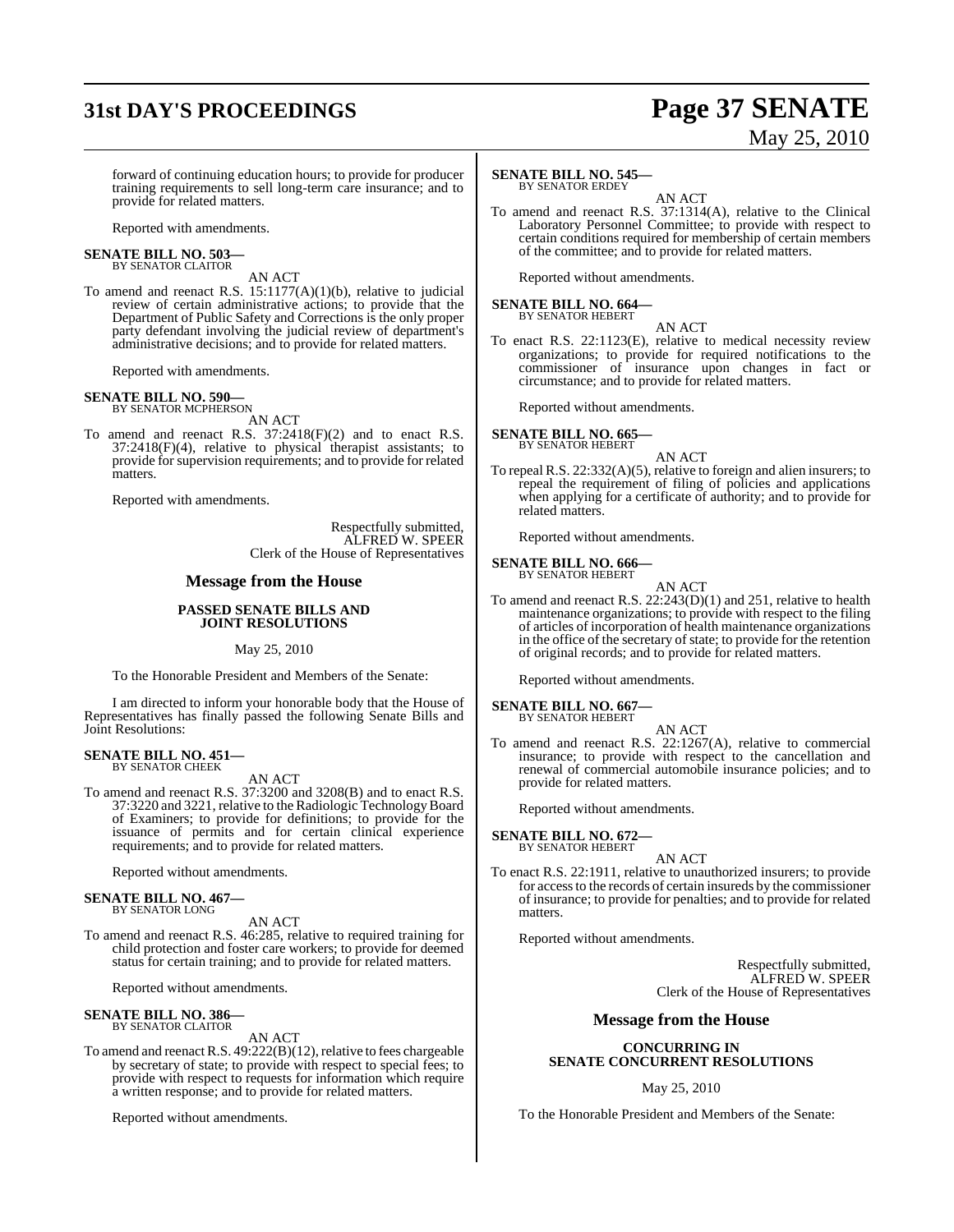forward of continuing education hours; to provide for producer training requirements to sell long-term care insurance; and to provide for related matters.

Reported with amendments.

**SENATE BILL NO. 503—**
BY SENATOR CLAITOR

AN ACT

To amend and reenact R.S. 15:1177(A)(1)(b), relative to judicial review of certain administrative actions; to provide that the Department of Public Safety and Corrections is the only proper party defendant involving the judicial review of department's administrative decisions; and to provide for related matters.

Reported with amendments.

**SENATE BILL NO. 590—**
BY SENATOR MCPHERSON

AN ACT

To amend and reenact R.S. 37:2418(F)(2) and to enact R.S. 37:2418(F)(4), relative to physical therapist assistants; to provide for supervision requirements; and to provide for related matters.

Reported with amendments.

Respectfully submitted,
ALFRED W. SPEER
Clerk of the House of Representatives

## Message from the House

### PASSED SENATE BILLS AND JOINT RESOLUTIONS

May 25, 2010

To the Honorable President and Members of the Senate:

I am directed to inform your honorable body that the House of Representatives has finally passed the following Senate Bills and Joint Resolutions:

**SENATE BILL NO. 451—**
BY SENATOR CHEEK

AN ACT

To amend and reenact R.S. 37:3200 and 3208(B) and to enact R.S. 37:3220 and 3221, relative to the Radiologic Technology Board of Examiners; to provide for definitions; to provide for the issuance of permits and for certain clinical experience requirements; and to provide for related matters.

Reported without amendments.

**SENATE BILL NO. 467—**
BY SENATOR LONG

AN ACT

To amend and reenact R.S. 46:285, relative to required training for child protection and foster care workers; to provide for deemed status for certain training; and to provide for related matters.

Reported without amendments.

**SENATE BILL NO. 386—**
BY SENATOR CLAITOR

AN ACT

To amend and reenact R.S. 49:222(B)(12), relative to fees chargeable by secretary of state; to provide with respect to special fees; to provide with respect to requests for information which require a written response; and to provide for related matters.

Reported without amendments.

**SENATE BILL NO. 545—**
BY SENATOR ERDEY

AN ACT

To amend and reenact R.S. 37:1314(A), relative to the Clinical Laboratory Personnel Committee; to provide with respect to certain conditions required for membership of certain members of the committee; and to provide for related matters.

Reported without amendments.

**SENATE BILL NO. 664—**
BY SENATOR HEBERT

AN ACT

To enact R.S. 22:1123(E), relative to medical necessity review organizations; to provide for required notifications to the commissioner of insurance upon changes in fact or circumstance; and to provide for related matters.

Reported without amendments.

**SENATE BILL NO. 665—**
BY SENATOR HEBERT

AN ACT

To repeal R.S. 22:332(A)(5), relative to foreign and alien insurers; to repeal the requirement of filing of policies and applications when applying for a certificate of authority; and to provide for related matters.

Reported without amendments.

**SENATE BILL NO. 666—**
BY SENATOR HEBERT

AN ACT

To amend and reenact R.S. 22:243(D)(1) and 251, relative to health maintenance organizations; to provide with respect to the filing of articles of incorporation of health maintenance organizations in the office of the secretary of state; to provide for the retention of original records; and to provide for related matters.

Reported without amendments.

**SENATE BILL NO. 667—**
BY SENATOR HEBERT

AN ACT

To amend and reenact R.S. 22:1267(A), relative to commercial insurance; to provide with respect to the cancellation and renewal of commercial automobile insurance policies; and to provide for related matters.

Reported without amendments.

**SENATE BILL NO. 672—**
BY SENATOR HEBERT

AN ACT

To enact R.S. 22:1911, relative to unauthorized insurers; to provide for access to the records of certain insureds by the commissioner of insurance; to provide for penalties; and to provide for related matters.

Reported without amendments.

Respectfully submitted,
ALFRED W. SPEER
Clerk of the House of Representatives

## Message from the House

### CONCURRING IN SENATE CONCURRENT RESOLUTIONS

May 25, 2010

To the Honorable President and Members of the Senate: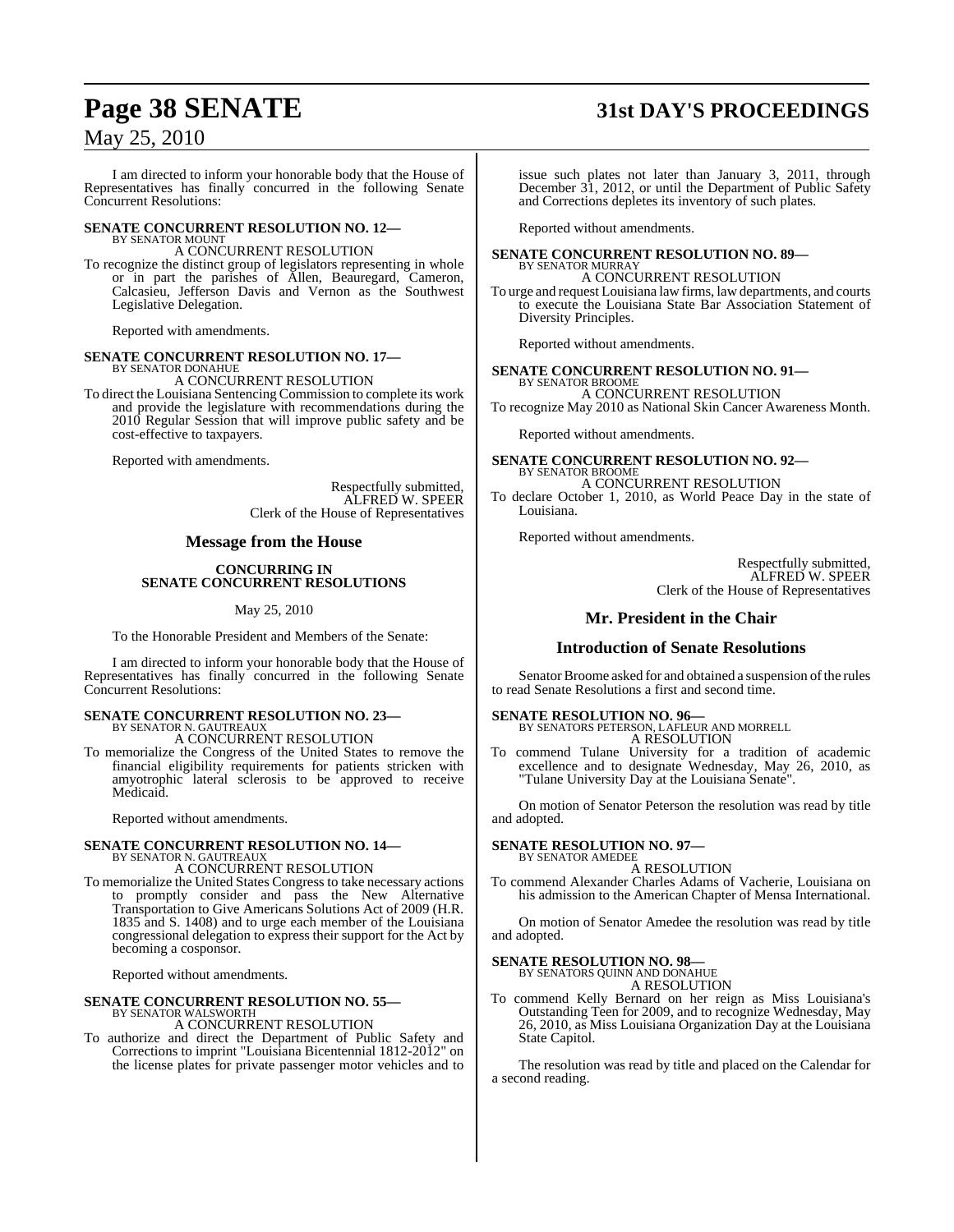I am directed to inform your honorable body that the House of Representatives has finally concurred in the following Senate Concurrent Resolutions:

**SENATE CONCURRENT RESOLUTION NO. 12—**
BY SENATOR MOUNT
A CONCURRENT RESOLUTION

To recognize the distinct group of legislators representing in whole or in part the parishes of Allen, Beauregard, Cameron, Calcasieu, Jefferson Davis and Vernon as the Southwest Legislative Delegation.

Reported with amendments.

**SENATE CONCURRENT RESOLUTION NO. 17—**
BY SENATOR DONAHUE
A CONCURRENT RESOLUTION

To direct the Louisiana Sentencing Commission to complete its work and provide the legislature with recommendations during the 2010 Regular Session that will improve public safety and be cost-effective to taxpayers.

Reported with amendments.

Respectfully submitted,
ALFRED W. SPEER
Clerk of the House of Representatives

## Message from the House

### CONCURRING IN SENATE CONCURRENT RESOLUTIONS

May 25, 2010

To the Honorable President and Members of the Senate:

I am directed to inform your honorable body that the House of Representatives has finally concurred in the following Senate Concurrent Resolutions:

**SENATE CONCURRENT RESOLUTION NO. 23—**
BY SENATOR N. GAUTREAUX
A CONCURRENT RESOLUTION

To memorialize the Congress of the United States to remove the financial eligibility requirements for patients stricken with amyotrophic lateral sclerosis to be approved to receive Medicaid.

Reported without amendments.

**SENATE CONCURRENT RESOLUTION NO. 14—**
BY SENATOR N. GAUTREAUX
A CONCURRENT RESOLUTION

To memorialize the United States Congress to take necessary actions to promptly consider and pass the New Alternative Transportation to Give Americans Solutions Act of 2009 (H.R. 1835 and S. 1408) and to urge each member of the Louisiana congressional delegation to express their support for the Act by becoming a cosponsor.

Reported without amendments.

**SENATE CONCURRENT RESOLUTION NO. 55—**
BY SENATOR WALSWORTH
A CONCURRENT RESOLUTION

To authorize and direct the Department of Public Safety and Corrections to imprint "Louisiana Bicentennial 1812-2012" on the license plates for private passenger motor vehicles and to issue such plates not later than January 3, 2011, through December 31, 2012, or until the Department of Public Safety and Corrections depletes its inventory of such plates.

Reported without amendments.

**SENATE CONCURRENT RESOLUTION NO. 89—**
BY SENATOR MURRAY
A CONCURRENT RESOLUTION

To urge and request Louisiana law firms, law departments, and courts to execute the Louisiana State Bar Association Statement of Diversity Principles.

Reported without amendments.

**SENATE CONCURRENT RESOLUTION NO. 91—**
BY SENATOR BROOME
A CONCURRENT RESOLUTION

To recognize May 2010 as National Skin Cancer Awareness Month.

Reported without amendments.

**SENATE CONCURRENT RESOLUTION NO. 92—**
BY SENATOR BROOME
A CONCURRENT RESOLUTION

To declare October 1, 2010, as World Peace Day in the state of Louisiana.

Reported without amendments.

Respectfully submitted,
ALFRED W. SPEER
Clerk of the House of Representatives

## Mr. President in the Chair

## Introduction of Senate Resolutions

Senator Broome asked for and obtained a suspension of the rules to read Senate Resolutions a first and second time.

**SENATE RESOLUTION NO. 96—**
BY SENATORS PETERSON, LAFLEUR AND MORRELL
A RESOLUTION

To commend Tulane University for a tradition of academic excellence and to designate Wednesday, May 26, 2010, as "Tulane University Day at the Louisiana Senate".

On motion of Senator Peterson the resolution was read by title and adopted.

**SENATE RESOLUTION NO. 97—**
BY SENATOR AMEDEE
A RESOLUTION

To commend Alexander Charles Adams of Vacherie, Louisiana on his admission to the American Chapter of Mensa International.

On motion of Senator Amedee the resolution was read by title and adopted.

**SENATE RESOLUTION NO. 98—**
BY SENATORS QUINN AND DONAHUE
A RESOLUTION

To commend Kelly Bernard on her reign as Miss Louisiana's Outstanding Teen for 2009, and to recognize Wednesday, May 26, 2010, as Miss Louisiana Organization Day at the Louisiana State Capitol.

The resolution was read by title and placed on the Calendar for a second reading.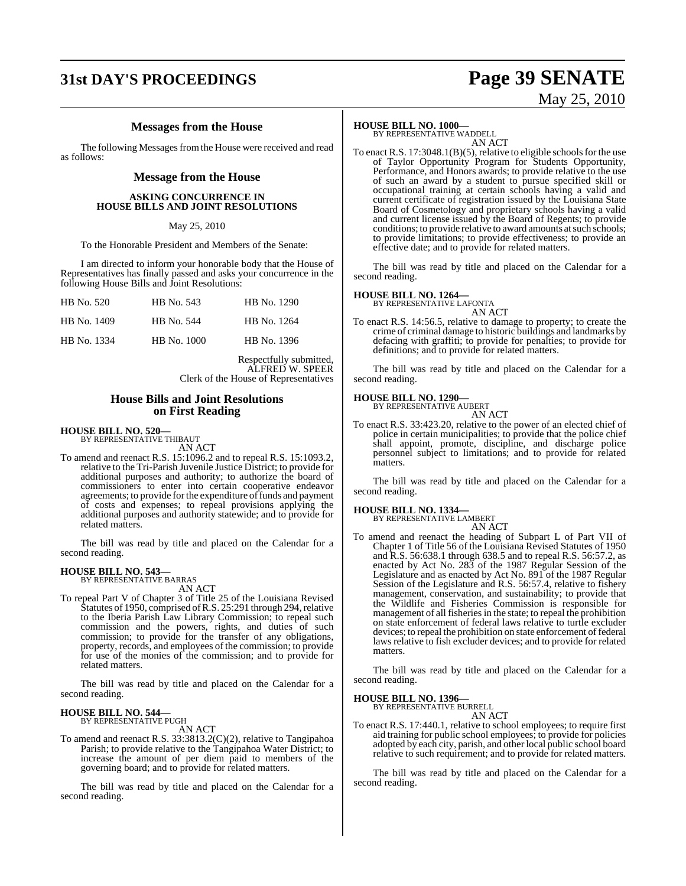## Messages from the House

The following Messages from the House were received and read as follows:

### Message from the House

**ASKING CONCURRENCE IN HOUSE BILLS AND JOINT RESOLUTIONS**

May 25, 2010

To the Honorable President and Members of the Senate:

I am directed to inform your honorable body that the House of Representatives has finally passed and asks your concurrence in the following House Bills and Joint Resolutions:

| | | |
|---|---|---|
| HB No. 520 | HB No. 543 | HB No. 1290 |
| HB No. 1409 | HB No. 544 | HB No. 1264 |
| HB No. 1334 | HB No. 1000 | HB No. 1396 |

Respectfully submitted,
ALFRED W. SPEER
Clerk of the House of Representatives

## House Bills and Joint Resolutions on First Reading

**HOUSE BILL NO. 520—**
BY REPRESENTATIVE THIBAUT
AN ACT

To amend and reenact R.S. 15:1096.2 and to repeal R.S. 15:1093.2, relative to the Tri-Parish Juvenile Justice District; to provide for additional purposes and authority; to authorize the board of commissioners to enter into certain cooperative endeavor agreements; to provide for the expenditure of funds and payment of costs and expenses; to repeal provisions applying the additional purposes and authority statewide; and to provide for related matters.

The bill was read by title and placed on the Calendar for a second reading.

**HOUSE BILL NO. 543—**
BY REPRESENTATIVE BARRAS
AN ACT

To repeal Part V of Chapter 3 of Title 25 of the Louisiana Revised Statutes of 1950, comprised of R.S. 25:291 through 294, relative to the Iberia Parish Law Library Commission; to repeal such commission and the powers, rights, and duties of such commission; to provide for the transfer of any obligations, property, records, and employees of the commission; to provide for use of the monies of the commission; and to provide for related matters.

The bill was read by title and placed on the Calendar for a second reading.

**HOUSE BILL NO. 544—**
BY REPRESENTATIVE PUGH
AN ACT

To amend and reenact R.S. 33:3813.2(C)(2), relative to Tangipahoa Parish; to provide relative to the Tangipahoa Water District; to increase the amount of per diem paid to members of the governing board; and to provide for related matters.

The bill was read by title and placed on the Calendar for a second reading.

**HOUSE BILL NO. 1000—**
BY REPRESENTATIVE WADDELL
AN ACT

To enact R.S. 17:3048.1(B)(5), relative to eligible schools for the use of Taylor Opportunity Program for Students Opportunity, Performance, and Honors awards; to provide relative to the use of such an award by a student to pursue specified skill or occupational training at certain schools having a valid and current certificate of registration issued by the Louisiana State Board of Cosmetology and proprietary schools having a valid and current license issued by the Board of Regents; to provide conditions; to provide relative to award amounts at such schools; to provide limitations; to provide effectiveness; to provide an effective date; and to provide for related matters.

The bill was read by title and placed on the Calendar for a second reading.

**HOUSE BILL NO. 1264—**
BY REPRESENTATIVE LAFONTA
AN ACT

To enact R.S. 14:56.5, relative to damage to property; to create the crime of criminal damage to historic buildings and landmarks by defacing with graffiti; to provide for penalties; to provide for definitions; and to provide for related matters.

The bill was read by title and placed on the Calendar for a second reading.

**HOUSE BILL NO. 1290—**
BY REPRESENTATIVE AUBERT
AN ACT

To enact R.S. 33:423.20, relative to the power of an elected chief of police in certain municipalities; to provide that the police chief shall appoint, promote, discipline, and discharge police personnel subject to limitations; and to provide for related matters.

The bill was read by title and placed on the Calendar for a second reading.

**HOUSE BILL NO. 1334—**
BY REPRESENTATIVE LAMBERT
AN ACT

To amend and reenact the heading of Subpart L of Part VII of Chapter 1 of Title 56 of the Louisiana Revised Statutes of 1950 and R.S. 56:638.1 through 638.5 and to repeal R.S. 56:57.2, as enacted by Act No. 283 of the 1987 Regular Session of the Legislature and as enacted by Act No. 891 of the 1987 Regular Session of the Legislature and R.S. 56:57.4, relative to fishery management, conservation, and sustainability; to provide that the Wildlife and Fisheries Commission is responsible for management of all fisheries in the state; to repeal the prohibition on state enforcement of federal laws relative to turtle excluder devices; to repeal the prohibition on state enforcement of federal laws relative to fish excluder devices; and to provide for related matters.

The bill was read by title and placed on the Calendar for a second reading.

**HOUSE BILL NO. 1396—**
BY REPRESENTATIVE BURRELL
AN ACT

To enact R.S. 17:440.1, relative to school employees; to require first aid training for public school employees; to provide for policies adopted by each city, parish, and other local public school board relative to such requirement; and to provide for related matters.

The bill was read by title and placed on the Calendar for a second reading.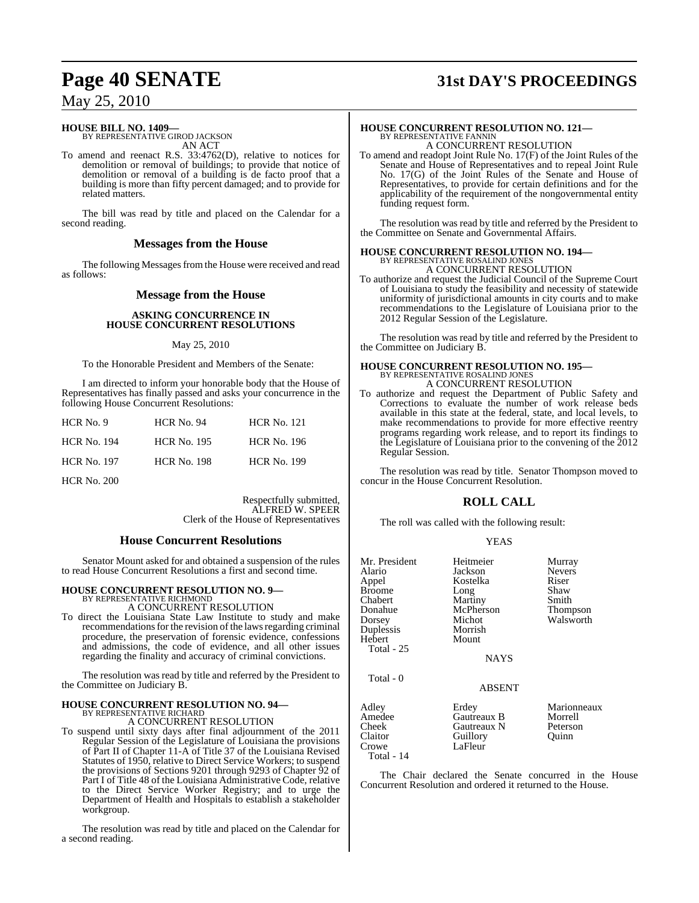**HOUSE BILL NO. 1409—**
BY REPRESENTATIVE GIROD JACKSON
AN ACT

To amend and reenact R.S. 33:4762(D), relative to notices for demolition or removal of buildings; to provide that notice of demolition or removal of a building is de facto proof that a building is more than fifty percent damaged; and to provide for related matters.

The bill was read by title and placed on the Calendar for a second reading.

## Messages from the House

The following Messages from the House were received and read as follows:

## Message from the House

### ASKING CONCURRENCE IN HOUSE CONCURRENT RESOLUTIONS

May 25, 2010

To the Honorable President and Members of the Senate:

I am directed to inform your honorable body that the House of Representatives has finally passed and asks your concurrence in the following House Concurrent Resolutions:

| | | |
|---|---|---|
| HCR No. 9 | HCR No. 94 | HCR No. 121 |
| HCR No. 194 | HCR No. 195 | HCR No. 196 |
| HCR No. 197 | HCR No. 198 | HCR No. 199 |
| HCR No. 200 | | |

Respectfully submitted,
ALFRED W. SPEER
Clerk of the House of Representatives

## House Concurrent Resolutions

Senator Mount asked for and obtained a suspension of the rules to read House Concurrent Resolutions a first and second time.

**HOUSE CONCURRENT RESOLUTION NO. 9—**
BY REPRESENTATIVE RICHMOND
A CONCURRENT RESOLUTION

To direct the Louisiana State Law Institute to study and make recommendations for the revision of the laws regarding criminal procedure, the preservation of forensic evidence, confessions and admissions, the code of evidence, and all other issues regarding the finality and accuracy of criminal convictions.

The resolution was read by title and referred by the President to the Committee on Judiciary B.

**HOUSE CONCURRENT RESOLUTION NO. 94—**
BY REPRESENTATIVE RICHARD
A CONCURRENT RESOLUTION

To suspend until sixty days after final adjournment of the 2011 Regular Session of the Legislature of Louisiana the provisions of Part II of Chapter 11-A of Title 37 of the Louisiana Revised Statutes of 1950, relative to Direct Service Workers; to suspend the provisions of Sections 9201 through 9293 of Chapter 92 of Part I of Title 48 of the Louisiana Administrative Code, relative to the Direct Service Worker Registry; and to urge the Department of Health and Hospitals to establish a stakeholder workgroup.

The resolution was read by title and placed on the Calendar for a second reading.

**HOUSE CONCURRENT RESOLUTION NO. 121—**
BY REPRESENTATIVE FANNIN
A CONCURRENT RESOLUTION

To amend and readopt Joint Rule No. 17(F) of the Joint Rules of the Senate and House of Representatives and to repeal Joint Rule No. 17(G) of the Joint Rules of the Senate and House of Representatives, to provide for certain definitions and for the applicability of the requirement of the nongovernmental entity funding request form.

The resolution was read by title and referred by the President to the Committee on Senate and Governmental Affairs.

**HOUSE CONCURRENT RESOLUTION NO. 194—**
BY REPRESENTATIVE ROSALIND JONES
A CONCURRENT RESOLUTION

To authorize and request the Judicial Council of the Supreme Court of Louisiana to study the feasibility and necessity of statewide uniformity of jurisdictional amounts in city courts and to make recommendations to the Legislature of Louisiana prior to the 2012 Regular Session of the Legislature.

The resolution was read by title and referred by the President to the Committee on Judiciary B.

**HOUSE CONCURRENT RESOLUTION NO. 195—**
BY REPRESENTATIVE ROSALIND JONES
A CONCURRENT RESOLUTION

To authorize and request the Department of Public Safety and Corrections to evaluate the number of work release beds available in this state at the federal, state, and local levels, to make recommendations to provide for more effective reentry programs regarding work release, and to report its findings to the Legislature of Louisiana prior to the convening of the 2012 Regular Session.

The resolution was read by title. Senator Thompson moved to concur in the House Concurrent Resolution.

## ROLL CALL

The roll was called with the following result:

YEAS

| | | |
|---|---|---|
| Mr. President | Heitmeier | Murray |
| Alario | Jackson | Nevers |
| Appel | Kostelka | Riser |
| Broome | Long | Shaw |
| Chabert | Martiny | Smith |
| Donahue | McPherson | Thompson |
| Dorsey | Michot | Walsworth |
| Duplessis | Morrish | |
| Hebert | Mount | |
| Total - 25 | | |

NAYS

Total - 0

ABSENT

| | | |
|---|---|---|
| Adley | Erdey | Marionneaux |
| Amedee | Gautreaux B | Morrell |
| Cheek | Gautreaux N | Peterson |
| Claitor | Guillory | Quinn |
| Crowe | LaFleur | |
| Total - 14 | | |

The Chair declared the Senate concurred in the House Concurrent Resolution and ordered it returned to the House.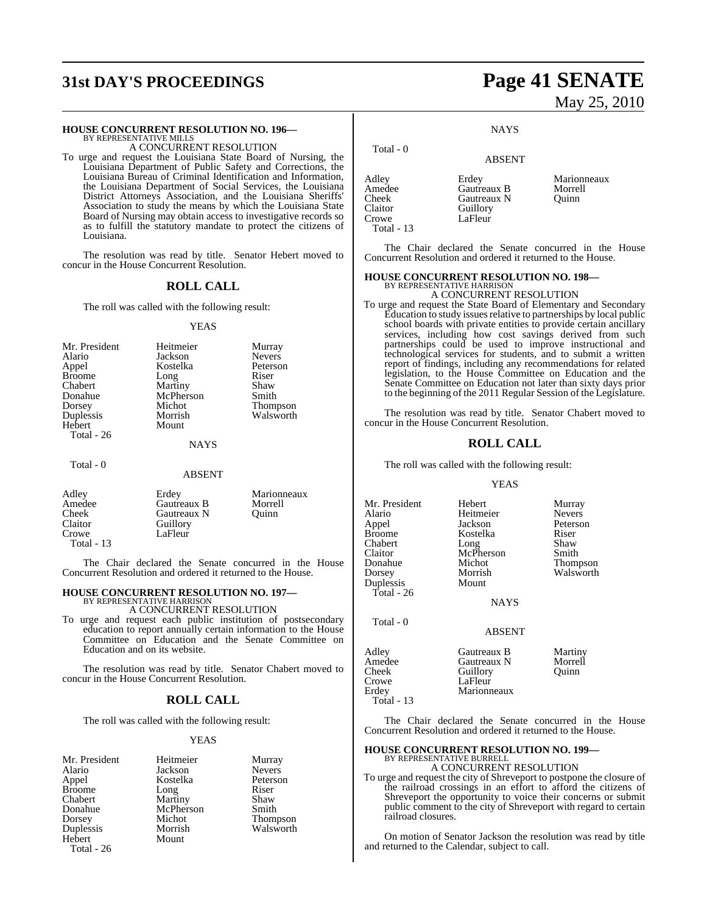## HOUSE CONCURRENT RESOLUTION NO. 196—

BY REPRESENTATIVE MILLS

A CONCURRENT RESOLUTION

To urge and request the Louisiana State Board of Nursing, the Louisiana Department of Public Safety and Corrections, the Louisiana Bureau of Criminal Identification and Information, the Louisiana Department of Social Services, the Louisiana District Attorneys Association, and the Louisiana Sheriffs' Association to study the means by which the Louisiana State Board of Nursing may obtain access to investigative records so as to fulfill the statutory mandate to protect the citizens of Louisiana.

The resolution was read by title. Senator Hebert moved to concur in the House Concurrent Resolution.

### ROLL CALL

The roll was called with the following result:

YEAS

| | | |
|---|---|---|
| Mr. President | Heitmeier | Murray |
| Alario | Jackson | Nevers |
| Appel | Kostelka | Peterson |
| Broome | Long | Riser |
| Chabert | Martiny | Shaw |
| Donahue | McPherson | Smith |
| Dorsey | Michot | Thompson |
| Duplessis | Morrish | Walsworth |
| Hebert | Mount | |

Total - 26

NAYS

Total - 0

ABSENT

| | | |
|---|---|---|
| Adley | Erdey | Marionneaux |
| Amedee | Gautreaux B | Morrell |
| Cheek | Gautreaux N | Quinn |
| Claitor | Guillory | |
| Crowe | LaFleur | |

Total - 13

The Chair declared the Senate concurred in the House Concurrent Resolution and ordered it returned to the House.

## HOUSE CONCURRENT RESOLUTION NO. 197—

BY REPRESENTATIVE HARRISON

A CONCURRENT RESOLUTION

To urge and request each public institution of postsecondary education to report annually certain information to the House Committee on Education and the Senate Committee on Education and on its website.

The resolution was read by title. Senator Chabert moved to concur in the House Concurrent Resolution.

### ROLL CALL

The roll was called with the following result:

YEAS

| | | |
|---|---|---|
| Mr. President | Heitmeier | Murray |
| Alario | Jackson | Nevers |
| Appel | Kostelka | Peterson |
| Broome | Long | Riser |
| Chabert | Martiny | Shaw |
| Donahue | McPherson | Smith |
| Dorsey | Michot | Thompson |
| Duplessis | Morrish | Walsworth |
| Hebert | Mount | |

Total - 26

NAYS

Total - 0

ABSENT

| | | |
|---|---|---|
| Adley | Erdey | Marionneaux |
| Amedee | Gautreaux B | Morrell |
| Cheek | Gautreaux N | Quinn |
| Claitor | Guillory | |
| Crowe | LaFleur | |

Total - 13

The Chair declared the Senate concurred in the House Concurrent Resolution and ordered it returned to the House.

## HOUSE CONCURRENT RESOLUTION NO. 198—

BY REPRESENTATIVE HARRISON

A CONCURRENT RESOLUTION

To urge and request the State Board of Elementary and Secondary Education to study issues relative to partnerships by local public school boards with private entities to provide certain ancillary services, including how cost savings derived from such partnerships could be used to improve instructional and technological services for students, and to submit a written report of findings, including any recommendations for related legislation, to the House Committee on Education and the Senate Committee on Education not later than sixty days prior to the beginning of the 2011 Regular Session of the Legislature.

The resolution was read by title. Senator Chabert moved to concur in the House Concurrent Resolution.

### ROLL CALL

The roll was called with the following result:

YEAS

| | | |
|---|---|---|
| Mr. President | Hebert | Murray |
| Alario | Heitmeier | Nevers |
| Appel | Jackson | Peterson |
| Broome | Kostelka | Riser |
| Chabert | Long | Shaw |
| Claitor | McPherson | Smith |
| Donahue | Michot | Thompson |
| Dorsey | Morrish | Walsworth |
| Duplessis | Mount | |

Total - 26

NAYS

Total - 0

ABSENT

| | | |
|---|---|---|
| Adley | Gautreaux B | Martiny |
| Amedee | Gautreaux N | Morrell |
| Cheek | Guillory | Quinn |
| Crowe | LaFleur | |
| Erdey | Marionneaux | |

Total - 13

The Chair declared the Senate concurred in the House Concurrent Resolution and ordered it returned to the House.

## HOUSE CONCURRENT RESOLUTION NO. 199—

BY REPRESENTATIVE BURRELL

A CONCURRENT RESOLUTION

To urge and request the city of Shreveport to postpone the closure of the railroad crossings in an effort to afford the citizens of Shreveport the opportunity to voice their concerns or submit public comment to the city of Shreveport with regard to certain railroad closures.

On motion of Senator Jackson the resolution was read by title and returned to the Calendar, subject to call.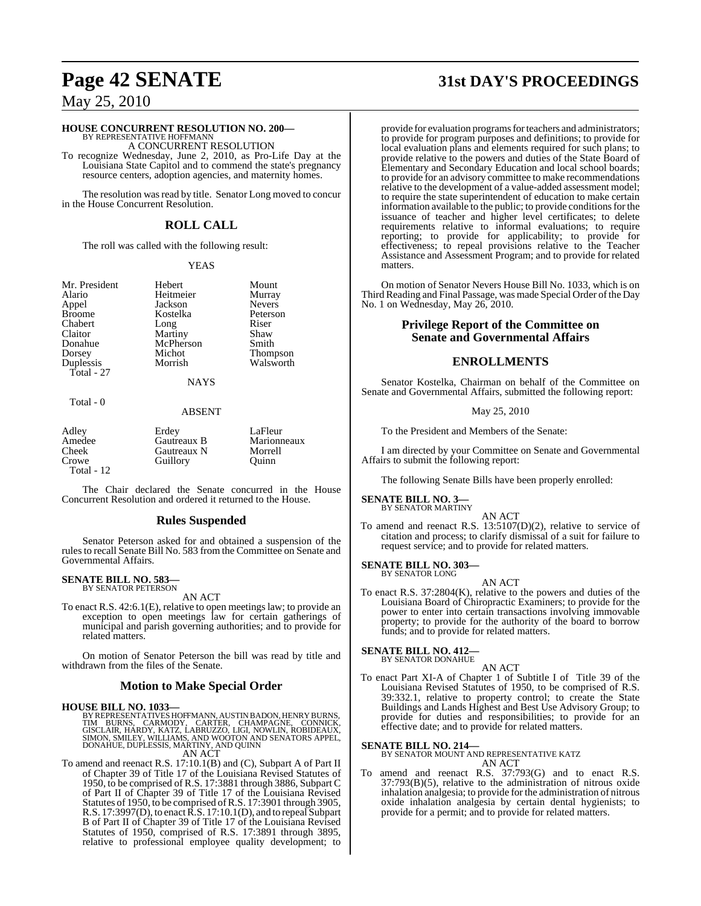**HOUSE CONCURRENT RESOLUTION NO. 200—**
BY REPRESENTATIVE HOFFMANN

A CONCURRENT RESOLUTION

To recognize Wednesday, June 2, 2010, as Pro-Life Day at the Louisiana State Capitol and to commend the state's pregnancy resource centers, adoption agencies, and maternity homes.

The resolution was read by title. Senator Long moved to concur in the House Concurrent Resolution.

## ROLL CALL

The roll was called with the following result:

YEAS

| | | |
|---|---|---|
| Mr. President | Hebert | Mount |
| Alario | Heitmeier | Murray |
| Appel | Jackson | Nevers |
| Broome | Kostelka | Peterson |
| Chabert | Long | Riser |
| Claitor | Martiny | Shaw |
| Donahue | McPherson | Smith |
| Dorsey | Michot | Thompson |
| Duplessis | Morrish | Walsworth |

Total - 27

NAYS

Total - 0

ABSENT

| | | |
|---|---|---|
| Adley | Erdey | LaFleur |
| Amedee | Gautreaux B | Marionneaux |
| Cheek | Gautreaux N | Morrell |
| Crowe | Guillory | Quinn |

Total - 12

The Chair declared the Senate concurred in the House Concurrent Resolution and ordered it returned to the House.

## Rules Suspended

Senator Peterson asked for and obtained a suspension of the rules to recall Senate Bill No. 583 from the Committee on Senate and Governmental Affairs.

**SENATE BILL NO. 583—**
BY SENATOR PETERSON

AN ACT

To enact R.S. 42:6.1(E), relative to open meetings law; to provide an exception to open meetings law for certain gatherings of municipal and parish governing authorities; and to provide for related matters.

On motion of Senator Peterson the bill was read by title and withdrawn from the files of the Senate.

## Motion to Make Special Order

**HOUSE BILL NO. 1033—**
BY REPRESENTATIVES HOFFMANN, AUSTIN BADON, HENRY BURNS, TIM BURNS, CARMODY, CARTER, CHAMPAGNE, CONNICK, GISCLAIR, HARDY, KATZ, LABRUZZO, LIGI, NOWLIN, ROBIDEAUX, SIMON, SMILEY, WILLIAMS, AND WOOTON AND SENATORS APPEL, DONAHUE, DUPLESSIS, MARTINY, AND QUINN

AN ACT

To amend and reenact R.S. 17:10.1(B) and (C), Subpart A of Part II of Chapter 39 of Title 17 of the Louisiana Revised Statutes of 1950, to be comprised of R.S. 17:3881 through 3886, Subpart C of Part II of Chapter 39 of Title 17 of the Louisiana Revised Statutes of 1950, to be comprised of R.S. 17:3901 through 3905, R.S. 17:3997(D), to enact R.S. 17:10.1(D), and to repeal Subpart B of Part II of Chapter 39 of Title 17 of the Louisiana Revised Statutes of 1950, comprised of R.S. 17:3891 through 3895, relative to professional employee quality development; to provide for evaluation programs for teachers and administrators; to provide for program purposes and definitions; to provide for local evaluation plans and elements required for such plans; to provide relative to the powers and duties of the State Board of Elementary and Secondary Education and local school boards; to provide for an advisory committee to make recommendations relative to the development of a value-added assessment model; to require the state superintendent of education to make certain information available to the public; to provide conditions for the issuance of teacher and higher level certificates; to delete requirements relative to informal evaluations; to require reporting; to provide for applicability; to provide for effectiveness; to repeal provisions relative to the Teacher Assistance and Assessment Program; and to provide for related matters.

On motion of Senator Nevers House Bill No. 1033, which is on Third Reading and Final Passage, was made Special Order of the Day No. 1 on Wednesday, May 26, 2010.

## Privilege Report of the Committee on Senate and Governmental Affairs

## ENROLLMENTS

Senator Kostelka, Chairman on behalf of the Committee on Senate and Governmental Affairs, submitted the following report:

May 25, 2010

To the President and Members of the Senate:

I am directed by your Committee on Senate and Governmental Affairs to submit the following report:

The following Senate Bills have been properly enrolled:

**SENATE BILL NO. 3—**
BY SENATOR MARTINY

AN ACT

To amend and reenact R.S. 13:5107(D)(2), relative to service of citation and process; to clarify dismissal of a suit for failure to request service; and to provide for related matters.

**SENATE BILL NO. 303—**
BY SENATOR LONG

AN ACT

To enact R.S. 37:2804(K), relative to the powers and duties of the Louisiana Board of Chiropractic Examiners; to provide for the power to enter into certain transactions involving immovable property; to provide for the authority of the board to borrow funds; and to provide for related matters.

**SENATE BILL NO. 412—**
BY SENATOR DONAHUE

AN ACT

To enact Part XI-A of Chapter 1 of Subtitle I of Title 39 of the Louisiana Revised Statutes of 1950, to be comprised of R.S. 39:332.1, relative to property control; to create the State Buildings and Lands Highest and Best Use Advisory Group; to provide for duties and responsibilities; to provide for an effective date; and to provide for related matters.

**SENATE BILL NO. 214—**
BY SENATOR MOUNT AND REPRESENTATIVE KATZ

AN ACT

To amend and reenact R.S. 37:793(G) and to enact R.S. 37:793(B)(5), relative to the administration of nitrous oxide inhalation analgesia; to provide for the administration of nitrous oxide inhalation analgesia by certain dental hygienists; to provide for a permit; and to provide for related matters.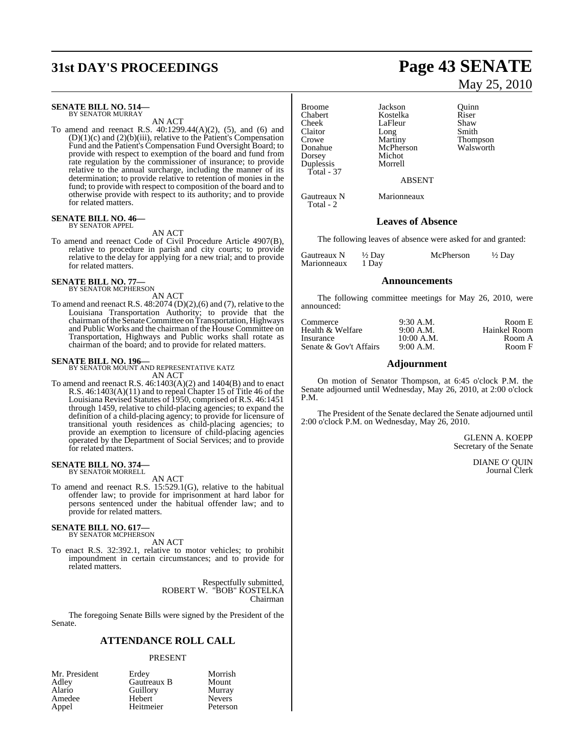**SENATE BILL NO. 514—**
BY SENATOR MURRAY

AN ACT

To amend and reenact R.S. 40:1299.44(A)(2), (5), and (6) and (D)(1)(c) and (2)(b)(iii), relative to the Patient's Compensation Fund and the Patient's Compensation Fund Oversight Board; to provide with respect to exemption of the board and fund from rate regulation by the commissioner of insurance; to provide relative to the annual surcharge, including the manner of its determination; to provide relative to retention of monies in the fund; to provide with respect to composition of the board and to otherwise provide with respect to its authority; and to provide for related matters.

**SENATE BILL NO. 46—**
BY SENATOR APPEL

AN ACT

To amend and reenact Code of Civil Procedure Article 4907(B), relative to procedure in parish and city courts; to provide relative to the delay for applying for a new trial; and to provide for related matters.

**SENATE BILL NO. 77—**
BY SENATOR MCPHERSON

AN ACT

To amend and reenact R.S. 48:2074 (D)(2),(6) and (7), relative to the Louisiana Transportation Authority; to provide that the chairman of the Senate Committee on Transportation, Highways and Public Works and the chairman of the House Committee on Transportation, Highways and Public works shall rotate as chairman of the board; and to provide for related matters.

**SENATE BILL NO. 196—**
BY SENATOR MOUNT AND REPRESENTATIVE KATZ

AN ACT

To amend and reenact R.S. 46:1403(A)(2) and 1404(B) and to enact R.S. 46:1403(A)(11) and to repeal Chapter 15 of Title 46 of the Louisiana Revised Statutes of 1950, comprised of R.S. 46:1451 through 1459, relative to child-placing agencies; to expand the definition of a child-placing agency; to provide for licensure of transitional youth residences as child-placing agencies; to provide an exemption to licensure of child-placing agencies operated by the Department of Social Services; and to provide for related matters.

**SENATE BILL NO. 374—**
BY SENATOR MORRELL

AN ACT

To amend and reenact R.S. 15:529.1(G), relative to the habitual offender law; to provide for imprisonment at hard labor for persons sentenced under the habitual offender law; and to provide for related matters.

**SENATE BILL NO. 617—**
BY SENATOR MCPHERSON

AN ACT

To enact R.S. 32:392.1, relative to motor vehicles; to prohibit impoundment in certain circumstances; and to provide for related matters.

Respectfully submitted,
ROBERT W. "BOB" KOSTELKA
Chairman

The foregoing Senate Bills were signed by the President of the Senate.

## ATTENDANCE ROLL CALL

PRESENT

| | | |
|---|---|---|
| Mr. President | Erdey | Morrish |
| Adley | Gautreaux B | Mount |
| Alario | Guillory | Murray |
| Amedee | Hebert | Nevers |
| Appel | Heitmeier | Peterson |
| Broome | Jackson | Quinn |
| Chabert | Kostelka | Riser |
| Cheek | LaFleur | Shaw |
| Claitor | Long | Smith |
| Crowe | Martiny | Thompson |
| Donahue | McPherson | Walsworth |
| Dorsey | Michot | |
| Duplessis | Morrell | |
| Total - 37 | | |

ABSENT

| | |
|---|---|
| Gautreaux N | Marionneaux |
| Total - 2 | |

## Leaves of Absence

The following leaves of absence were asked for and granted:

| | | | |
|---|---|---|---|
| Gautreaux N | ½ Day | McPherson | ½ Day |
| Marionneaux | 1 Day | | |

## Announcements

The following committee meetings for May 26, 2010, were announced:

| | | |
|---|---|---|
| Commerce | 9:30 A.M. | Room E |
| Health & Welfare | 9:00 A.M. | Hainkel Room |
| Insurance | 10:00 A.M. | Room A |
| Senate & Gov't Affairs | 9:00 A.M. | Room F |

## Adjournment

On motion of Senator Thompson, at 6:45 o'clock P.M. the Senate adjourned until Wednesday, May 26, 2010, at 2:00 o'clock P.M.

The President of the Senate declared the Senate adjourned until 2:00 o'clock P.M. on Wednesday, May 26, 2010.

GLENN A. KOEPP
Secretary of the Senate

DIANE O' QUIN
Journal Clerk